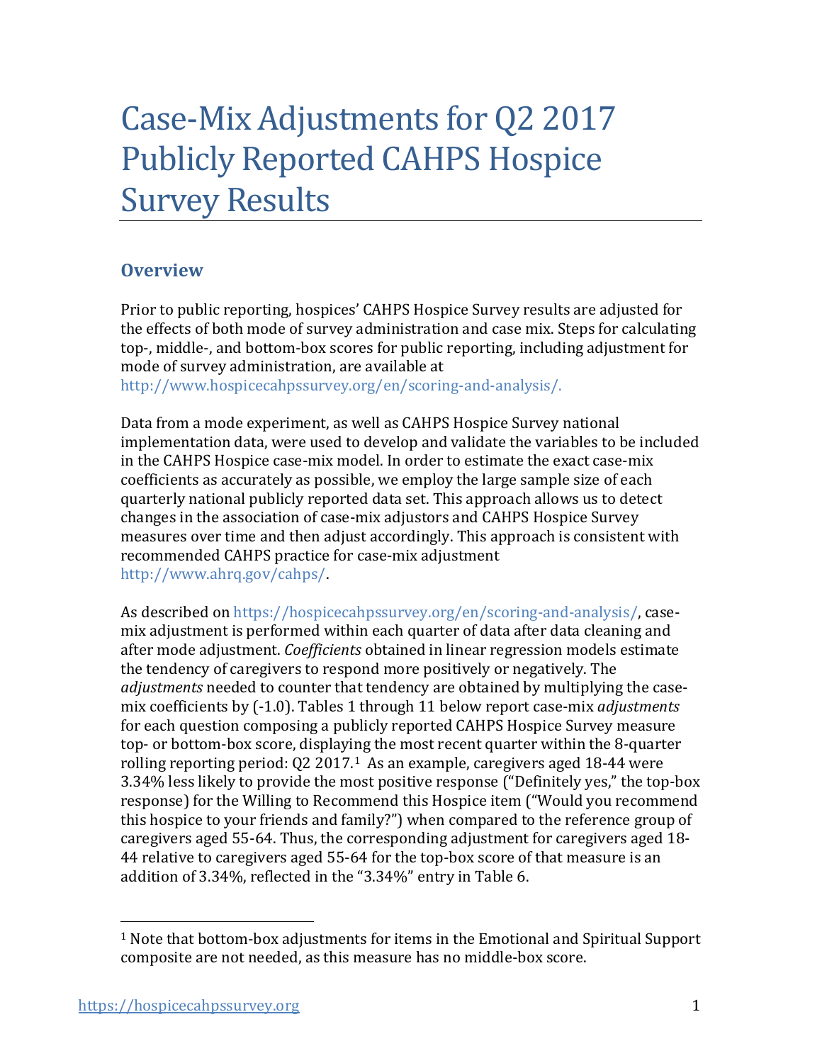# Case-Mix Adjustments for Q2 2017 Publicly Reported CAHPS Hospice Survey Results

## Overview

Prior to public reporting, hospices' CAHPS Hospice Survey results are adjusted for the effects of both mode of survey administration and case mix. Steps for calculating top-, middle-, and bottom-box scores for public reporting, including adjustment for mode of survey administration, are available at http://www.hospicecahpssurvey.org/en/scoring-and-analysis/.

Data from a mode experiment, as well as CAHPS Hospice Survey national implementation data, were used to develop and validate the variables to be included in the CAHPS Hospice case-mix model. In order to estimate the exact case-mix coefficients as accurately as possible, we employ the large sample size of each quarterly national publicly reported data set. This approach allows us to detect changes in the association of case-mix adjustors and CAHPS Hospice Survey measures over time and then adjust accordingly. This approach is consistent with recommended CAHPS practice for case-mix adjustment http://www.ahrq.gov/cahps/.

As described on https://hospicecahpssurvey.org/en/scoring-and-analysis/, case-mix adjustment is performed within each quarter of data after data cleaning and after mode adjustment. *Coefficients* obtained in linear regression models estimate the tendency of caregivers to respond more positively or negatively. The *adjustments* needed to counter that tendency are obtained by multiplying the case-mix coefficients by (-1.0). Tables 1 through 11 below report case-mix *adjustments* for each question composing a publicly reported CAHPS Hospice Survey measure top- or bottom-box score, displaying the most recent quarter within the 8-quarter rolling reporting period: Q2 2017.[1] As an example, caregivers aged 18-44 were 3.34% less likely to provide the most positive response ("Definitely yes," the top-box response) for the Willing to Recommend this Hospice item ("Would you recommend this hospice to your friends and family?") when compared to the reference group of caregivers aged 55-64. Thus, the corresponding adjustment for caregivers aged 18-44 relative to caregivers aged 55-64 for the top-box score of that measure is an addition of 3.34%, reflected in the "3.34%" entry in Table 6.

[1] Note that bottom-box adjustments for items in the Emotional and Spiritual Support composite are not needed, as this measure has no middle-box score.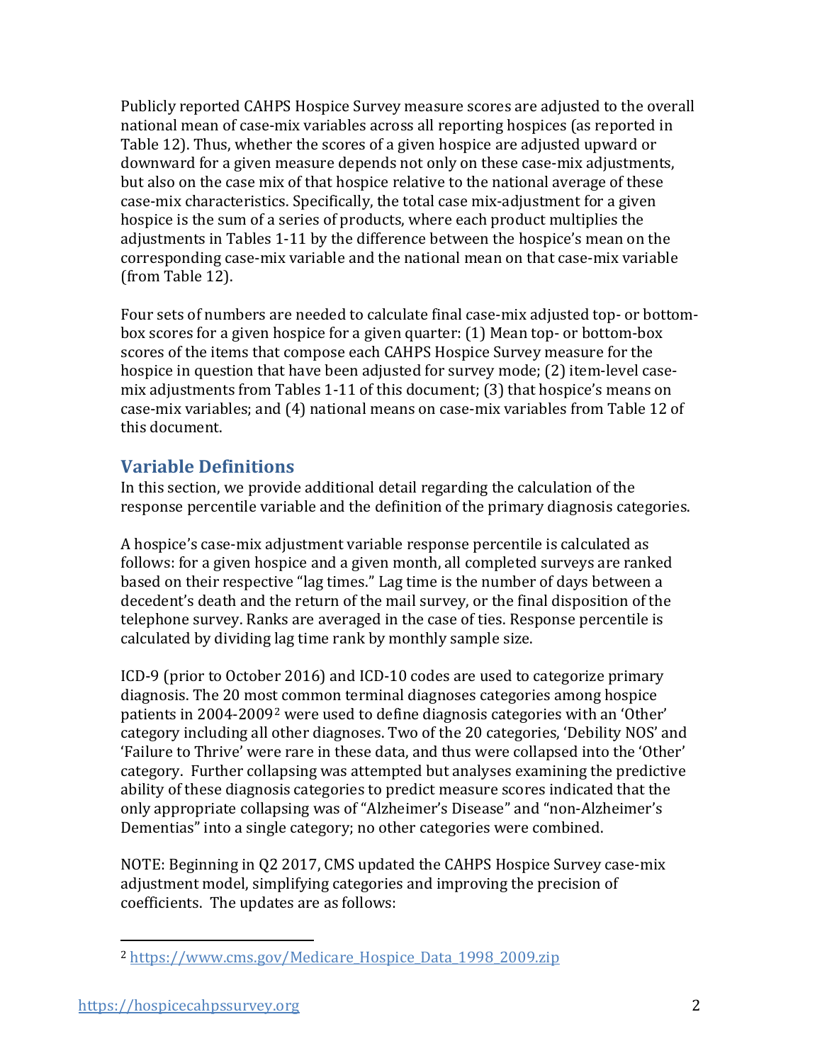Publicly reported CAHPS Hospice Survey measure scores are adjusted to the overall national mean of case-mix variables across all reporting hospices (as reported in Table 12). Thus, whether the scores of a given hospice are adjusted upward or downward for a given measure depends not only on these case-mix adjustments, but also on the case mix of that hospice relative to the national average of these case-mix characteristics. Specifically, the total case mix-adjustment for a given hospice is the sum of a series of products, where each product multiplies the adjustments in Tables 1-11 by the difference between the hospice's mean on the corresponding case-mix variable and the national mean on that case-mix variable (from Table 12).

Four sets of numbers are needed to calculate final case-mix adjusted top- or bottom-box scores for a given hospice for a given quarter: (1) Mean top- or bottom-box scores of the items that compose each CAHPS Hospice Survey measure for the hospice in question that have been adjusted for survey mode; (2) item-level case-mix adjustments from Tables 1-11 of this document; (3) that hospice's means on case-mix variables; and (4) national means on case-mix variables from Table 12 of this document.

## Variable Definitions

In this section, we provide additional detail regarding the calculation of the response percentile variable and the definition of the primary diagnosis categories.

A hospice's case-mix adjustment variable response percentile is calculated as follows: for a given hospice and a given month, all completed surveys are ranked based on their respective "lag times." Lag time is the number of days between a decedent's death and the return of the mail survey, or the final disposition of the telephone survey. Ranks are averaged in the case of ties. Response percentile is calculated by dividing lag time rank by monthly sample size.

ICD-9 (prior to October 2016) and ICD-10 codes are used to categorize primary diagnosis. The 20 most common terminal diagnoses categories among hospice patients in 2004-2009[2] were used to define diagnosis categories with an 'Other' category including all other diagnoses. Two of the 20 categories, 'Debility NOS' and 'Failure to Thrive' were rare in these data, and thus were collapsed into the 'Other' category. Further collapsing was attempted but analyses examining the predictive ability of these diagnosis categories to predict measure scores indicated that the only appropriate collapsing was of "Alzheimer's Disease" and "non-Alzheimer's Dementias" into a single category; no other categories were combined.

NOTE: Beginning in Q2 2017, CMS updated the CAHPS Hospice Survey case-mix adjustment model, simplifying categories and improving the precision of coefficients. The updates are as follows:

[2] https://www.cms.gov/Medicare_Hospice_Data_1998_2009.zip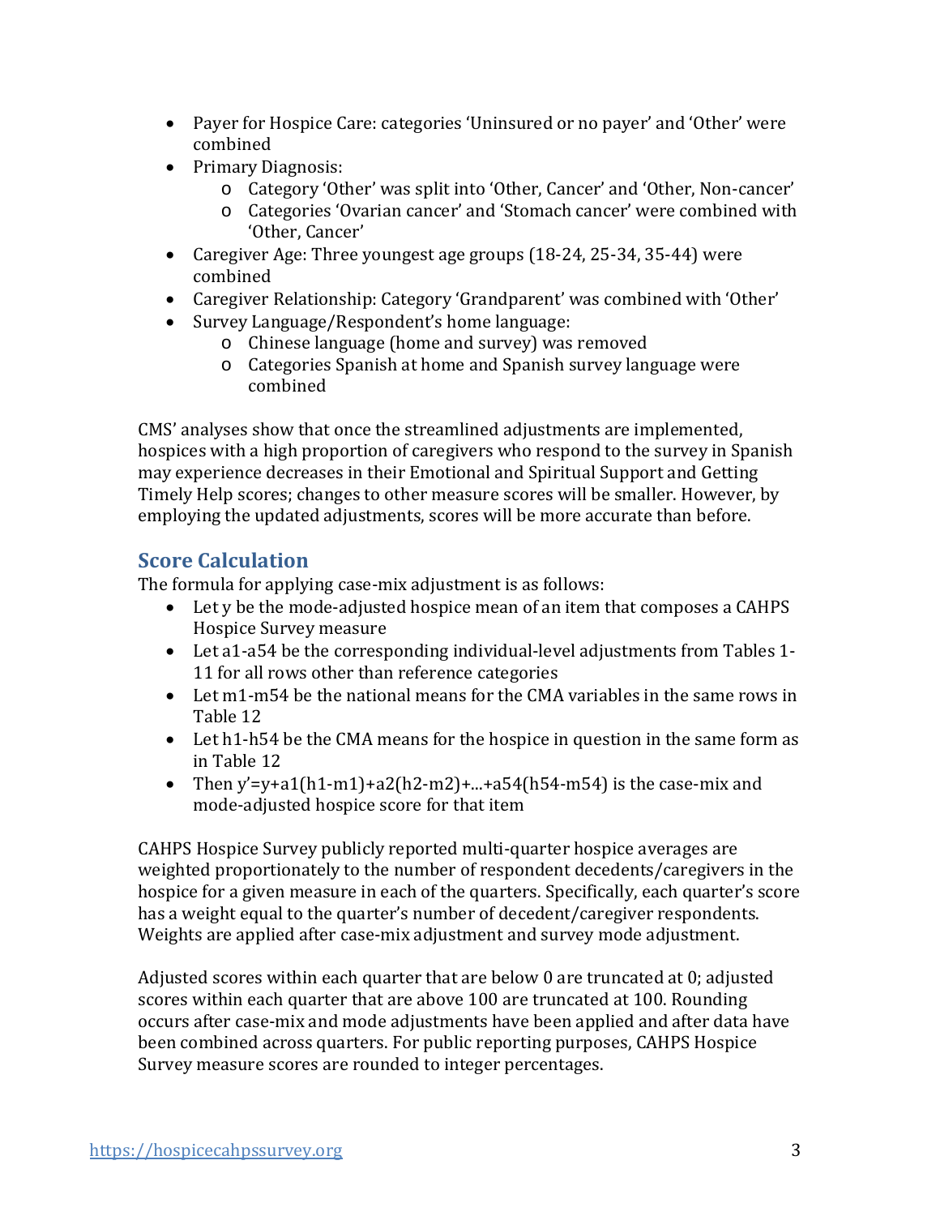- Payer for Hospice Care: categories 'Uninsured or no payer' and 'Other' were combined
- Primary Diagnosis:
  - Category 'Other' was split into 'Other, Cancer' and 'Other, Non-cancer'
  - Categories 'Ovarian cancer' and 'Stomach cancer' were combined with 'Other, Cancer'
- Caregiver Age: Three youngest age groups (18-24, 25-34, 35-44) were combined
- Caregiver Relationship: Category 'Grandparent' was combined with 'Other'
- Survey Language/Respondent's home language:
  - Chinese language (home and survey) was removed
  - Categories Spanish at home and Spanish survey language were combined

CMS' analyses show that once the streamlined adjustments are implemented, hospices with a high proportion of caregivers who respond to the survey in Spanish may experience decreases in their Emotional and Spiritual Support and Getting Timely Help scores; changes to other measure scores will be smaller. However, by employing the updated adjustments, scores will be more accurate than before.

## Score Calculation

The formula for applying case-mix adjustment is as follows:

- Let $y$ be the mode-adjusted hospice mean of an item that composes a CAHPS Hospice Survey measure
- Let $a_1$-$a_{54}$ be the corresponding individual-level adjustments from Tables 1-11 for all rows other than reference categories
- Let $m_1$-$m_{54}$ be the national means for the CMA variables in the same rows in Table 12
- Let $h_1$-$h_{54}$ be the CMA means for the hospice in question in the same form as in Table 12
- Then $y' = y + a_1(h_1 - m_1) + a_2(h_2 - m_2) + \ldots + a_{54}(h_{54} - m_{54})$ is the case-mix and mode-adjusted hospice score for that item

CAHPS Hospice Survey publicly reported multi-quarter hospice averages are weighted proportionately to the number of respondent decedents/caregivers in the hospice for a given measure in each of the quarters. Specifically, each quarter's score has a weight equal to the quarter's number of decedent/caregiver respondents. Weights are applied after case-mix adjustment and survey mode adjustment.

Adjusted scores within each quarter that are below 0 are truncated at 0; adjusted scores within each quarter that are above 100 are truncated at 100. Rounding occurs after case-mix and mode adjustments have been applied and after data have been combined across quarters. For public reporting purposes, CAHPS Hospice Survey measure scores are rounded to integer percentages.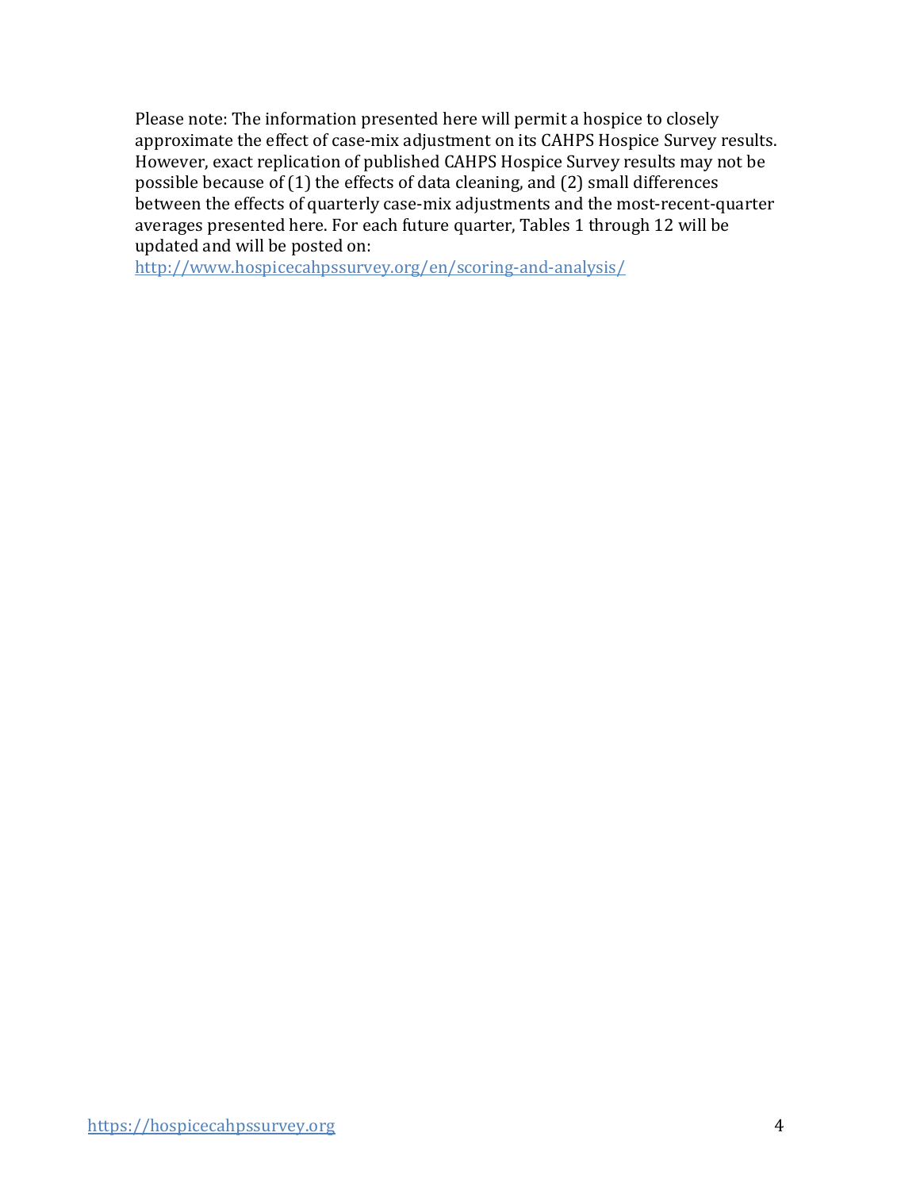Please note: The information presented here will permit a hospice to closely approximate the effect of case-mix adjustment on its CAHPS Hospice Survey results. However, exact replication of published CAHPS Hospice Survey results may not be possible because of (1) the effects of data cleaning, and (2) small differences between the effects of quarterly case-mix adjustments and the most-recent-quarter averages presented here. For each future quarter, Tables 1 through 12 will be updated and will be posted on: [http://www.hospicecahpssurvey.org/en/scoring-and-analysis/](http://www.hospicecahpssurvey.org/en/scoring-and-analysis/)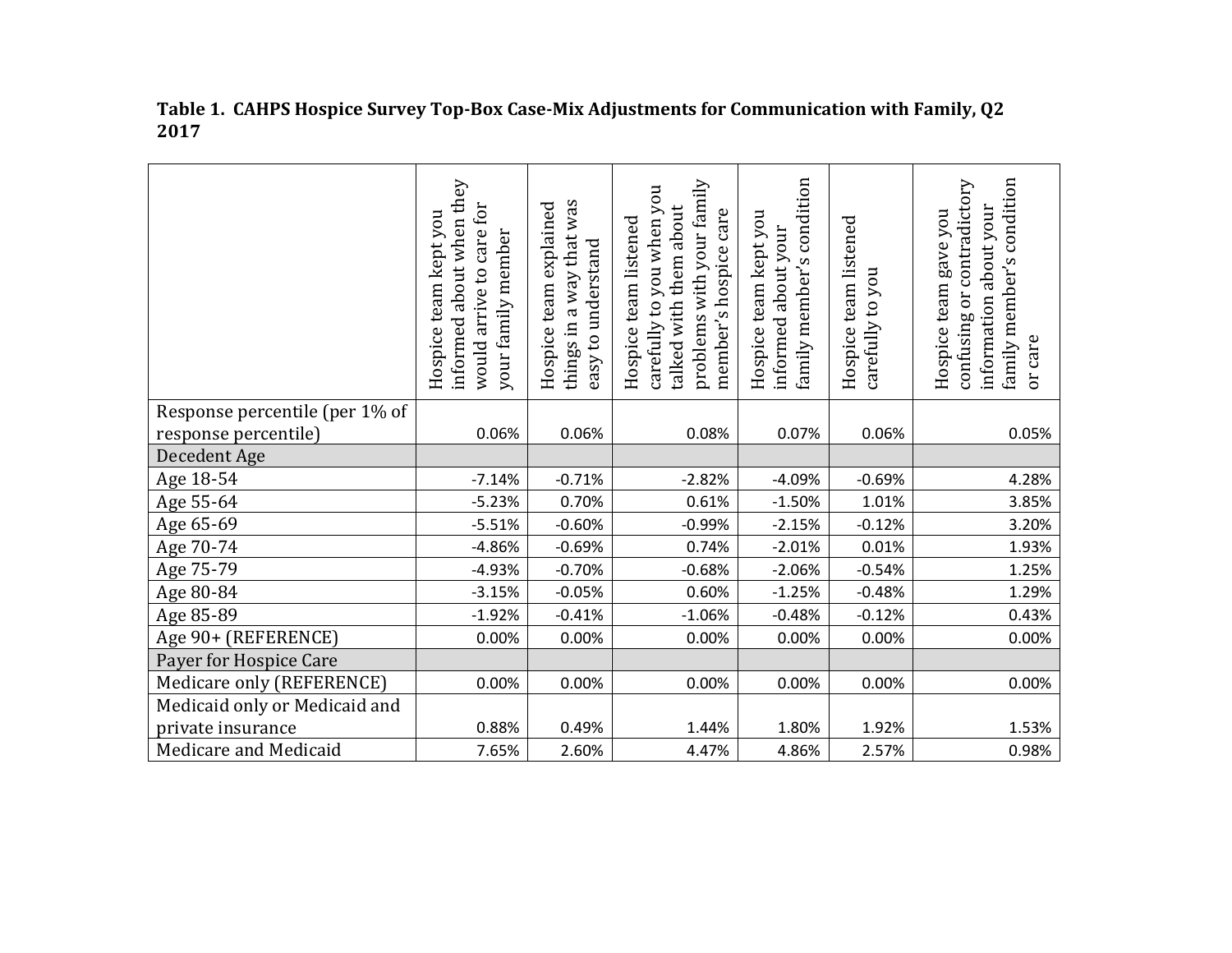**Table 1. CAHPS Hospice Survey Top-Box Case-Mix Adjustments for Communication with Family, Q2 2017**

| | Hospice team kept you informed about when they would arrive to care for your family member | Hospice team explained things in a way that was easy to understand | Hospice team listened carefully to you when you talked with them about problems with your family member's hospice care | Hospice team kept you informed about your family member's condition | Hospice team listened carefully to you | Hospice team gave you confusing or contradictory information about your family member's condition or care |
|---|---|---|---|---|---|---|
| Response percentile (per 1% of response percentile) | 0.06% | 0.06% | 0.08% | 0.07% | 0.06% | 0.05% |
| Decedent Age | | | | | | |
| Age 18-54 | -7.14% | -0.71% | -2.82% | -4.09% | -0.69% | 4.28% |
| Age 55-64 | -5.23% | 0.70% | 0.61% | -1.50% | 1.01% | 3.85% |
| Age 65-69 | -5.51% | -0.60% | -0.99% | -2.15% | -0.12% | 3.20% |
| Age 70-74 | -4.86% | -0.69% | 0.74% | -2.01% | 0.01% | 1.93% |
| Age 75-79 | -4.93% | -0.70% | -0.68% | -2.06% | -0.54% | 1.25% |
| Age 80-84 | -3.15% | -0.05% | 0.60% | -1.25% | -0.48% | 1.29% |
| Age 85-89 | -1.92% | -0.41% | -1.06% | -0.48% | -0.12% | 0.43% |
| Age 90+ (REFERENCE) | 0.00% | 0.00% | 0.00% | 0.00% | 0.00% | 0.00% |
| Payer for Hospice Care | | | | | | |
| Medicare only (REFERENCE) | 0.00% | 0.00% | 0.00% | 0.00% | 0.00% | 0.00% |
| Medicaid only or Medicaid and private insurance | 0.88% | 0.49% | 1.44% | 1.80% | 1.92% | 1.53% |
| Medicare and Medicaid | 7.65% | 2.60% | 4.47% | 4.86% | 2.57% | 0.98% |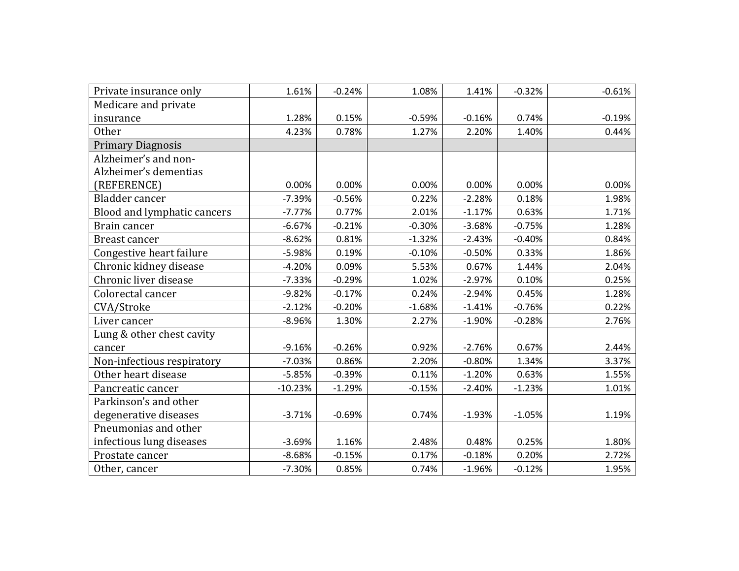| | | | | | | |
|---|---|---|---|---|---|---|
| Private insurance only | 1.61% | -0.24% | 1.08% | 1.41% | -0.32% | -0.61% |
| Medicare and private insurance | 1.28% | 0.15% | -0.59% | -0.16% | 0.74% | -0.19% |
| Other | 4.23% | 0.78% | 1.27% | 2.20% | 1.40% | 0.44% |
| Primary Diagnosis | | | | | | |
| Alzheimer's and non-Alzheimer's dementias (REFERENCE) | 0.00% | 0.00% | 0.00% | 0.00% | 0.00% | 0.00% |
| Bladder cancer | -7.39% | -0.56% | 0.22% | -2.28% | 0.18% | 1.98% |
| Blood and lymphatic cancers | -7.77% | 0.77% | 2.01% | -1.17% | 0.63% | 1.71% |
| Brain cancer | -6.67% | -0.21% | -0.30% | -3.68% | -0.75% | 1.28% |
| Breast cancer | -8.62% | 0.81% | -1.32% | -2.43% | -0.40% | 0.84% |
| Congestive heart failure | -5.98% | 0.19% | -0.10% | -0.50% | 0.33% | 1.86% |
| Chronic kidney disease | -4.20% | 0.09% | 5.53% | 0.67% | 1.44% | 2.04% |
| Chronic liver disease | -7.33% | -0.29% | 1.02% | -2.97% | 0.10% | 0.25% |
| Colorectal cancer | -9.82% | -0.17% | 0.24% | -2.94% | 0.45% | 1.28% |
| CVA/Stroke | -2.12% | -0.20% | -1.68% | -1.41% | -0.76% | 0.22% |
| Liver cancer | -8.96% | 1.30% | 2.27% | -1.90% | -0.28% | 2.76% |
| Lung & other chest cavity cancer | -9.16% | -0.26% | 0.92% | -2.76% | 0.67% | 2.44% |
| Non-infectious respiratory | -7.03% | 0.86% | 2.20% | -0.80% | 1.34% | 3.37% |
| Other heart disease | -5.85% | -0.39% | 0.11% | -1.20% | 0.63% | 1.55% |
| Pancreatic cancer | -10.23% | -1.29% | -0.15% | -2.40% | -1.23% | 1.01% |
| Parkinson's and other degenerative diseases | -3.71% | -0.69% | 0.74% | -1.93% | -1.05% | 1.19% |
| Pneumonias and other infectious lung diseases | -3.69% | 1.16% | 2.48% | 0.48% | 0.25% | 1.80% |
| Prostate cancer | -8.68% | -0.15% | 0.17% | -0.18% | 0.20% | 2.72% |
| Other, cancer | -7.30% | 0.85% | 0.74% | -1.96% | -0.12% | 1.95% |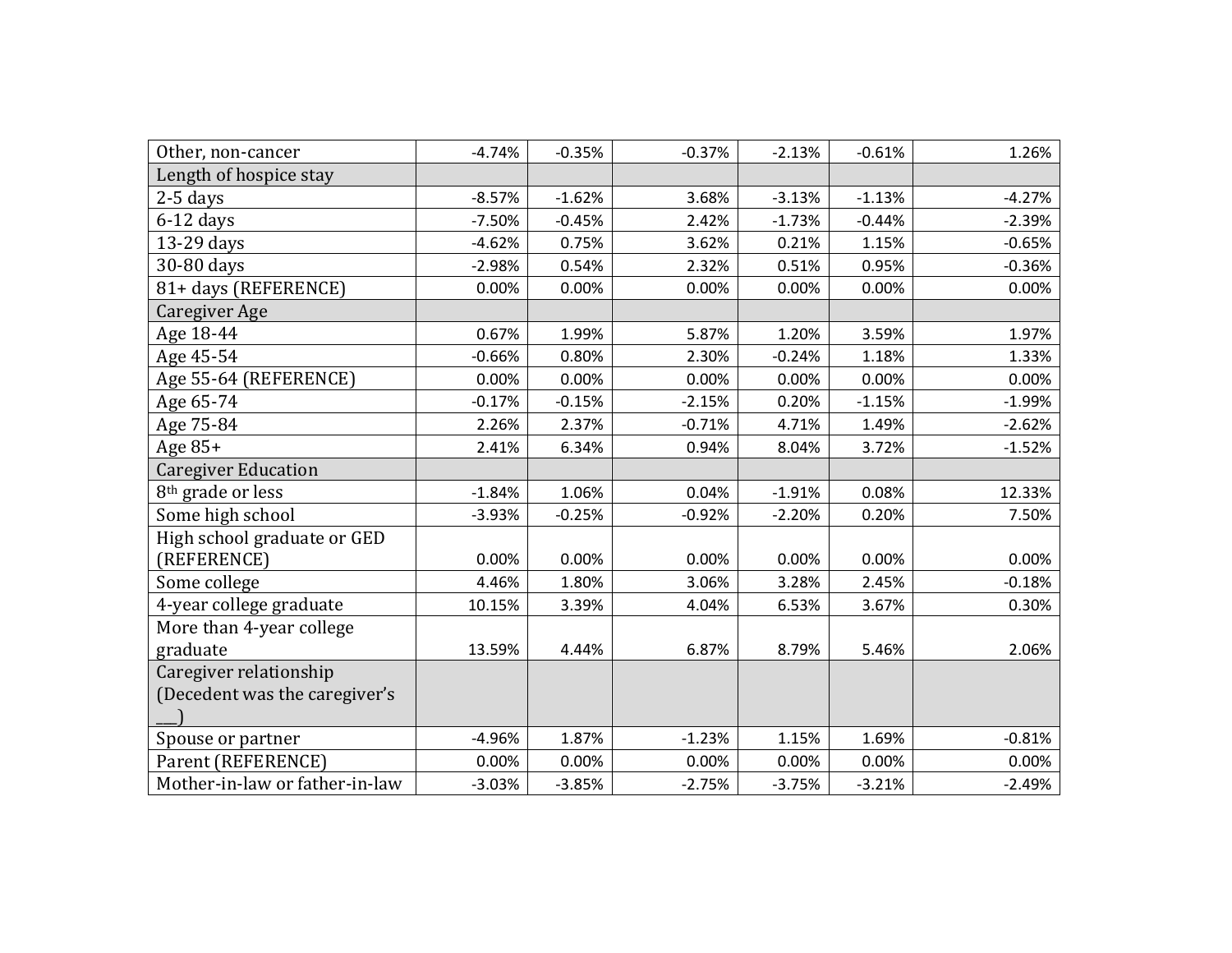| | | | | | | |
|---|---|---|---|---|---|---|
| Other, non-cancer | -4.74% | -0.35% | -0.37% | -2.13% | -0.61% | 1.26% |
| Length of hospice stay | | | | | | |
| 2-5 days | -8.57% | -1.62% | 3.68% | -3.13% | -1.13% | -4.27% |
| 6-12 days | -7.50% | -0.45% | 2.42% | -1.73% | -0.44% | -2.39% |
| 13-29 days | -4.62% | 0.75% | 3.62% | 0.21% | 1.15% | -0.65% |
| 30-80 days | -2.98% | 0.54% | 2.32% | 0.51% | 0.95% | -0.36% |
| 81+ days (REFERENCE) | 0.00% | 0.00% | 0.00% | 0.00% | 0.00% | 0.00% |
| Caregiver Age | | | | | | |
| Age 18-44 | 0.67% | 1.99% | 5.87% | 1.20% | 3.59% | 1.97% |
| Age 45-54 | -0.66% | 0.80% | 2.30% | -0.24% | 1.18% | 1.33% |
| Age 55-64 (REFERENCE) | 0.00% | 0.00% | 0.00% | 0.00% | 0.00% | 0.00% |
| Age 65-74 | -0.17% | -0.15% | -2.15% | 0.20% | -1.15% | -1.99% |
| Age 75-84 | 2.26% | 2.37% | -0.71% | 4.71% | 1.49% | -2.62% |
| Age 85+ | 2.41% | 6.34% | 0.94% | 8.04% | 3.72% | -1.52% |
| Caregiver Education | | | | | | |
| 8th grade or less | -1.84% | 1.06% | 0.04% | -1.91% | 0.08% | 12.33% |
| Some high school | -3.93% | -0.25% | -0.92% | -2.20% | 0.20% | 7.50% |
| High school graduate or GED (REFERENCE) | 0.00% | 0.00% | 0.00% | 0.00% | 0.00% | 0.00% |
| Some college | 4.46% | 1.80% | 3.06% | 3.28% | 2.45% | -0.18% |
| 4-year college graduate | 10.15% | 3.39% | 4.04% | 6.53% | 3.67% | 0.30% |
| More than 4-year college graduate | 13.59% | 4.44% | 6.87% | 8.79% | 5.46% | 2.06% |
| Caregiver relationship (Decedent was the caregiver's ___) | | | | | | |
| Spouse or partner | -4.96% | 1.87% | -1.23% | 1.15% | 1.69% | -0.81% |
| Parent (REFERENCE) | 0.00% | 0.00% | 0.00% | 0.00% | 0.00% | 0.00% |
| Mother-in-law or father-in-law | -3.03% | -3.85% | -2.75% | -3.75% | -3.21% | -2.49% |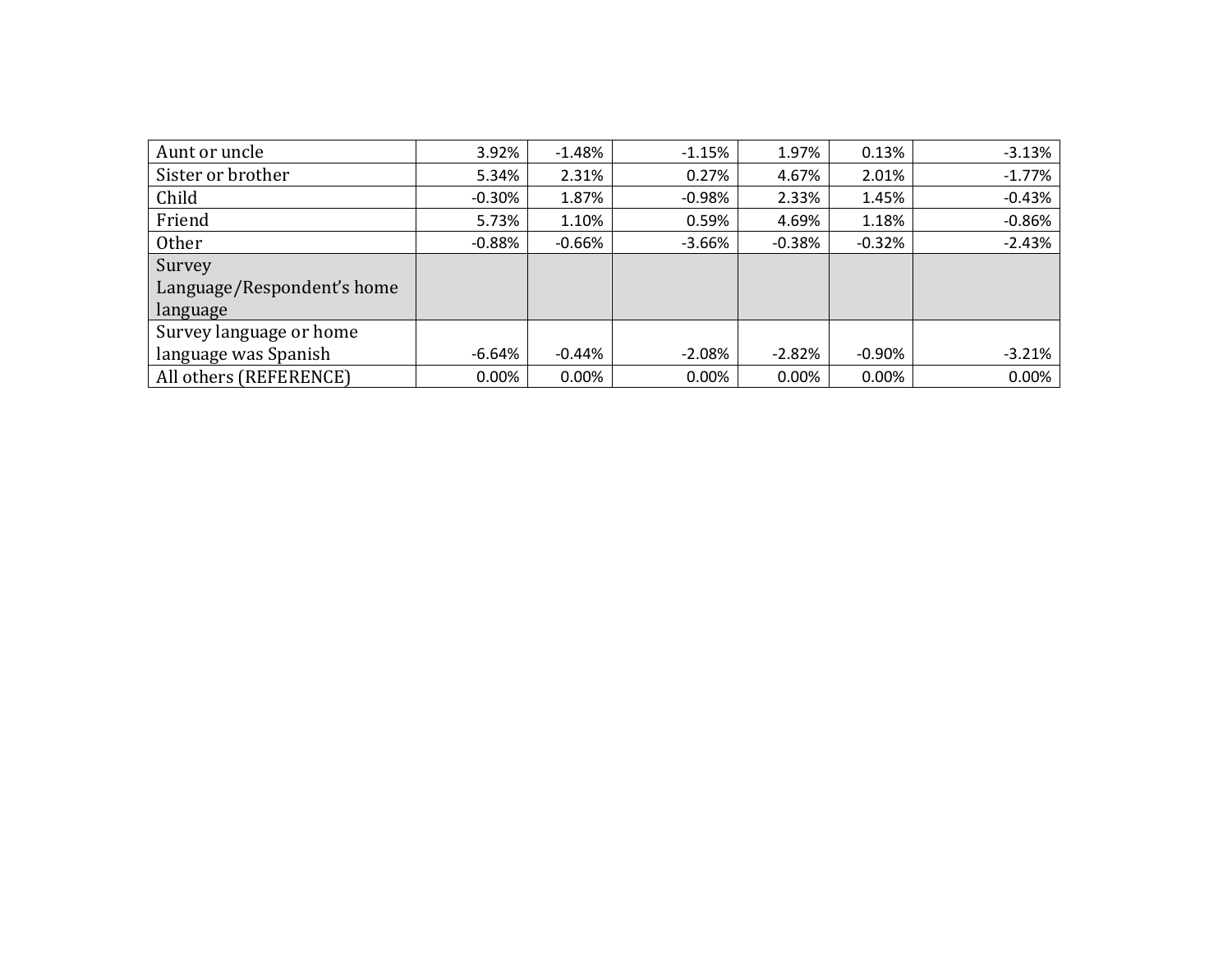| | | | | | | |
|---|---|---|---|---|---|---|
| Aunt or uncle | 3.92% | -1.48% | -1.15% | 1.97% | 0.13% | -3.13% |
| Sister or brother | 5.34% | 2.31% | 0.27% | 4.67% | 2.01% | -1.77% |
| Child | -0.30% | 1.87% | -0.98% | 2.33% | 1.45% | -0.43% |
| Friend | 5.73% | 1.10% | 0.59% | 4.69% | 1.18% | -0.86% |
| Other | -0.88% | -0.66% | -3.66% | -0.38% | -0.32% | -2.43% |
| Survey Language/Respondent's home language | | | | | | |
| Survey language or home language was Spanish | -6.64% | -0.44% | -2.08% | -2.82% | -0.90% | -3.21% |
| All others (REFERENCE) | 0.00% | 0.00% | 0.00% | 0.00% | 0.00% | 0.00% |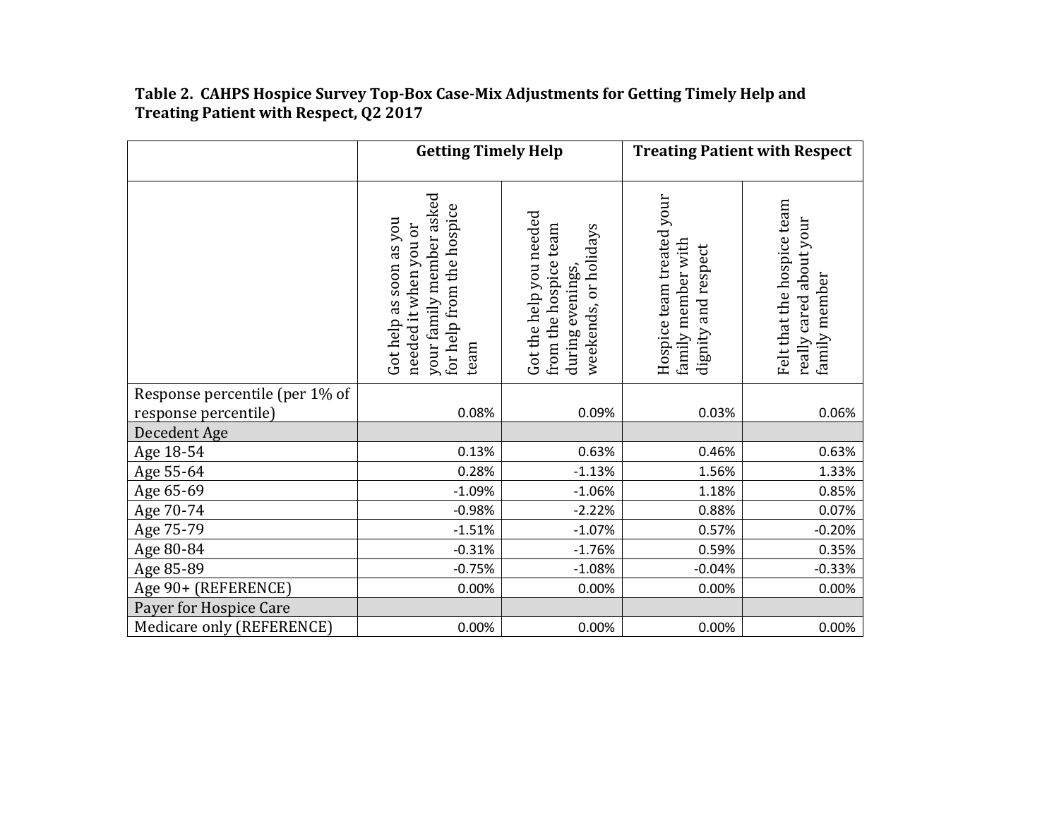**Table 2. CAHPS Hospice Survey Top-Box Case-Mix Adjustments for Getting Timely Help and Treating Patient with Respect, Q2 2017**

| | Getting Timely Help | | Treating Patient with Respect | |
|---|---|---|---|---|
| | Got help as soon as you needed it when you or your family member asked for help from the hospice team | Got the help you needed from the hospice team during evenings, weekends, or holidays | Hospice team treated your family member with dignity and respect | Felt that the hospice team really cared about your family member |
| Response percentile (per 1% of response percentile) | 0.08% | 0.09% | 0.03% | 0.06% |
| Decedent Age | | | | |
| Age 18-54 | 0.13% | 0.63% | 0.46% | 0.63% |
| Age 55-64 | 0.28% | -1.13% | 1.56% | 1.33% |
| Age 65-69 | -1.09% | -1.06% | 1.18% | 0.85% |
| Age 70-74 | -0.98% | -2.22% | 0.88% | 0.07% |
| Age 75-79 | -1.51% | -1.07% | 0.57% | -0.20% |
| Age 80-84 | -0.31% | -1.76% | 0.59% | 0.35% |
| Age 85-89 | -0.75% | -1.08% | -0.04% | -0.33% |
| Age 90+ (REFERENCE) | 0.00% | 0.00% | 0.00% | 0.00% |
| Payer for Hospice Care | | | | |
| Medicare only (REFERENCE) | 0.00% | 0.00% | 0.00% | 0.00% |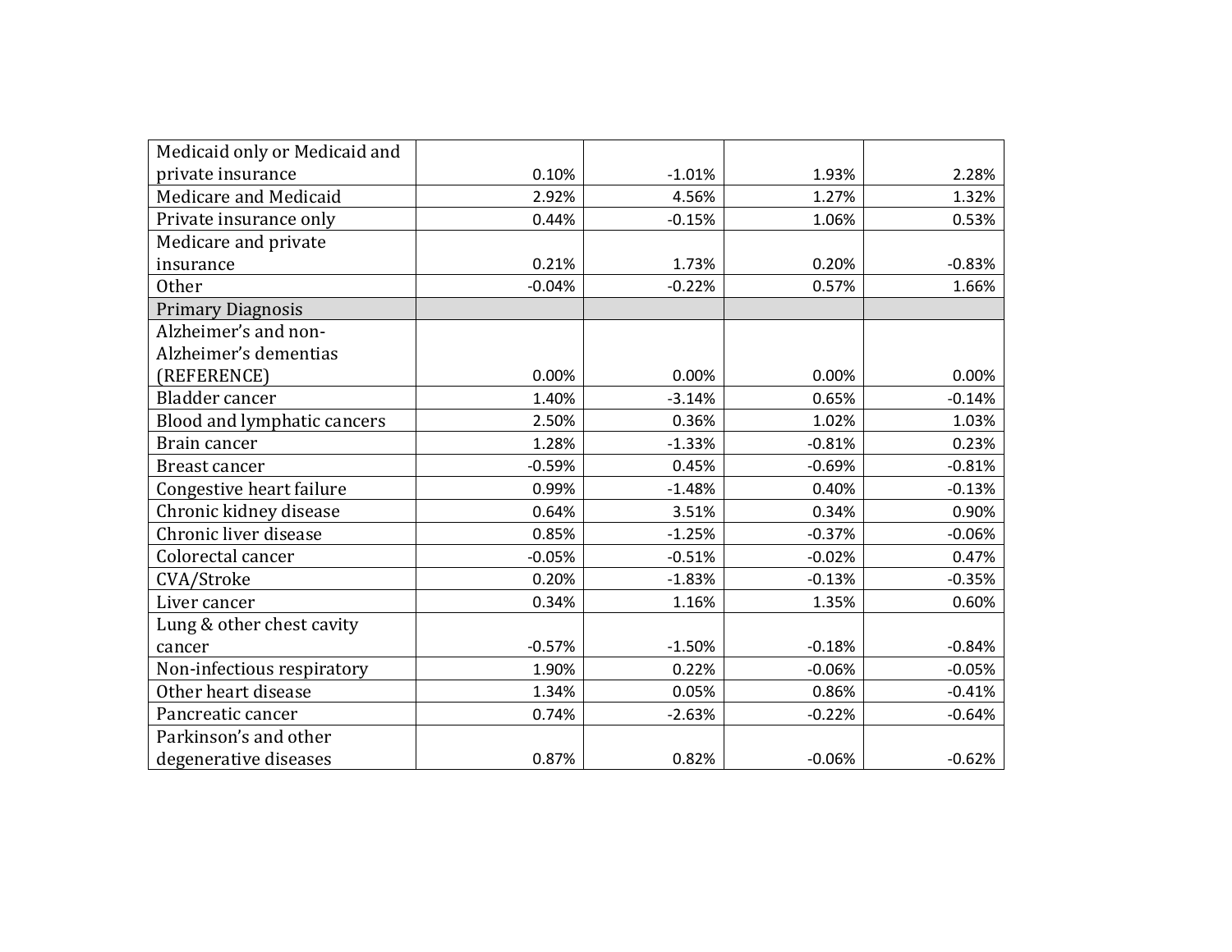| | | | | |
|---|---|---|---|---|
| Medicaid only or Medicaid and private insurance | 0.10% | -1.01% | 1.93% | 2.28% |
| Medicare and Medicaid | 2.92% | 4.56% | 1.27% | 1.32% |
| Private insurance only | 0.44% | -0.15% | 1.06% | 0.53% |
| Medicare and private insurance | 0.21% | 1.73% | 0.20% | -0.83% |
| Other | -0.04% | -0.22% | 0.57% | 1.66% |
| Primary Diagnosis | | | | |
| Alzheimer's and non-Alzheimer's dementias (REFERENCE) | 0.00% | 0.00% | 0.00% | 0.00% |
| Bladder cancer | 1.40% | -3.14% | 0.65% | -0.14% |
| Blood and lymphatic cancers | 2.50% | 0.36% | 1.02% | 1.03% |
| Brain cancer | 1.28% | -1.33% | -0.81% | 0.23% |
| Breast cancer | -0.59% | 0.45% | -0.69% | -0.81% |
| Congestive heart failure | 0.99% | -1.48% | 0.40% | -0.13% |
| Chronic kidney disease | 0.64% | 3.51% | 0.34% | 0.90% |
| Chronic liver disease | 0.85% | -1.25% | -0.37% | -0.06% |
| Colorectal cancer | -0.05% | -0.51% | -0.02% | 0.47% |
| CVA/Stroke | 0.20% | -1.83% | -0.13% | -0.35% |
| Liver cancer | 0.34% | 1.16% | 1.35% | 0.60% |
| Lung & other chest cavity cancer | -0.57% | -1.50% | -0.18% | -0.84% |
| Non-infectious respiratory | 1.90% | 0.22% | -0.06% | -0.05% |
| Other heart disease | 1.34% | 0.05% | 0.86% | -0.41% |
| Pancreatic cancer | 0.74% | -2.63% | -0.22% | -0.64% |
| Parkinson's and other degenerative diseases | 0.87% | 0.82% | -0.06% | -0.62% |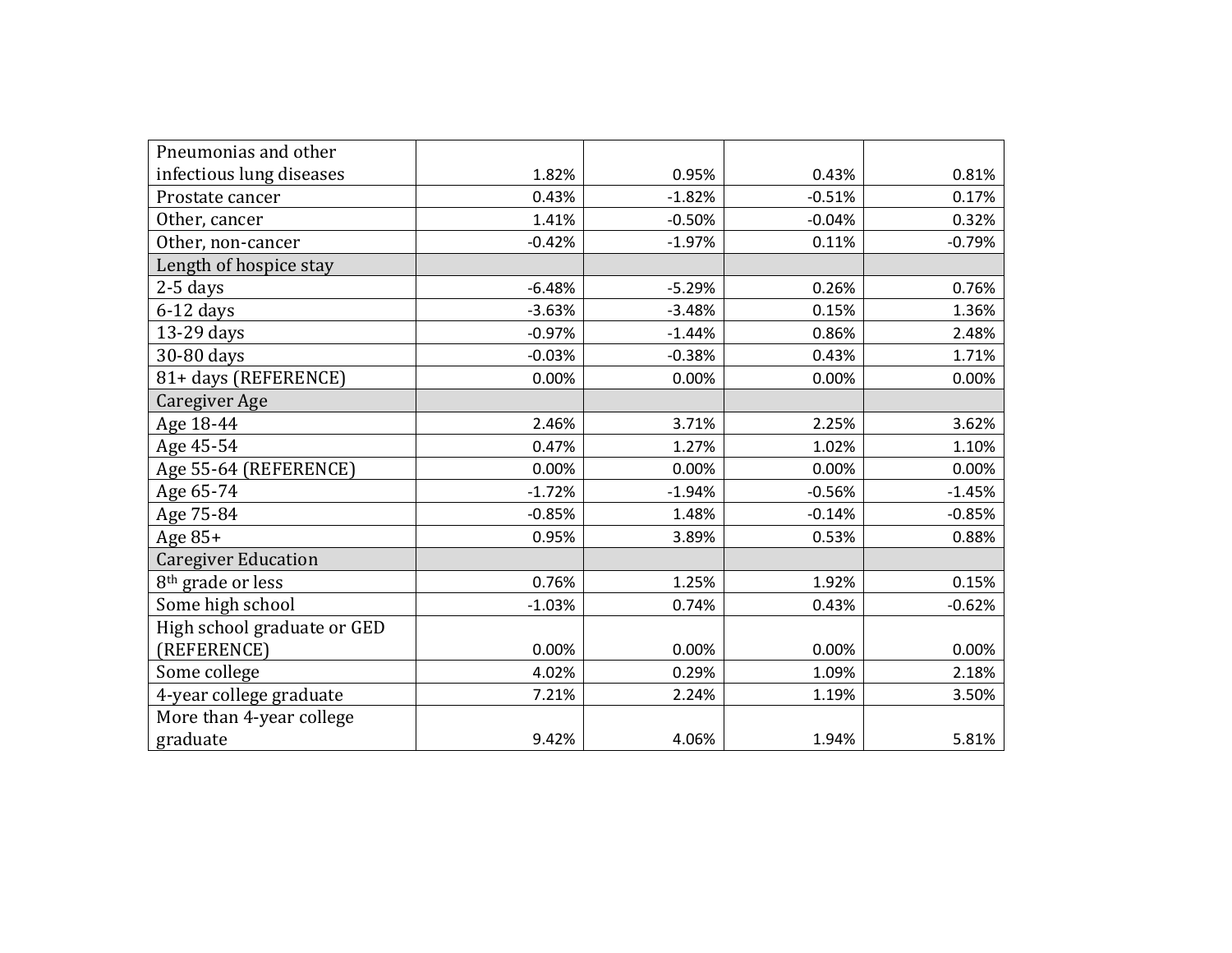| | | | | |
|---|---|---|---|---|
| Pneumonias and other infectious lung diseases | 1.82% | 0.95% | 0.43% | 0.81% |
| Prostate cancer | 0.43% | -1.82% | -0.51% | 0.17% |
| Other, cancer | 1.41% | -0.50% | -0.04% | 0.32% |
| Other, non-cancer | -0.42% | -1.97% | 0.11% | -0.79% |
| Length of hospice stay | | | | |
| 2-5 days | -6.48% | -5.29% | 0.26% | 0.76% |
| 6-12 days | -3.63% | -3.48% | 0.15% | 1.36% |
| 13-29 days | -0.97% | -1.44% | 0.86% | 2.48% |
| 30-80 days | -0.03% | -0.38% | 0.43% | 1.71% |
| 81+ days (REFERENCE) | 0.00% | 0.00% | 0.00% | 0.00% |
| Caregiver Age | | | | |
| Age 18-44 | 2.46% | 3.71% | 2.25% | 3.62% |
| Age 45-54 | 0.47% | 1.27% | 1.02% | 1.10% |
| Age 55-64 (REFERENCE) | 0.00% | 0.00% | 0.00% | 0.00% |
| Age 65-74 | -1.72% | -1.94% | -0.56% | -1.45% |
| Age 75-84 | -0.85% | 1.48% | -0.14% | -0.85% |
| Age 85+ | 0.95% | 3.89% | 0.53% | 0.88% |
| Caregiver Education | | | | |
| 8th grade or less | 0.76% | 1.25% | 1.92% | 0.15% |
| Some high school | -1.03% | 0.74% | 0.43% | -0.62% |
| High school graduate or GED (REFERENCE) | 0.00% | 0.00% | 0.00% | 0.00% |
| Some college | 4.02% | 0.29% | 1.09% | 2.18% |
| 4-year college graduate | 7.21% | 2.24% | 1.19% | 3.50% |
| More than 4-year college graduate | 9.42% | 4.06% | 1.94% | 5.81% |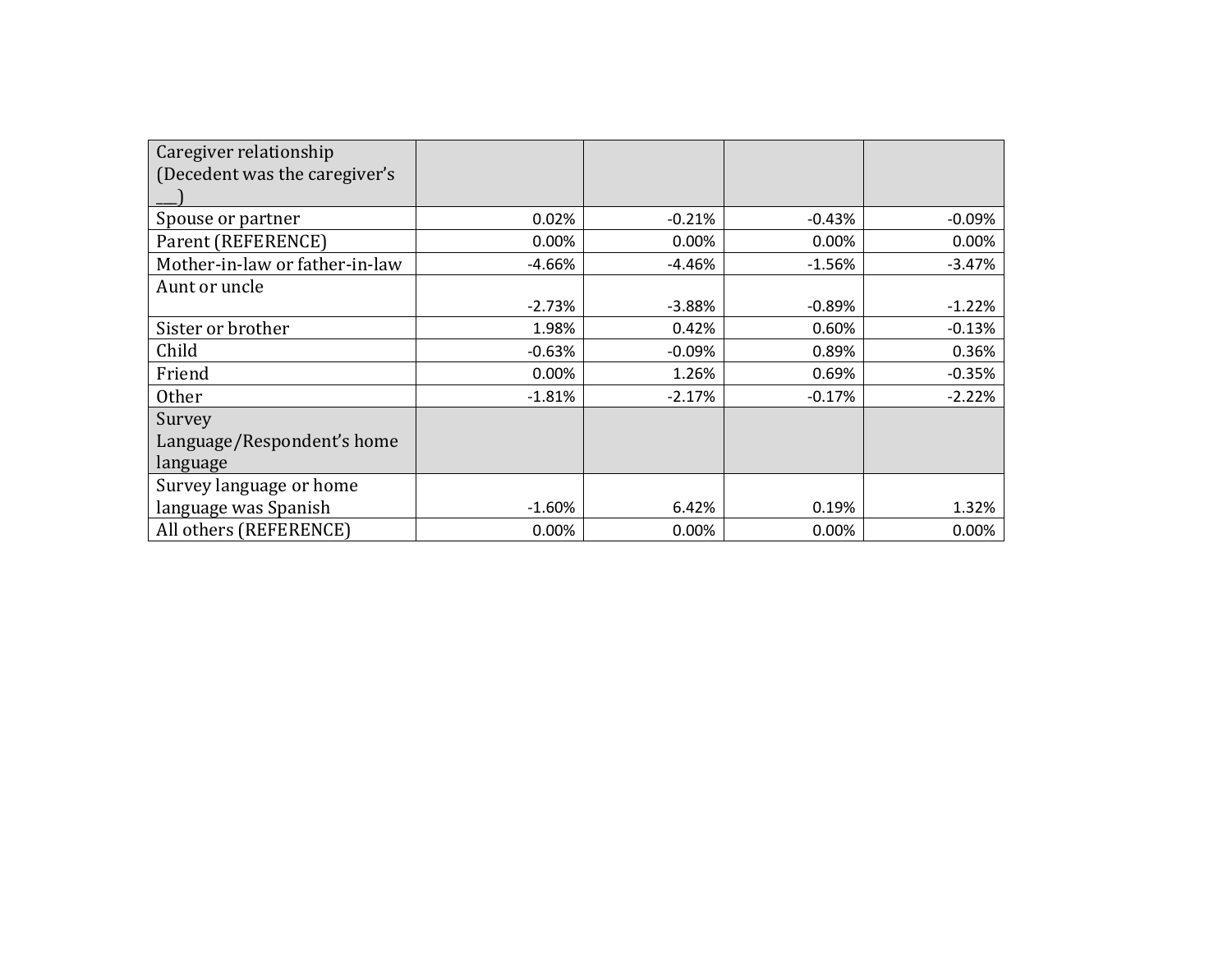| Caregiver relationship (Decedent was the caregiver's ___) | | | | |
|---|---|---|---|---|
| Spouse or partner | 0.02% | -0.21% | -0.43% | -0.09% |
| Parent (REFERENCE) | 0.00% | 0.00% | 0.00% | 0.00% |
| Mother-in-law or father-in-law | -4.66% | -4.46% | -1.56% | -3.47% |
| Aunt or uncle | -2.73% | -3.88% | -0.89% | -1.22% |
| Sister or brother | 1.98% | 0.42% | 0.60% | -0.13% |
| Child | -0.63% | -0.09% | 0.89% | 0.36% |
| Friend | 0.00% | 1.26% | 0.69% | -0.35% |
| Other | -1.81% | -2.17% | -0.17% | -2.22% |
| Survey Language/Respondent's home language | | | | |
| Survey language or home language was Spanish | -1.60% | 6.42% | 0.19% | 1.32% |
| All others (REFERENCE) | 0.00% | 0.00% | 0.00% | 0.00% |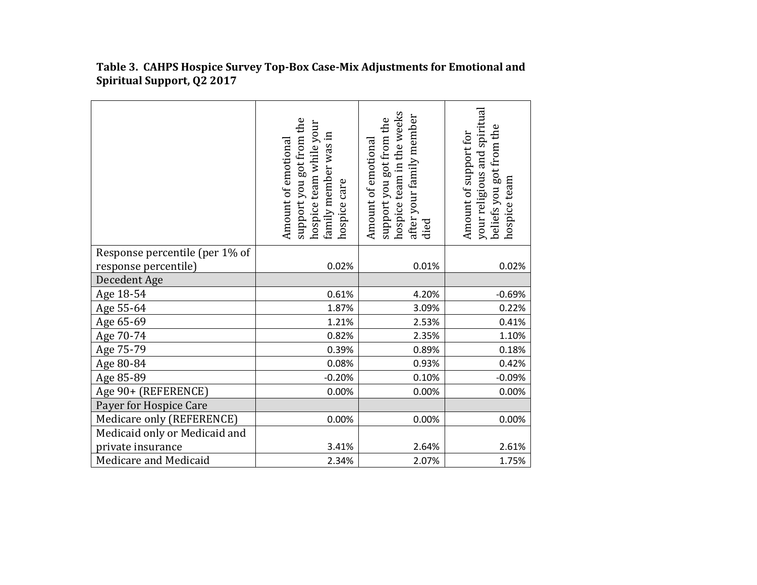**Table 3. CAHPS Hospice Survey Top-Box Case-Mix Adjustments for Emotional and Spiritual Support, Q2 2017**

| | Amount of emotional support you got from the hospice team while your family member was in hospice care | Amount of emotional support you got from the hospice team in the weeks after your family member died | Amount of support for your religious and spiritual beliefs you got from the hospice team |
|---|---|---|---|
| Response percentile (per 1% of response percentile) | 0.02% | 0.01% | 0.02% |
| Decedent Age | | | |
| Age 18-54 | 0.61% | 4.20% | -0.69% |
| Age 55-64 | 1.87% | 3.09% | 0.22% |
| Age 65-69 | 1.21% | 2.53% | 0.41% |
| Age 70-74 | 0.82% | 2.35% | 1.10% |
| Age 75-79 | 0.39% | 0.89% | 0.18% |
| Age 80-84 | 0.08% | 0.93% | 0.42% |
| Age 85-89 | -0.20% | 0.10% | -0.09% |
| Age 90+ (REFERENCE) | 0.00% | 0.00% | 0.00% |
| Payer for Hospice Care | | | |
| Medicare only (REFERENCE) | 0.00% | 0.00% | 0.00% |
| Medicaid only or Medicaid and private insurance | 3.41% | 2.64% | 2.61% |
| Medicare and Medicaid | 2.34% | 2.07% | 1.75% |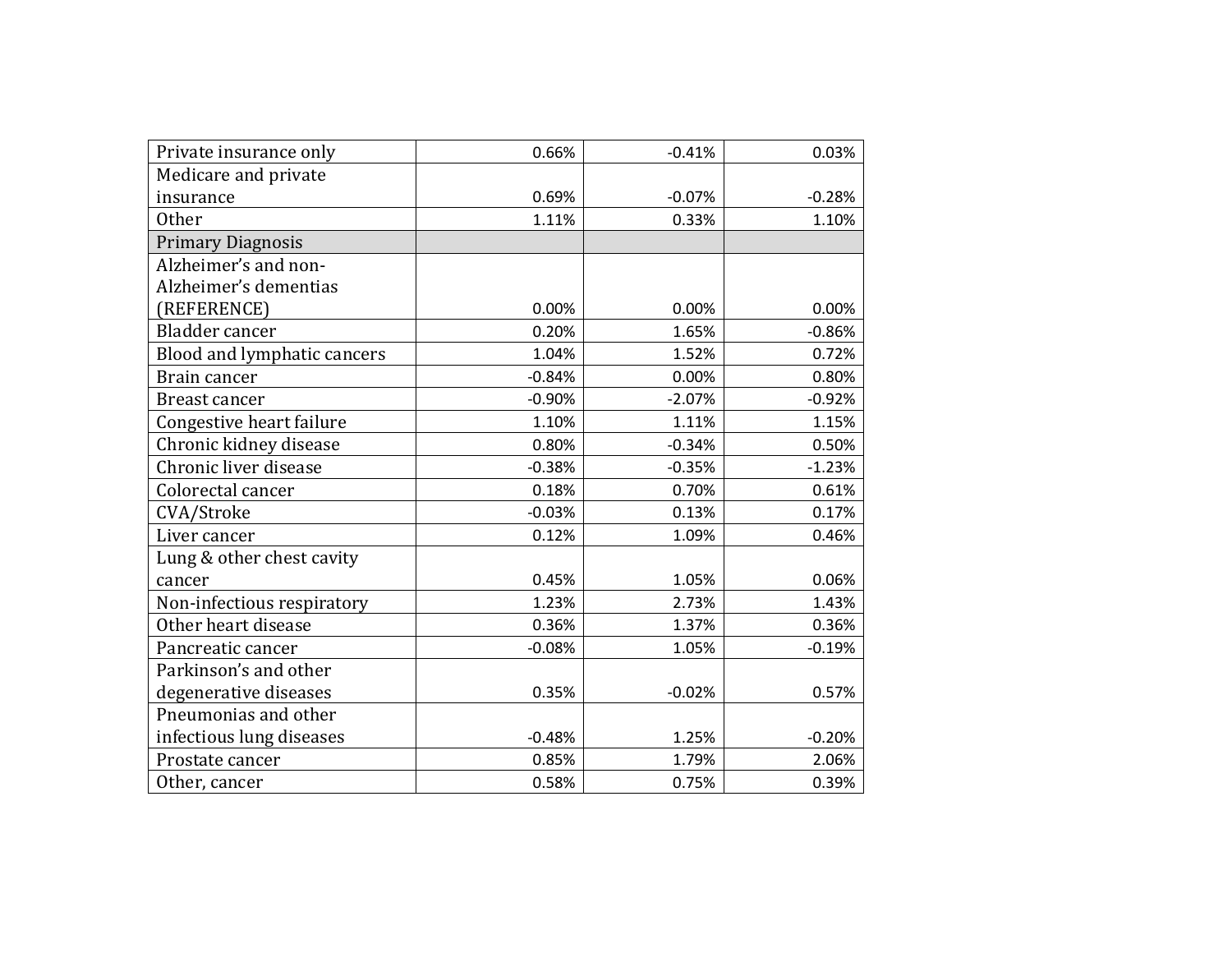| | | | |
|---|---|---|---|
| Private insurance only | 0.66% | -0.41% | 0.03% |
| Medicare and private insurance | 0.69% | -0.07% | -0.28% |
| Other | 1.11% | 0.33% | 1.10% |
| Primary Diagnosis | | | |
| Alzheimer's and non-Alzheimer's dementias (REFERENCE) | 0.00% | 0.00% | 0.00% |
| Bladder cancer | 0.20% | 1.65% | -0.86% |
| Blood and lymphatic cancers | 1.04% | 1.52% | 0.72% |
| Brain cancer | -0.84% | 0.00% | 0.80% |
| Breast cancer | -0.90% | -2.07% | -0.92% |
| Congestive heart failure | 1.10% | 1.11% | 1.15% |
| Chronic kidney disease | 0.80% | -0.34% | 0.50% |
| Chronic liver disease | -0.38% | -0.35% | -1.23% |
| Colorectal cancer | 0.18% | 0.70% | 0.61% |
| CVA/Stroke | -0.03% | 0.13% | 0.17% |
| Liver cancer | 0.12% | 1.09% | 0.46% |
| Lung & other chest cavity cancer | 0.45% | 1.05% | 0.06% |
| Non-infectious respiratory | 1.23% | 2.73% | 1.43% |
| Other heart disease | 0.36% | 1.37% | 0.36% |
| Pancreatic cancer | -0.08% | 1.05% | -0.19% |
| Parkinson's and other degenerative diseases | 0.35% | -0.02% | 0.57% |
| Pneumonias and other infectious lung diseases | -0.48% | 1.25% | -0.20% |
| Prostate cancer | 0.85% | 1.79% | 2.06% |
| Other, cancer | 0.58% | 0.75% | 0.39% |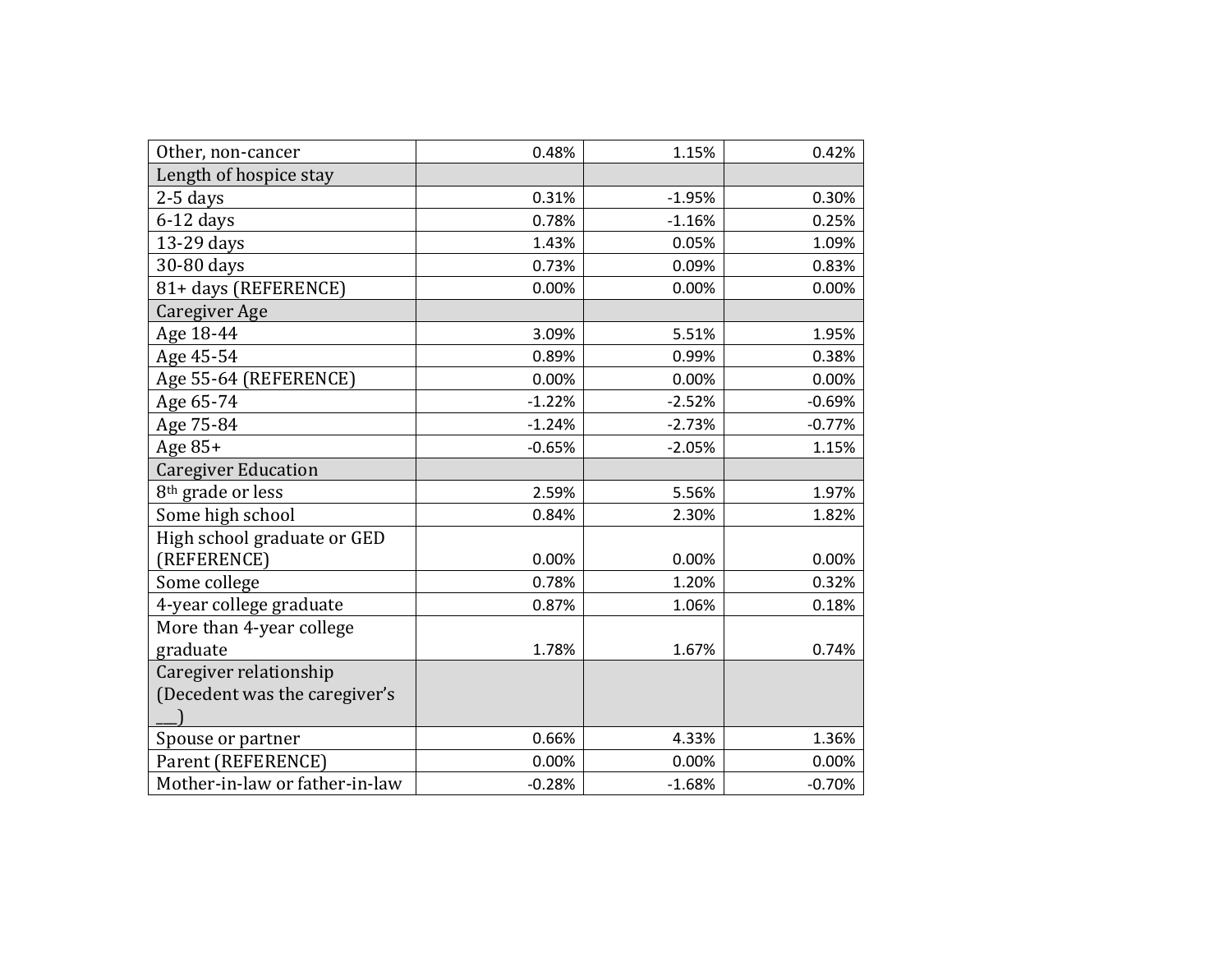| | | | |
|---|---|---|---|
| Other, non-cancer | 0.48% | 1.15% | 0.42% |
| Length of hospice stay | | | |
| 2-5 days | 0.31% | -1.95% | 0.30% |
| 6-12 days | 0.78% | -1.16% | 0.25% |
| 13-29 days | 1.43% | 0.05% | 1.09% |
| 30-80 days | 0.73% | 0.09% | 0.83% |
| 81+ days (REFERENCE) | 0.00% | 0.00% | 0.00% |
| Caregiver Age | | | |
| Age 18-44 | 3.09% | 5.51% | 1.95% |
| Age 45-54 | 0.89% | 0.99% | 0.38% |
| Age 55-64 (REFERENCE) | 0.00% | 0.00% | 0.00% |
| Age 65-74 | -1.22% | -2.52% | -0.69% |
| Age 75-84 | -1.24% | -2.73% | -0.77% |
| Age 85+ | -0.65% | -2.05% | 1.15% |
| Caregiver Education | | | |
| 8th grade or less | 2.59% | 5.56% | 1.97% |
| Some high school | 0.84% | 2.30% | 1.82% |
| High school graduate or GED (REFERENCE) | 0.00% | 0.00% | 0.00% |
| Some college | 0.78% | 1.20% | 0.32% |
| 4-year college graduate | 0.87% | 1.06% | 0.18% |
| More than 4-year college graduate | 1.78% | 1.67% | 0.74% |
| Caregiver relationship (Decedent was the caregiver's ___) | | | |
| Spouse or partner | 0.66% | 4.33% | 1.36% |
| Parent (REFERENCE) | 0.00% | 0.00% | 0.00% |
| Mother-in-law or father-in-law | -0.28% | -1.68% | -0.70% |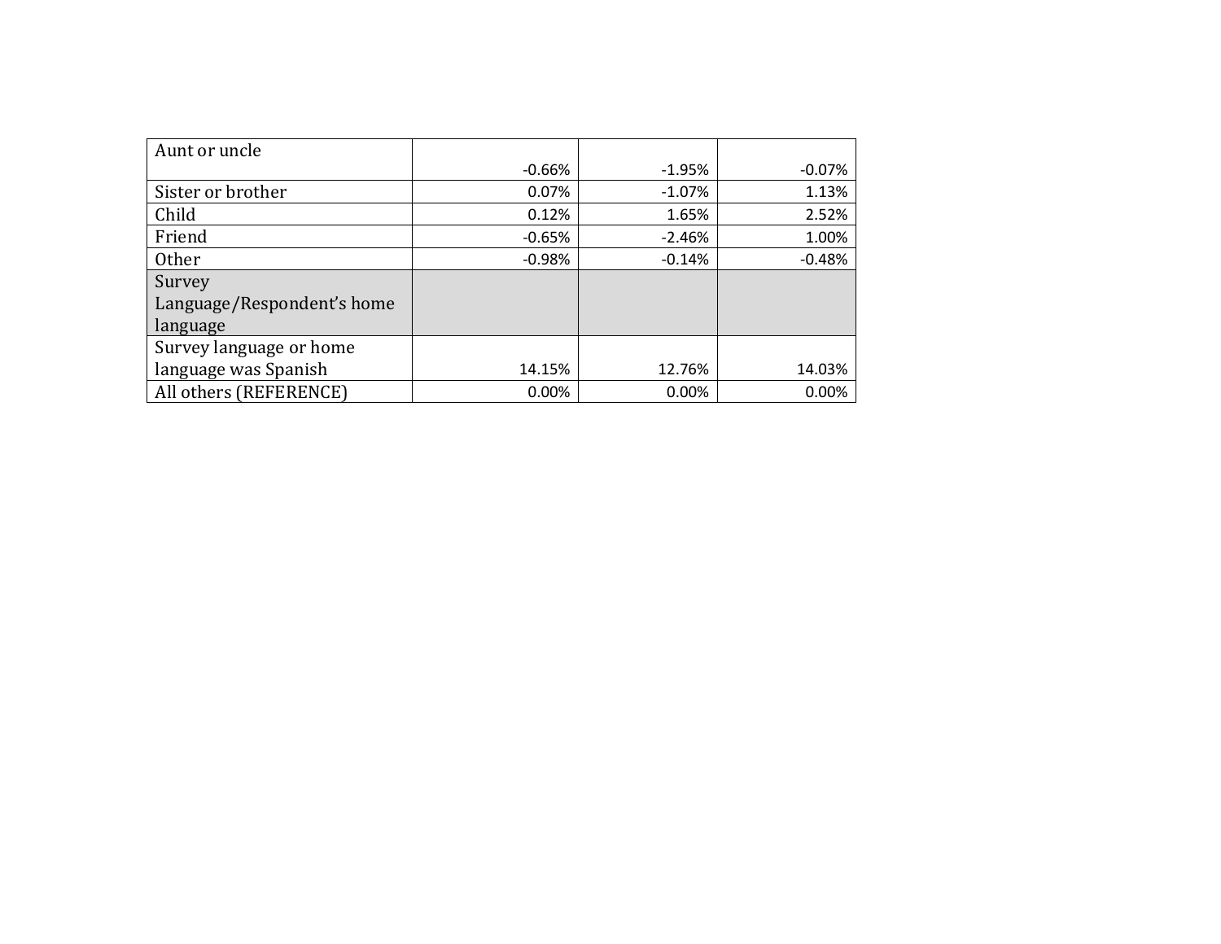| | | | |
|---|---|---|---|
| Aunt or uncle | -0.66% | -1.95% | -0.07% |
| Sister or brother | 0.07% | -1.07% | 1.13% |
| Child | 0.12% | 1.65% | 2.52% |
| Friend | -0.65% | -2.46% | 1.00% |
| Other | -0.98% | -0.14% | -0.48% |
| Survey Language/Respondent's home language | | | |
| Survey language or home language was Spanish | 14.15% | 12.76% | 14.03% |
| All others (REFERENCE) | 0.00% | 0.00% | 0.00% |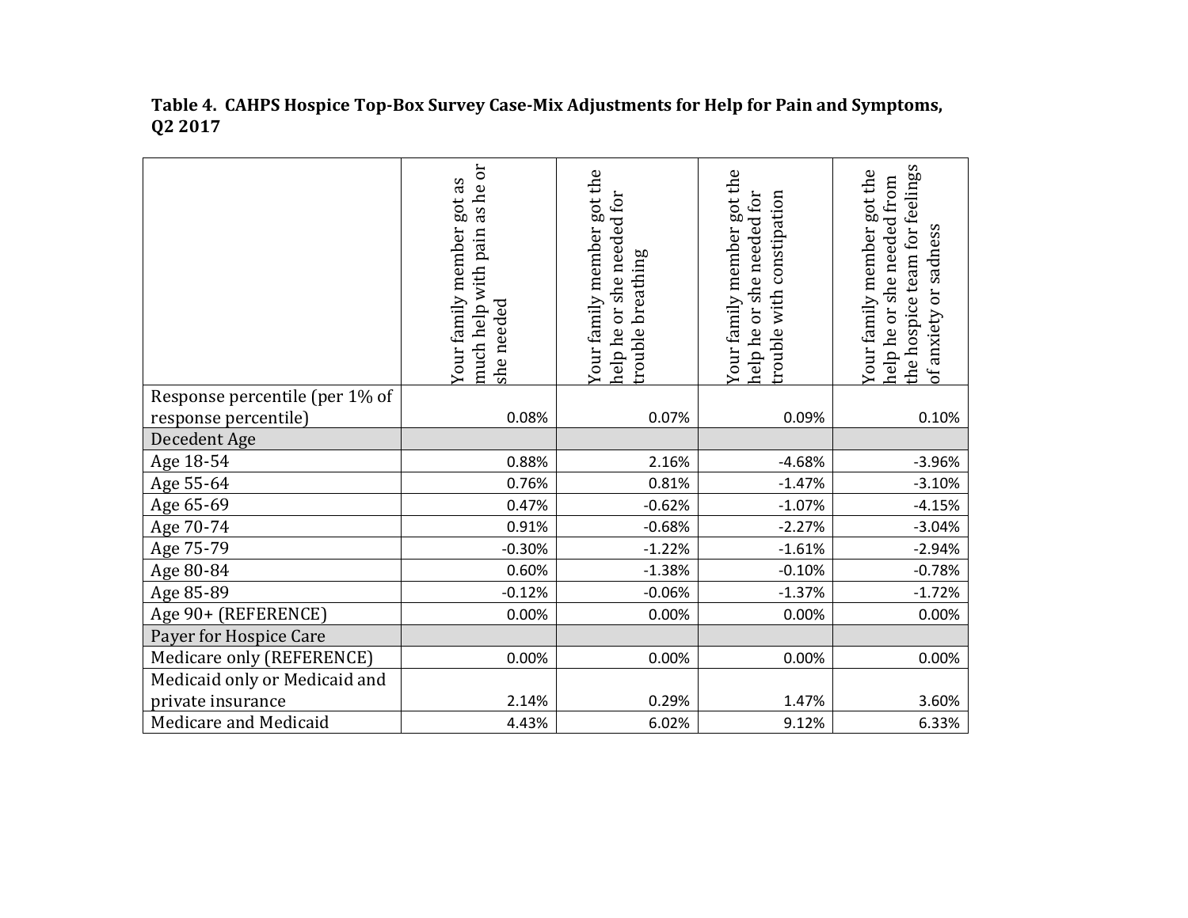**Table 4. CAHPS Hospice Top-Box Survey Case-Mix Adjustments for Help for Pain and Symptoms, Q2 2017**

| | Your family member got as much help with pain as he or she needed | Your family member got the help he or she needed for trouble breathing | Your family member got the help he or she needed for trouble with constipation | Your family member got the help he or she needed from the hospice team for feelings of anxiety or sadness |
|---|---|---|---|---|
| Response percentile (per 1% of response percentile) | 0.08% | 0.07% | 0.09% | 0.10% |
| Decedent Age | | | | |
| Age 18-54 | 0.88% | 2.16% | -4.68% | -3.96% |
| Age 55-64 | 0.76% | 0.81% | -1.47% | -3.10% |
| Age 65-69 | 0.47% | -0.62% | -1.07% | -4.15% |
| Age 70-74 | 0.91% | -0.68% | -2.27% | -3.04% |
| Age 75-79 | -0.30% | -1.22% | -1.61% | -2.94% |
| Age 80-84 | 0.60% | -1.38% | -0.10% | -0.78% |
| Age 85-89 | -0.12% | -0.06% | -1.37% | -1.72% |
| Age 90+ (REFERENCE) | 0.00% | 0.00% | 0.00% | 0.00% |
| Payer for Hospice Care | | | | |
| Medicare only (REFERENCE) | 0.00% | 0.00% | 0.00% | 0.00% |
| Medicaid only or Medicaid and private insurance | 2.14% | 0.29% | 1.47% | 3.60% |
| Medicare and Medicaid | 4.43% | 6.02% | 9.12% | 6.33% |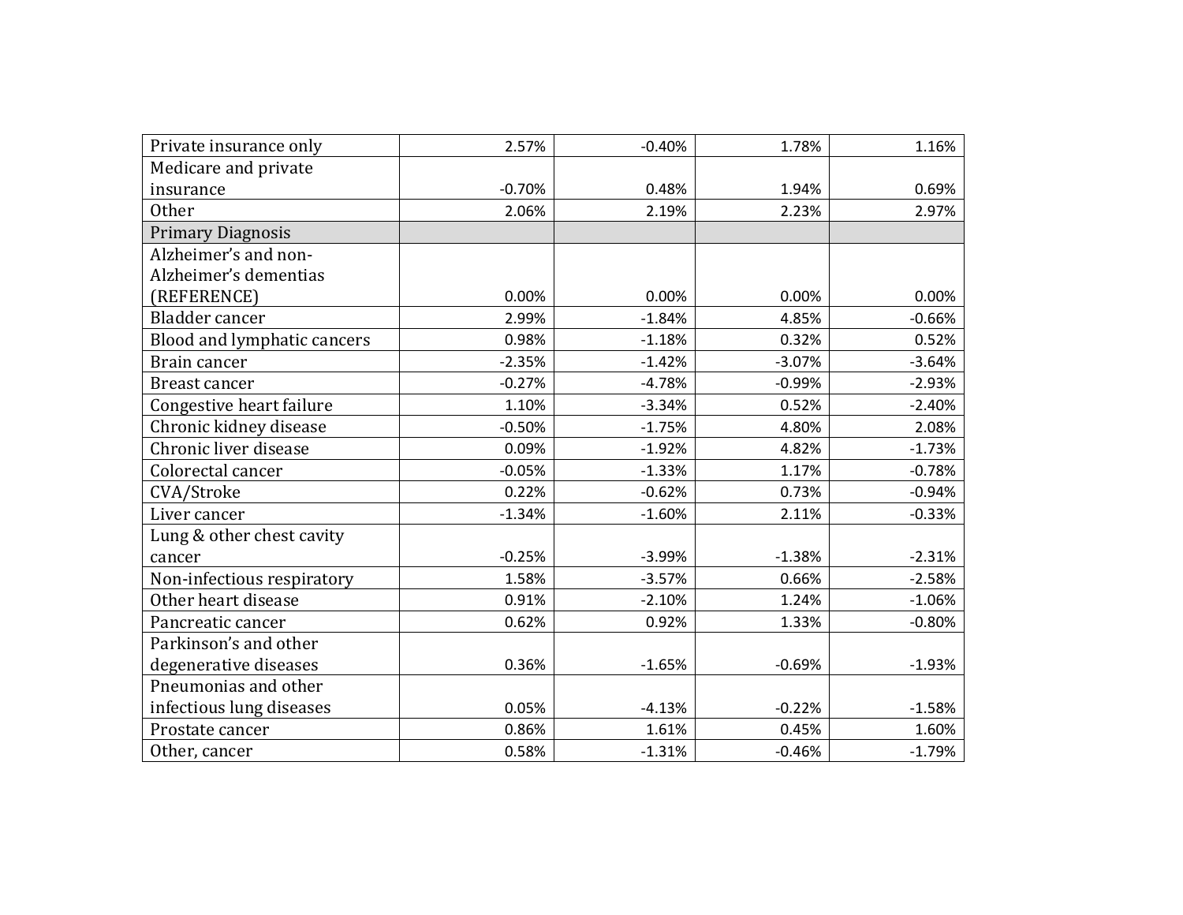| | | | | |
|---|---|---|---|---|
| Private insurance only | 2.57% | -0.40% | 1.78% | 1.16% |
| Medicare and private insurance | -0.70% | 0.48% | 1.94% | 0.69% |
| Other | 2.06% | 2.19% | 2.23% | 2.97% |
| Primary Diagnosis | | | | |
| Alzheimer's and non-Alzheimer's dementias (REFERENCE) | 0.00% | 0.00% | 0.00% | 0.00% |
| Bladder cancer | 2.99% | -1.84% | 4.85% | -0.66% |
| Blood and lymphatic cancers | 0.98% | -1.18% | 0.32% | 0.52% |
| Brain cancer | -2.35% | -1.42% | -3.07% | -3.64% |
| Breast cancer | -0.27% | -4.78% | -0.99% | -2.93% |
| Congestive heart failure | 1.10% | -3.34% | 0.52% | -2.40% |
| Chronic kidney disease | -0.50% | -1.75% | 4.80% | 2.08% |
| Chronic liver disease | 0.09% | -1.92% | 4.82% | -1.73% |
| Colorectal cancer | -0.05% | -1.33% | 1.17% | -0.78% |
| CVA/Stroke | 0.22% | -0.62% | 0.73% | -0.94% |
| Liver cancer | -1.34% | -1.60% | 2.11% | -0.33% |
| Lung & other chest cavity cancer | -0.25% | -3.99% | -1.38% | -2.31% |
| Non-infectious respiratory | 1.58% | -3.57% | 0.66% | -2.58% |
| Other heart disease | 0.91% | -2.10% | 1.24% | -1.06% |
| Pancreatic cancer | 0.62% | 0.92% | 1.33% | -0.80% |
| Parkinson's and other degenerative diseases | 0.36% | -1.65% | -0.69% | -1.93% |
| Pneumonias and other infectious lung diseases | 0.05% | -4.13% | -0.22% | -1.58% |
| Prostate cancer | 0.86% | 1.61% | 0.45% | 1.60% |
| Other, cancer | 0.58% | -1.31% | -0.46% | -1.79% |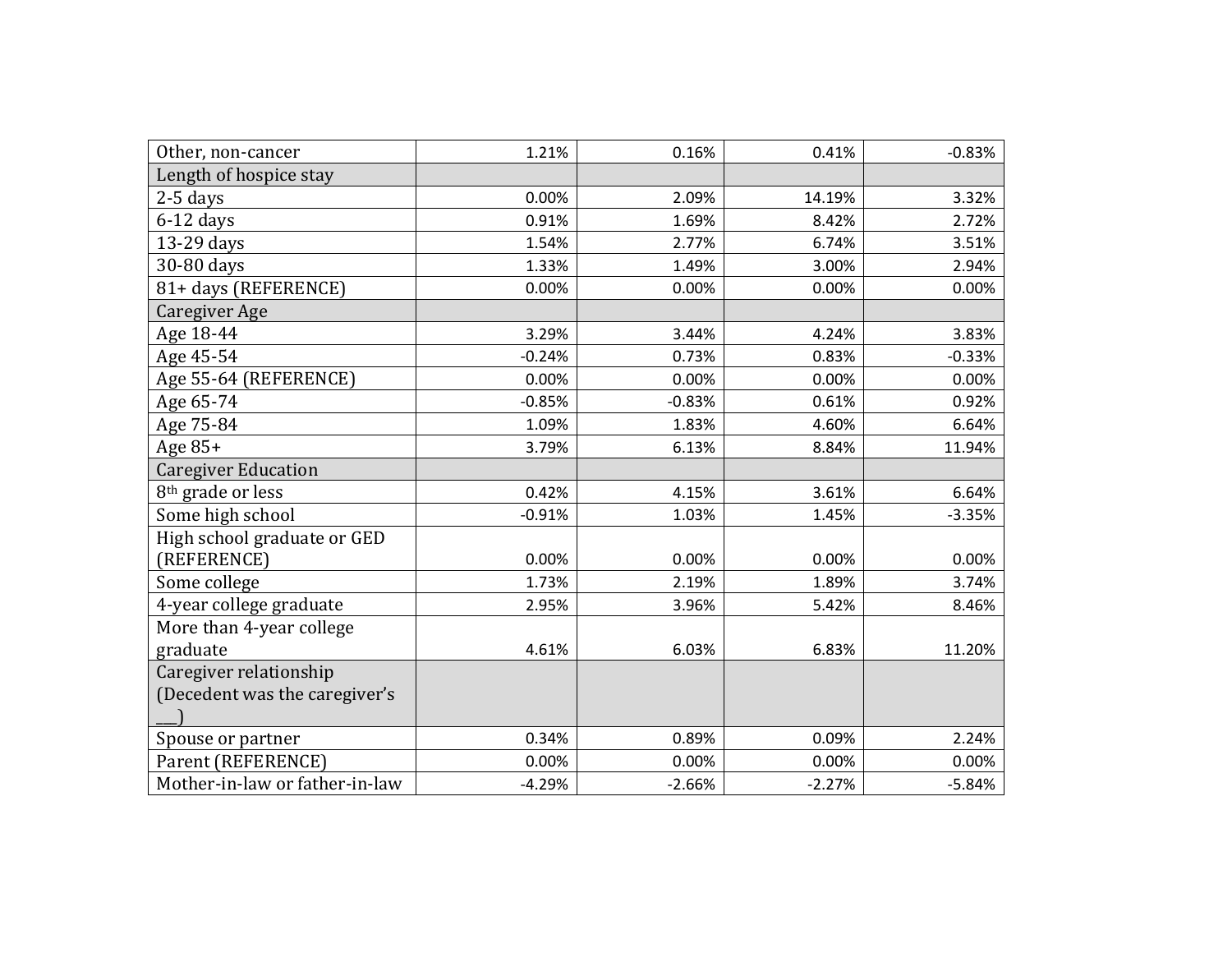| Other, non-cancer | 1.21% | 0.16% | 0.41% | -0.83% |
|---|---|---|---|---|
| Length of hospice stay | | | | |
| 2-5 days | 0.00% | 2.09% | 14.19% | 3.32% |
| 6-12 days | 0.91% | 1.69% | 8.42% | 2.72% |
| 13-29 days | 1.54% | 2.77% | 6.74% | 3.51% |
| 30-80 days | 1.33% | 1.49% | 3.00% | 2.94% |
| 81+ days (REFERENCE) | 0.00% | 0.00% | 0.00% | 0.00% |
| Caregiver Age | | | | |
| Age 18-44 | 3.29% | 3.44% | 4.24% | 3.83% |
| Age 45-54 | -0.24% | 0.73% | 0.83% | -0.33% |
| Age 55-64 (REFERENCE) | 0.00% | 0.00% | 0.00% | 0.00% |
| Age 65-74 | -0.85% | -0.83% | 0.61% | 0.92% |
| Age 75-84 | 1.09% | 1.83% | 4.60% | 6.64% |
| Age 85+ | 3.79% | 6.13% | 8.84% | 11.94% |
| Caregiver Education | | | | |
| 8th grade or less | 0.42% | 4.15% | 3.61% | 6.64% |
| Some high school | -0.91% | 1.03% | 1.45% | -3.35% |
| High school graduate or GED (REFERENCE) | 0.00% | 0.00% | 0.00% | 0.00% |
| Some college | 1.73% | 2.19% | 1.89% | 3.74% |
| 4-year college graduate | 2.95% | 3.96% | 5.42% | 8.46% |
| More than 4-year college graduate | 4.61% | 6.03% | 6.83% | 11.20% |
| Caregiver relationship (Decedent was the caregiver's ___) | | | | |
| Spouse or partner | 0.34% | 0.89% | 0.09% | 2.24% |
| Parent (REFERENCE) | 0.00% | 0.00% | 0.00% | 0.00% |
| Mother-in-law or father-in-law | -4.29% | -2.66% | -2.27% | -5.84% |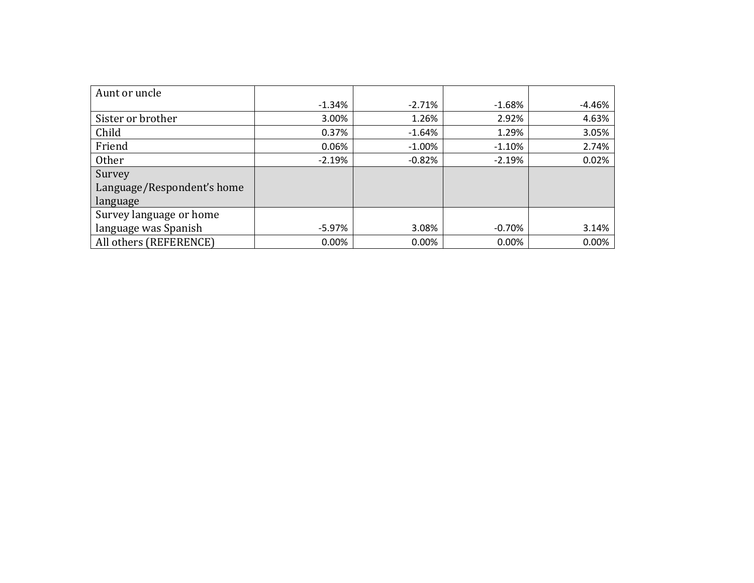| Aunt or uncle | -1.34% | -2.71% | -1.68% | -4.46% |
| --- | --- | --- | --- | --- |
| Sister or brother | 3.00% | 1.26% | 2.92% | 4.63% |
| Child | 0.37% | -1.64% | 1.29% | 3.05% |
| Friend | 0.06% | -1.00% | -1.10% | 2.74% |
| Other | -2.19% | -0.82% | -2.19% | 0.02% |
| Survey Language/Respondent's home language | | | | |
| Survey language or home language was Spanish | -5.97% | 3.08% | -0.70% | 3.14% |
| All others (REFERENCE) | 0.00% | 0.00% | 0.00% | 0.00% |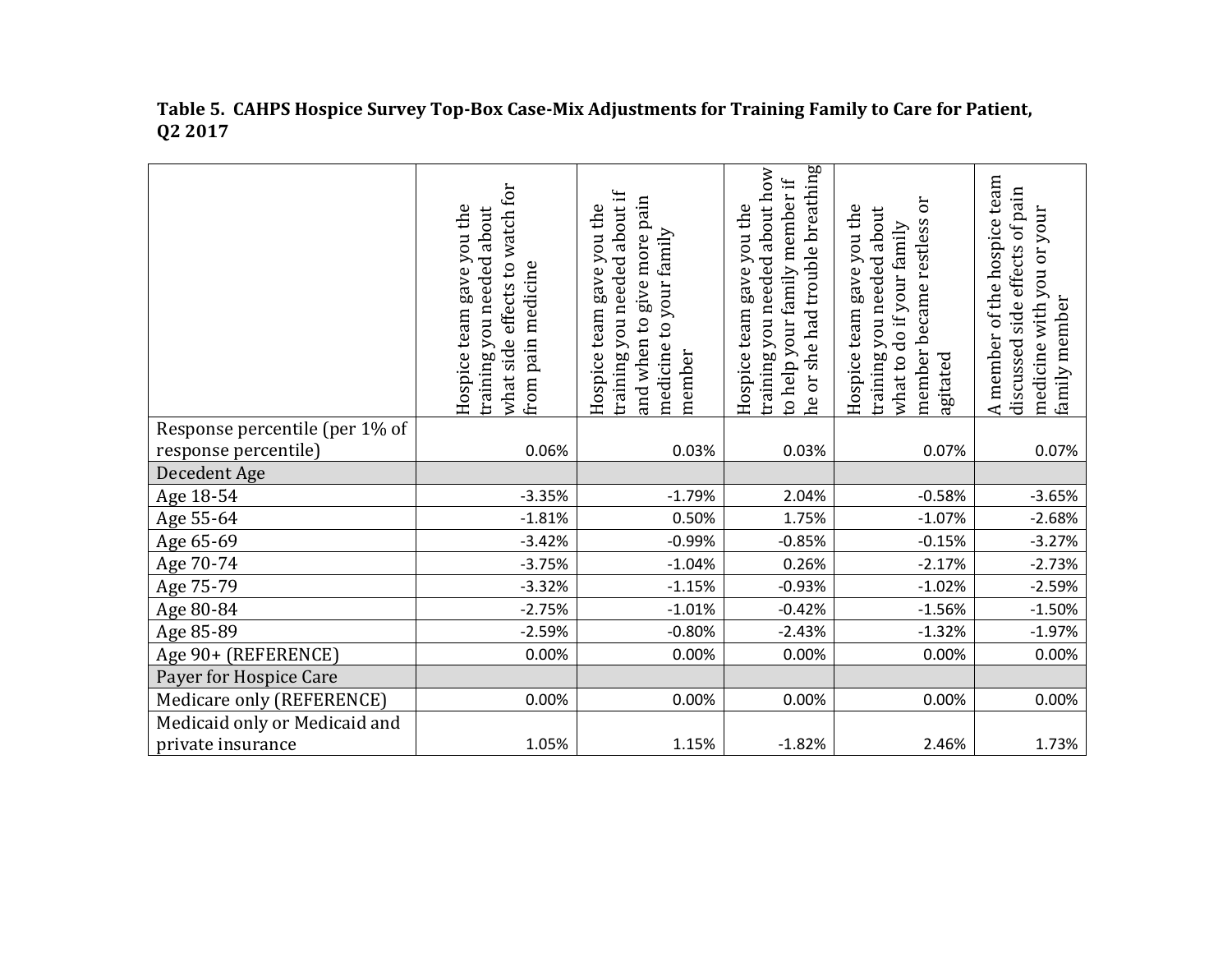**Table 5. CAHPS Hospice Survey Top-Box Case-Mix Adjustments for Training Family to Care for Patient, Q2 2017**

| | Hospice team gave you the training you needed about what side effects to watch for from pain medicine | Hospice team gave you the training you needed about if and when to give more pain medicine to your family member | Hospice team gave you the training you needed about how to help your family member if he or she had trouble breathing | Hospice team gave you the training you needed about what to do if your family member became restless or agitated | A member of the hospice team discussed side effects of pain medicine with you or your family member |
|---|---|---|---|---|---|
| Response percentile (per 1% of response percentile) | 0.06% | 0.03% | 0.03% | 0.07% | 0.07% |
| Decedent Age | | | | | |
| Age 18-54 | -3.35% | -1.79% | 2.04% | -0.58% | -3.65% |
| Age 55-64 | -1.81% | 0.50% | 1.75% | -1.07% | -2.68% |
| Age 65-69 | -3.42% | -0.99% | -0.85% | -0.15% | -3.27% |
| Age 70-74 | -3.75% | -1.04% | 0.26% | -2.17% | -2.73% |
| Age 75-79 | -3.32% | -1.15% | -0.93% | -1.02% | -2.59% |
| Age 80-84 | -2.75% | -1.01% | -0.42% | -1.56% | -1.50% |
| Age 85-89 | -2.59% | -0.80% | -2.43% | -1.32% | -1.97% |
| Age 90+ (REFERENCE) | 0.00% | 0.00% | 0.00% | 0.00% | 0.00% |
| Payer for Hospice Care | | | | | |
| Medicare only (REFERENCE) | 0.00% | 0.00% | 0.00% | 0.00% | 0.00% |
| Medicaid only or Medicaid and private insurance | 1.05% | 1.15% | -1.82% | 2.46% | 1.73% |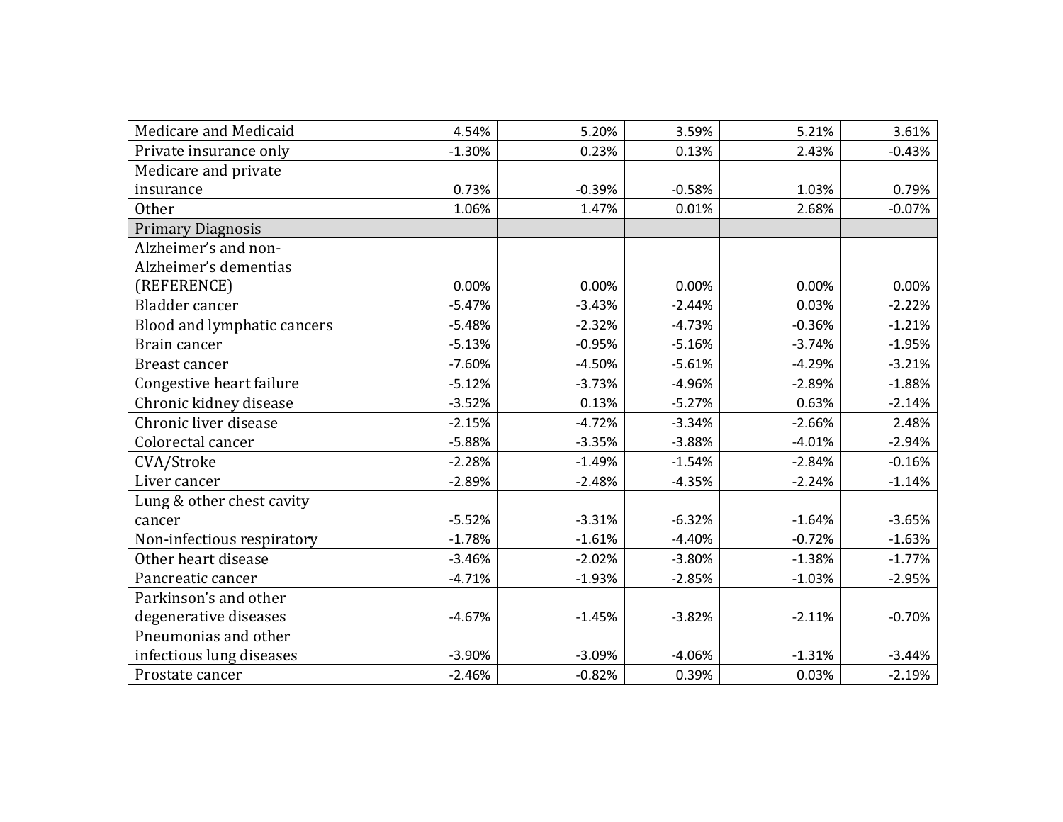| | | | | | |
|---|---|---|---|---|---|
| Medicare and Medicaid | 4.54% | 5.20% | 3.59% | 5.21% | 3.61% |
| Private insurance only | -1.30% | 0.23% | 0.13% | 2.43% | -0.43% |
| Medicare and private insurance | 0.73% | -0.39% | -0.58% | 1.03% | 0.79% |
| Other | 1.06% | 1.47% | 0.01% | 2.68% | -0.07% |
| Primary Diagnosis | | | | | |
| Alzheimer's and non-Alzheimer's dementias (REFERENCE) | 0.00% | 0.00% | 0.00% | 0.00% | 0.00% |
| Bladder cancer | -5.47% | -3.43% | -2.44% | 0.03% | -2.22% |
| Blood and lymphatic cancers | -5.48% | -2.32% | -4.73% | -0.36% | -1.21% |
| Brain cancer | -5.13% | -0.95% | -5.16% | -3.74% | -1.95% |
| Breast cancer | -7.60% | -4.50% | -5.61% | -4.29% | -3.21% |
| Congestive heart failure | -5.12% | -3.73% | -4.96% | -2.89% | -1.88% |
| Chronic kidney disease | -3.52% | 0.13% | -5.27% | 0.63% | -2.14% |
| Chronic liver disease | -2.15% | -4.72% | -3.34% | -2.66% | 2.48% |
| Colorectal cancer | -5.88% | -3.35% | -3.88% | -4.01% | -2.94% |
| CVA/Stroke | -2.28% | -1.49% | -1.54% | -2.84% | -0.16% |
| Liver cancer | -2.89% | -2.48% | -4.35% | -2.24% | -1.14% |
| Lung & other chest cavity cancer | -5.52% | -3.31% | -6.32% | -1.64% | -3.65% |
| Non-infectious respiratory | -1.78% | -1.61% | -4.40% | -0.72% | -1.63% |
| Other heart disease | -3.46% | -2.02% | -3.80% | -1.38% | -1.77% |
| Pancreatic cancer | -4.71% | -1.93% | -2.85% | -1.03% | -2.95% |
| Parkinson's and other degenerative diseases | -4.67% | -1.45% | -3.82% | -2.11% | -0.70% |
| Pneumonias and other infectious lung diseases | -3.90% | -3.09% | -4.06% | -1.31% | -3.44% |
| Prostate cancer | -2.46% | -0.82% | 0.39% | 0.03% | -2.19% |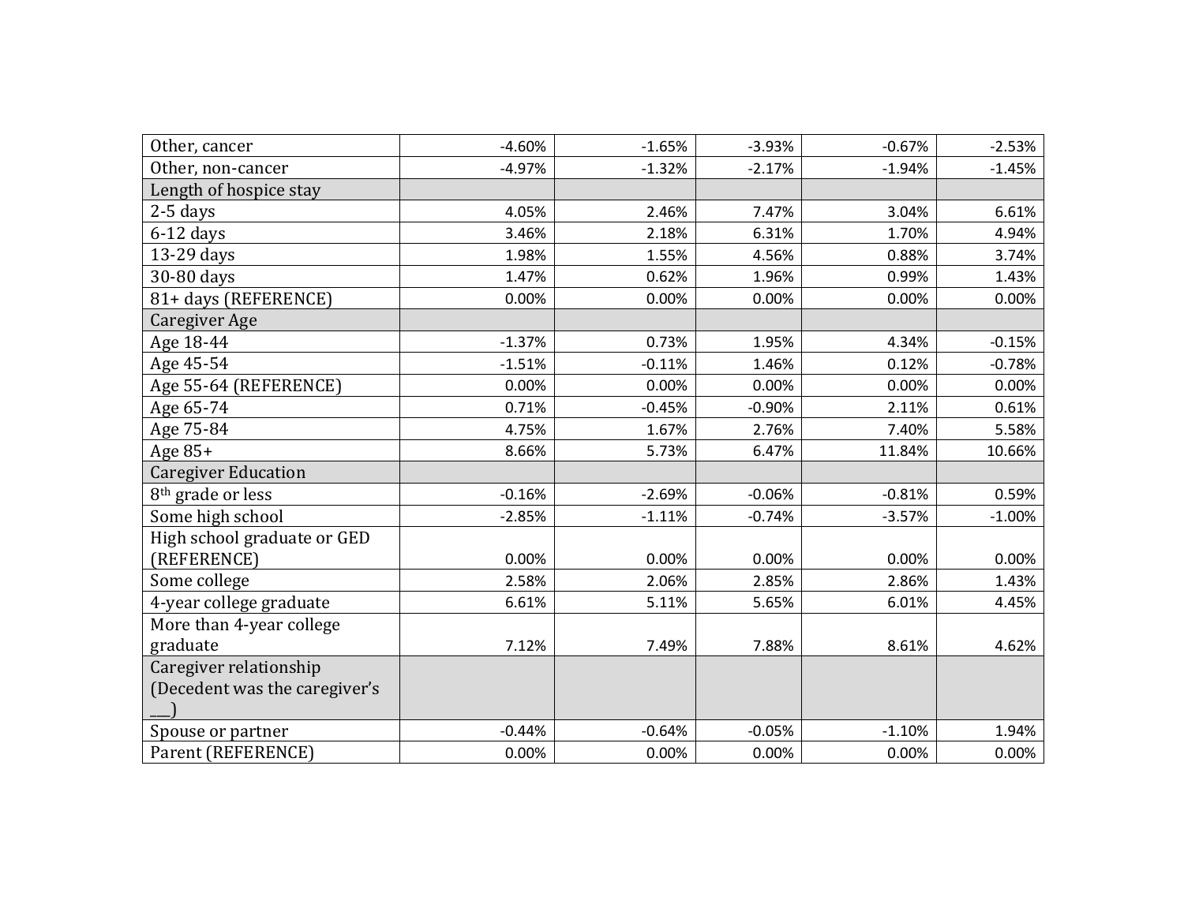| | | | | | |
|---|---|---|---|---|---|
| Other, cancer | -4.60% | -1.65% | -3.93% | -0.67% | -2.53% |
| Other, non-cancer | -4.97% | -1.32% | -2.17% | -1.94% | -1.45% |
| Length of hospice stay | | | | | |
| 2-5 days | 4.05% | 2.46% | 7.47% | 3.04% | 6.61% |
| 6-12 days | 3.46% | 2.18% | 6.31% | 1.70% | 4.94% |
| 13-29 days | 1.98% | 1.55% | 4.56% | 0.88% | 3.74% |
| 30-80 days | 1.47% | 0.62% | 1.96% | 0.99% | 1.43% |
| 81+ days (REFERENCE) | 0.00% | 0.00% | 0.00% | 0.00% | 0.00% |
| Caregiver Age | | | | | |
| Age 18-44 | -1.37% | 0.73% | 1.95% | 4.34% | -0.15% |
| Age 45-54 | -1.51% | -0.11% | 1.46% | 0.12% | -0.78% |
| Age 55-64 (REFERENCE) | 0.00% | 0.00% | 0.00% | 0.00% | 0.00% |
| Age 65-74 | 0.71% | -0.45% | -0.90% | 2.11% | 0.61% |
| Age 75-84 | 4.75% | 1.67% | 2.76% | 7.40% | 5.58% |
| Age 85+ | 8.66% | 5.73% | 6.47% | 11.84% | 10.66% |
| Caregiver Education | | | | | |
| 8th grade or less | -0.16% | -2.69% | -0.06% | -0.81% | 0.59% |
| Some high school | -2.85% | -1.11% | -0.74% | -3.57% | -1.00% |
| High school graduate or GED (REFERENCE) | 0.00% | 0.00% | 0.00% | 0.00% | 0.00% |
| Some college | 2.58% | 2.06% | 2.85% | 2.86% | 1.43% |
| 4-year college graduate | 6.61% | 5.11% | 5.65% | 6.01% | 4.45% |
| More than 4-year college graduate | 7.12% | 7.49% | 7.88% | 8.61% | 4.62% |
| Caregiver relationship (Decedent was the caregiver's ___) | | | | | |
| Spouse or partner | -0.44% | -0.64% | -0.05% | -1.10% | 1.94% |
| Parent (REFERENCE) | 0.00% | 0.00% | 0.00% | 0.00% | 0.00% |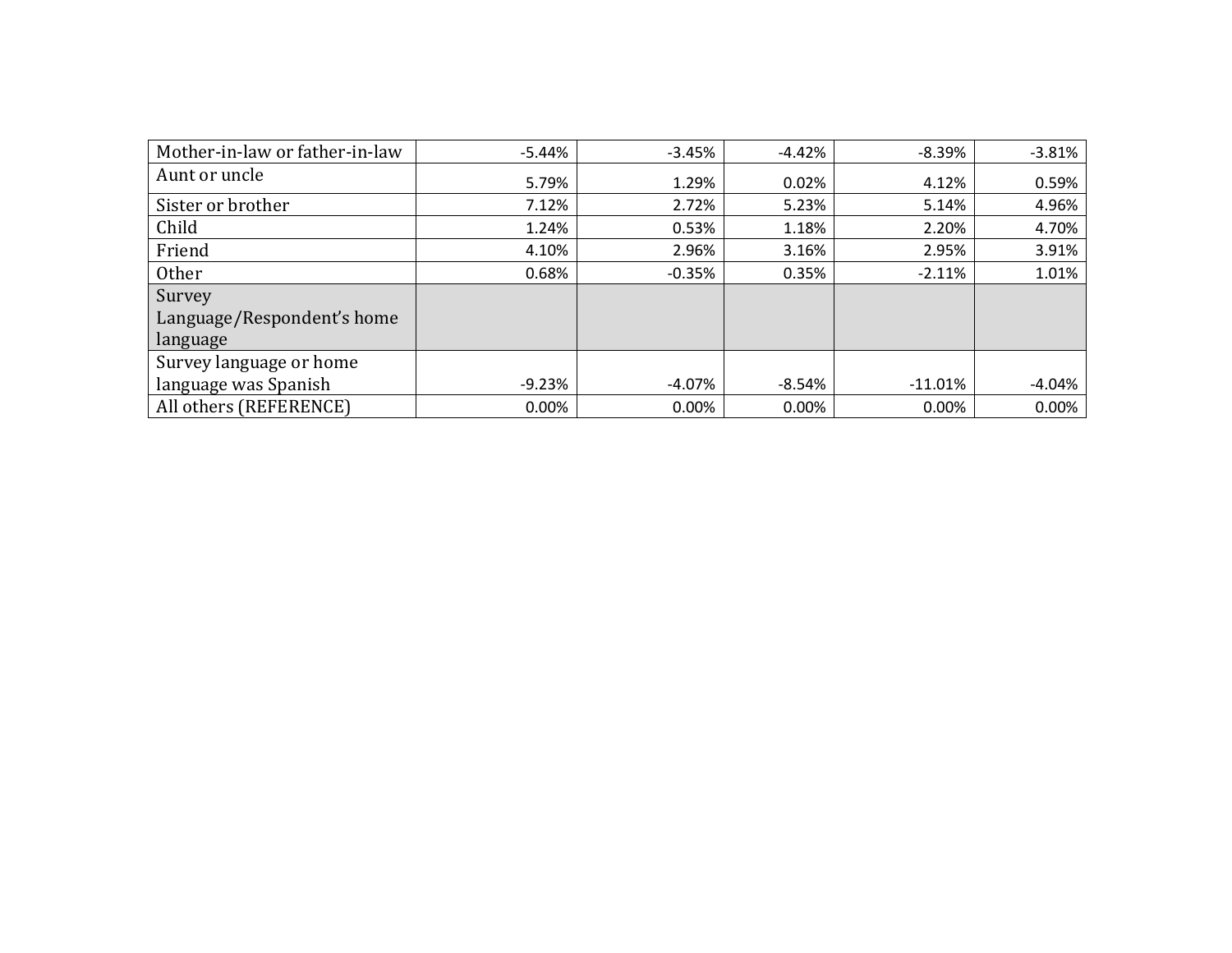| | | | | | |
|---|---|---|---|---|---|
| Mother-in-law or father-in-law | -5.44% | -3.45% | -4.42% | -8.39% | -3.81% |
| Aunt or uncle | 5.79% | 1.29% | 0.02% | 4.12% | 0.59% |
| Sister or brother | 7.12% | 2.72% | 5.23% | 5.14% | 4.96% |
| Child | 1.24% | 0.53% | 1.18% | 2.20% | 4.70% |
| Friend | 4.10% | 2.96% | 3.16% | 2.95% | 3.91% |
| Other | 0.68% | -0.35% | 0.35% | -2.11% | 1.01% |
| Survey Language/Respondent's home language | | | | | |
| Survey language or home language was Spanish | -9.23% | -4.07% | -8.54% | -11.01% | -4.04% |
| All others (REFERENCE) | 0.00% | 0.00% | 0.00% | 0.00% | 0.00% |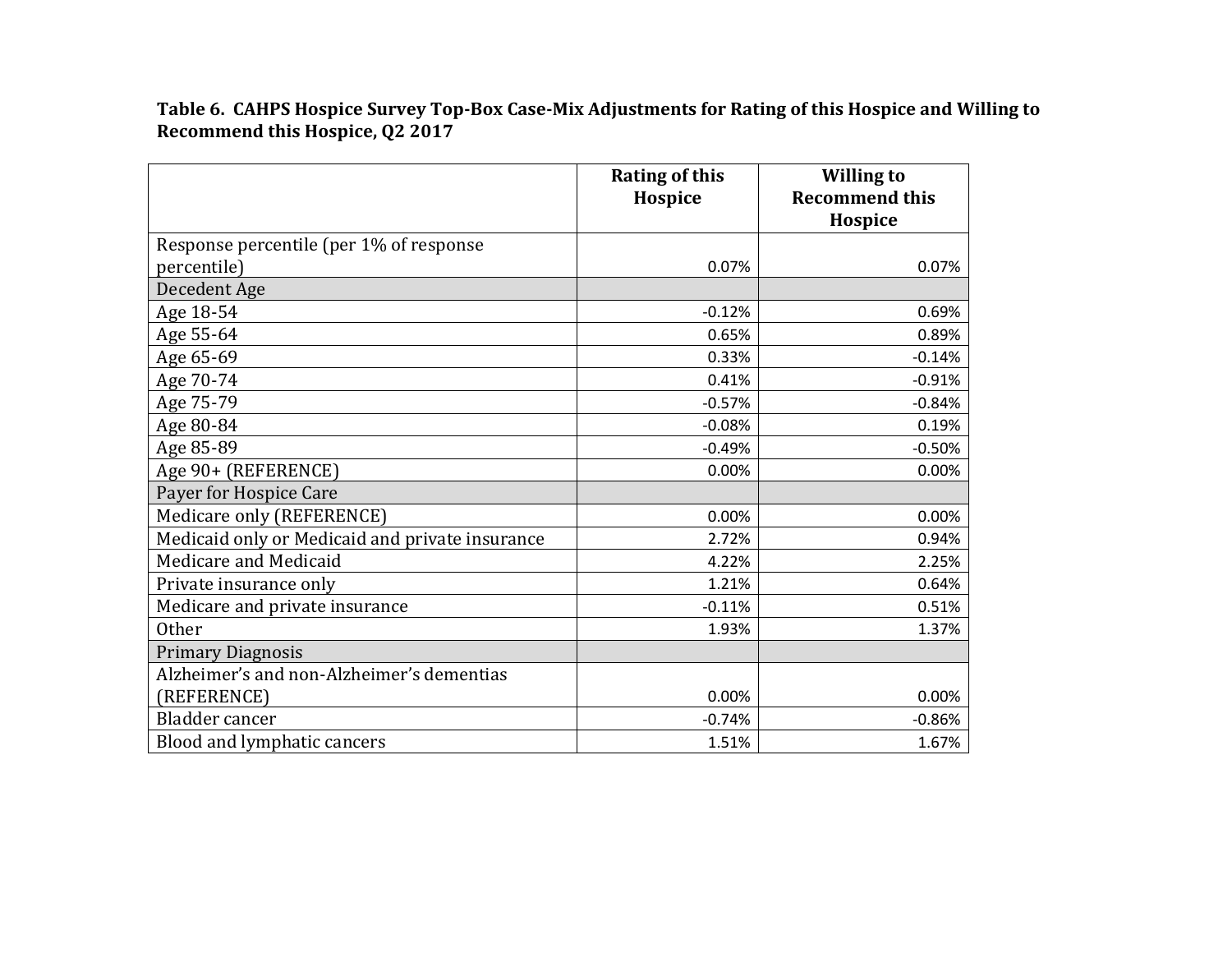**Table 6. CAHPS Hospice Survey Top-Box Case-Mix Adjustments for Rating of this Hospice and Willing to Recommend this Hospice, Q2 2017**

| | Rating of this Hospice | Willing to Recommend this Hospice |
|---|---|---|
| Response percentile (per 1% of response percentile) | 0.07% | 0.07% |
| Decedent Age | | |
| Age 18-54 | -0.12% | 0.69% |
| Age 55-64 | 0.65% | 0.89% |
| Age 65-69 | 0.33% | -0.14% |
| Age 70-74 | 0.41% | -0.91% |
| Age 75-79 | -0.57% | -0.84% |
| Age 80-84 | -0.08% | 0.19% |
| Age 85-89 | -0.49% | -0.50% |
| Age 90+ (REFERENCE) | 0.00% | 0.00% |
| Payer for Hospice Care | | |
| Medicare only (REFERENCE) | 0.00% | 0.00% |
| Medicaid only or Medicaid and private insurance | 2.72% | 0.94% |
| Medicare and Medicaid | 4.22% | 2.25% |
| Private insurance only | 1.21% | 0.64% |
| Medicare and private insurance | -0.11% | 0.51% |
| Other | 1.93% | 1.37% |
| Primary Diagnosis | | |
| Alzheimer's and non-Alzheimer's dementias (REFERENCE) | 0.00% | 0.00% |
| Bladder cancer | -0.74% | -0.86% |
| Blood and lymphatic cancers | 1.51% | 1.67% |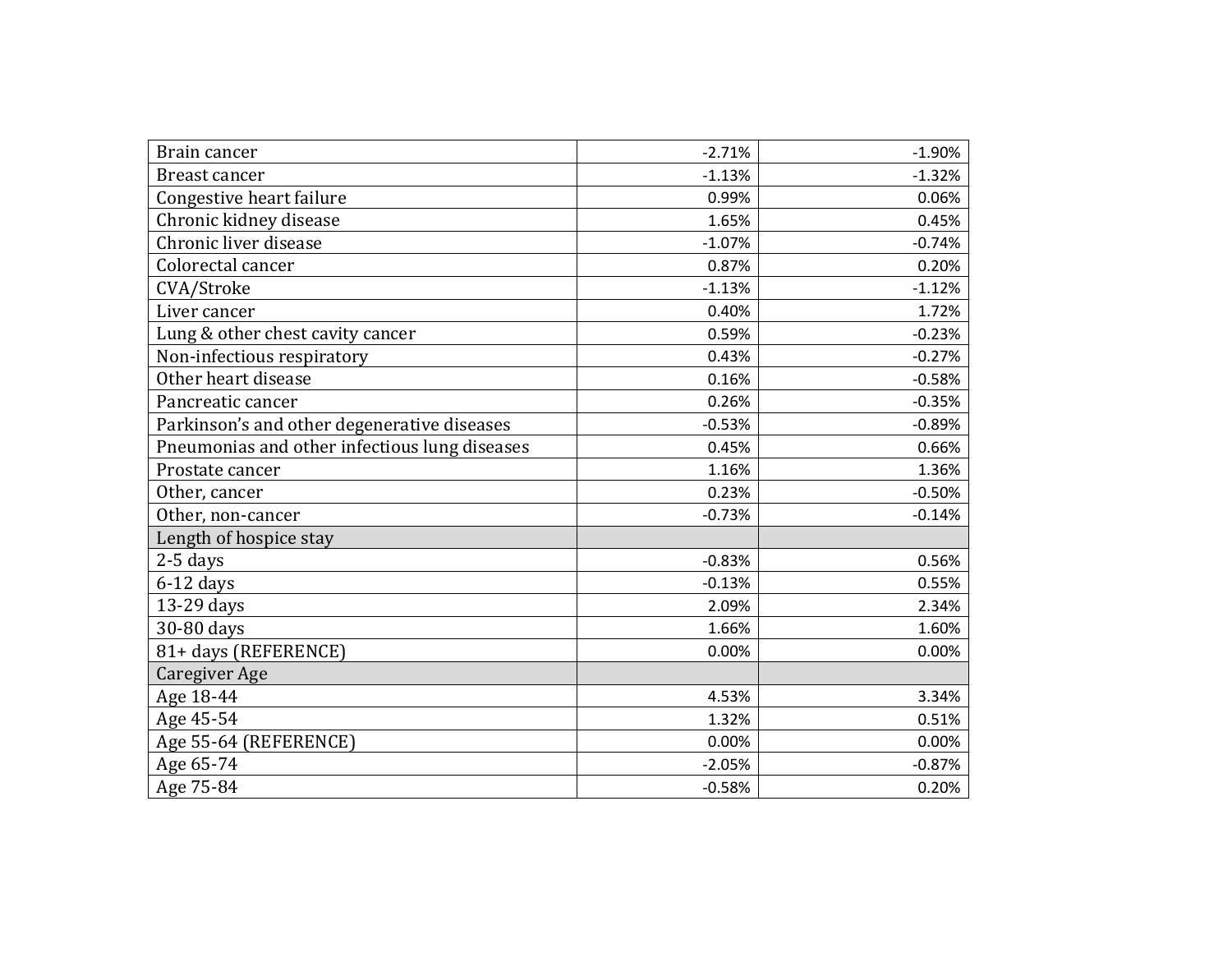| | | |
|---|---|---|
| Brain cancer | -2.71% | -1.90% |
| Breast cancer | -1.13% | -1.32% |
| Congestive heart failure | 0.99% | 0.06% |
| Chronic kidney disease | 1.65% | 0.45% |
| Chronic liver disease | -1.07% | -0.74% |
| Colorectal cancer | 0.87% | 0.20% |
| CVA/Stroke | -1.13% | -1.12% |
| Liver cancer | 0.40% | 1.72% |
| Lung & other chest cavity cancer | 0.59% | -0.23% |
| Non-infectious respiratory | 0.43% | -0.27% |
| Other heart disease | 0.16% | -0.58% |
| Pancreatic cancer | 0.26% | -0.35% |
| Parkinson's and other degenerative diseases | -0.53% | -0.89% |
| Pneumonias and other infectious lung diseases | 0.45% | 0.66% |
| Prostate cancer | 1.16% | 1.36% |
| Other, cancer | 0.23% | -0.50% |
| Other, non-cancer | -0.73% | -0.14% |
| Length of hospice stay | | |
| 2-5 days | -0.83% | 0.56% |
| 6-12 days | -0.13% | 0.55% |
| 13-29 days | 2.09% | 2.34% |
| 30-80 days | 1.66% | 1.60% |
| 81+ days (REFERENCE) | 0.00% | 0.00% |
| Caregiver Age | | |
| Age 18-44 | 4.53% | 3.34% |
| Age 45-54 | 1.32% | 0.51% |
| Age 55-64 (REFERENCE) | 0.00% | 0.00% |
| Age 65-74 | -2.05% | -0.87% |
| Age 75-84 | -0.58% | 0.20% |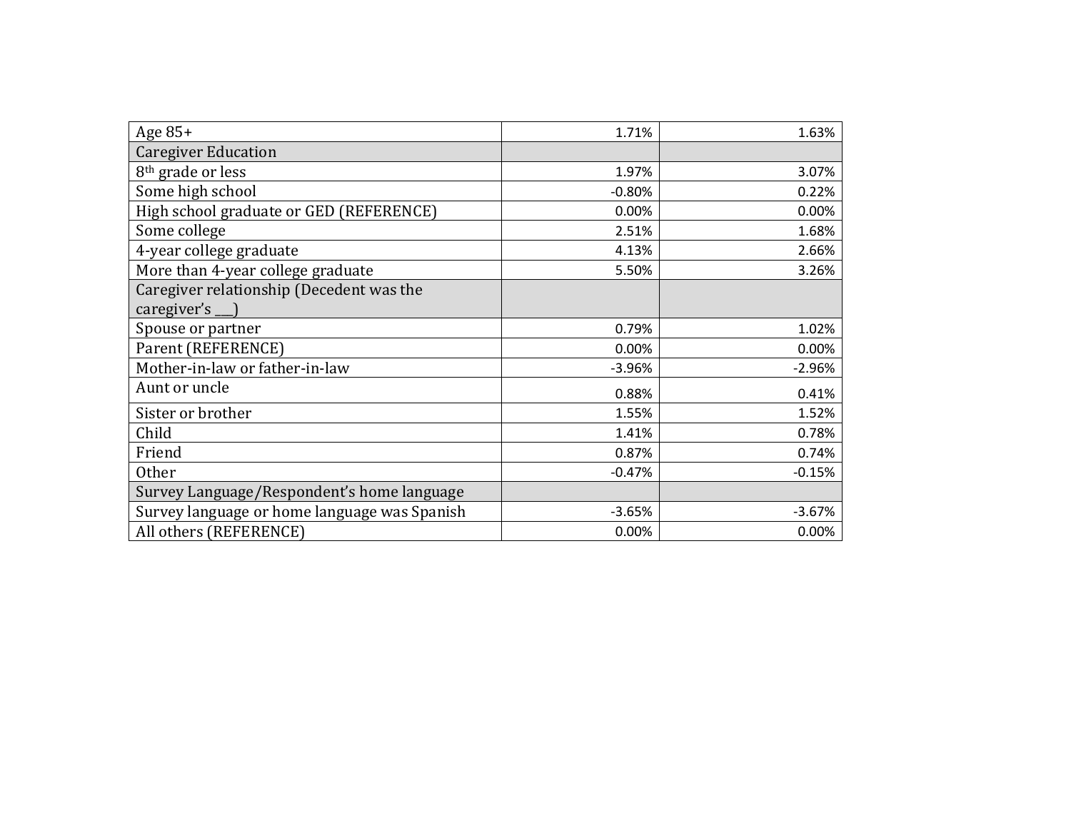| | | |
|---|---|---|
| Age 85+ | 1.71% | 1.63% |
| Caregiver Education | | |
| 8th grade or less | 1.97% | 3.07% |
| Some high school | -0.80% | 0.22% |
| High school graduate or GED (REFERENCE) | 0.00% | 0.00% |
| Some college | 2.51% | 1.68% |
| 4-year college graduate | 4.13% | 2.66% |
| More than 4-year college graduate | 5.50% | 3.26% |
| Caregiver relationship (Decedent was the caregiver's ___) | | |
| Spouse or partner | 0.79% | 1.02% |
| Parent (REFERENCE) | 0.00% | 0.00% |
| Mother-in-law or father-in-law | -3.96% | -2.96% |
| Aunt or uncle | 0.88% | 0.41% |
| Sister or brother | 1.55% | 1.52% |
| Child | 1.41% | 0.78% |
| Friend | 0.87% | 0.74% |
| Other | -0.47% | -0.15% |
| Survey Language/Respondent's home language | | |
| Survey language or home language was Spanish | -3.65% | -3.67% |
| All others (REFERENCE) | 0.00% | 0.00% |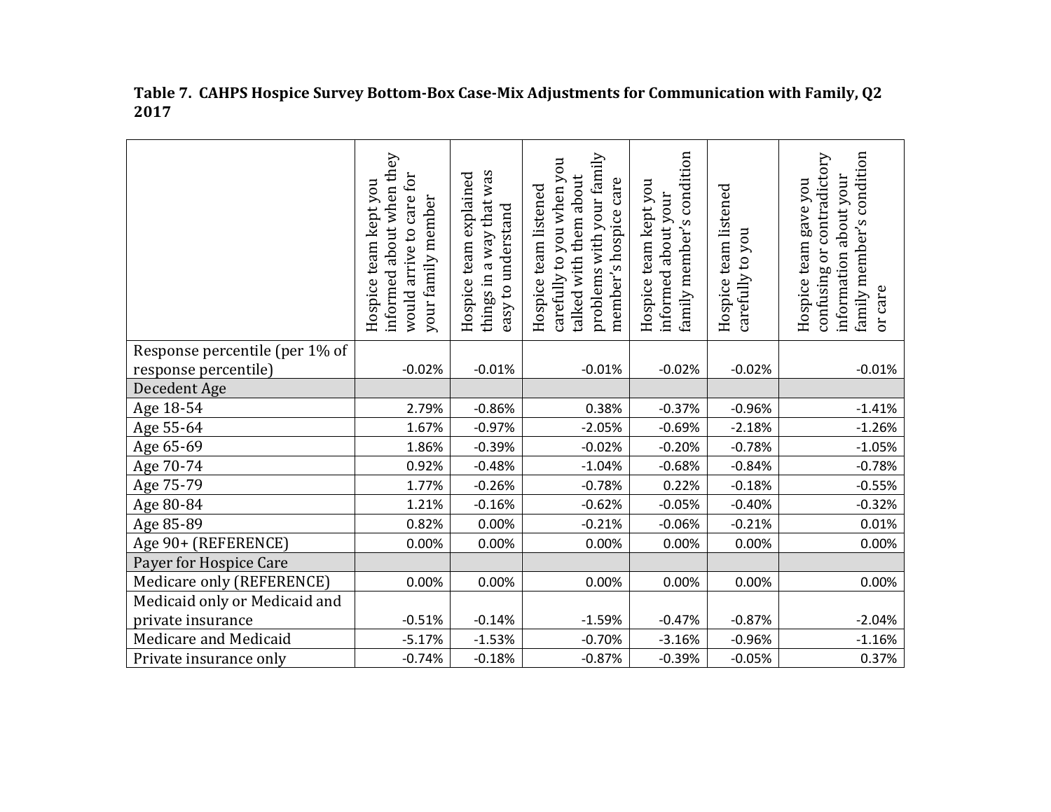**Table 7. CAHPS Hospice Survey Bottom-Box Case-Mix Adjustments for Communication with Family, Q2 2017**

| | Hospice team kept you informed about when they would arrive to care for your family member | Hospice team explained things in a way that was easy to understand | Hospice team listened carefully to you when you talked with them about problems with your family member's hospice care | Hospice team kept you informed about your family member's condition | Hospice team listened carefully to you | Hospice team gave you confusing or contradictory information about your family member's condition or care |
|---|---|---|---|---|---|---|
| Response percentile (per 1% of response percentile) | -0.02% | -0.01% | -0.01% | -0.02% | -0.02% | -0.01% |
| Decedent Age | | | | | | |
| Age 18-54 | 2.79% | -0.86% | 0.38% | -0.37% | -0.96% | -1.41% |
| Age 55-64 | 1.67% | -0.97% | -2.05% | -0.69% | -2.18% | -1.26% |
| Age 65-69 | 1.86% | -0.39% | -0.02% | -0.20% | -0.78% | -1.05% |
| Age 70-74 | 0.92% | -0.48% | -1.04% | -0.68% | -0.84% | -0.78% |
| Age 75-79 | 1.77% | -0.26% | -0.78% | 0.22% | -0.18% | -0.55% |
| Age 80-84 | 1.21% | -0.16% | -0.62% | -0.05% | -0.40% | -0.32% |
| Age 85-89 | 0.82% | 0.00% | -0.21% | -0.06% | -0.21% | 0.01% |
| Age 90+ (REFERENCE) | 0.00% | 0.00% | 0.00% | 0.00% | 0.00% | 0.00% |
| Payer for Hospice Care | | | | | | |
| Medicare only (REFERENCE) | 0.00% | 0.00% | 0.00% | 0.00% | 0.00% | 0.00% |
| Medicaid only or Medicaid and private insurance | -0.51% | -0.14% | -1.59% | -0.47% | -0.87% | -2.04% |
| Medicare and Medicaid | -5.17% | -1.53% | -0.70% | -3.16% | -0.96% | -1.16% |
| Private insurance only | -0.74% | -0.18% | -0.87% | -0.39% | -0.05% | 0.37% |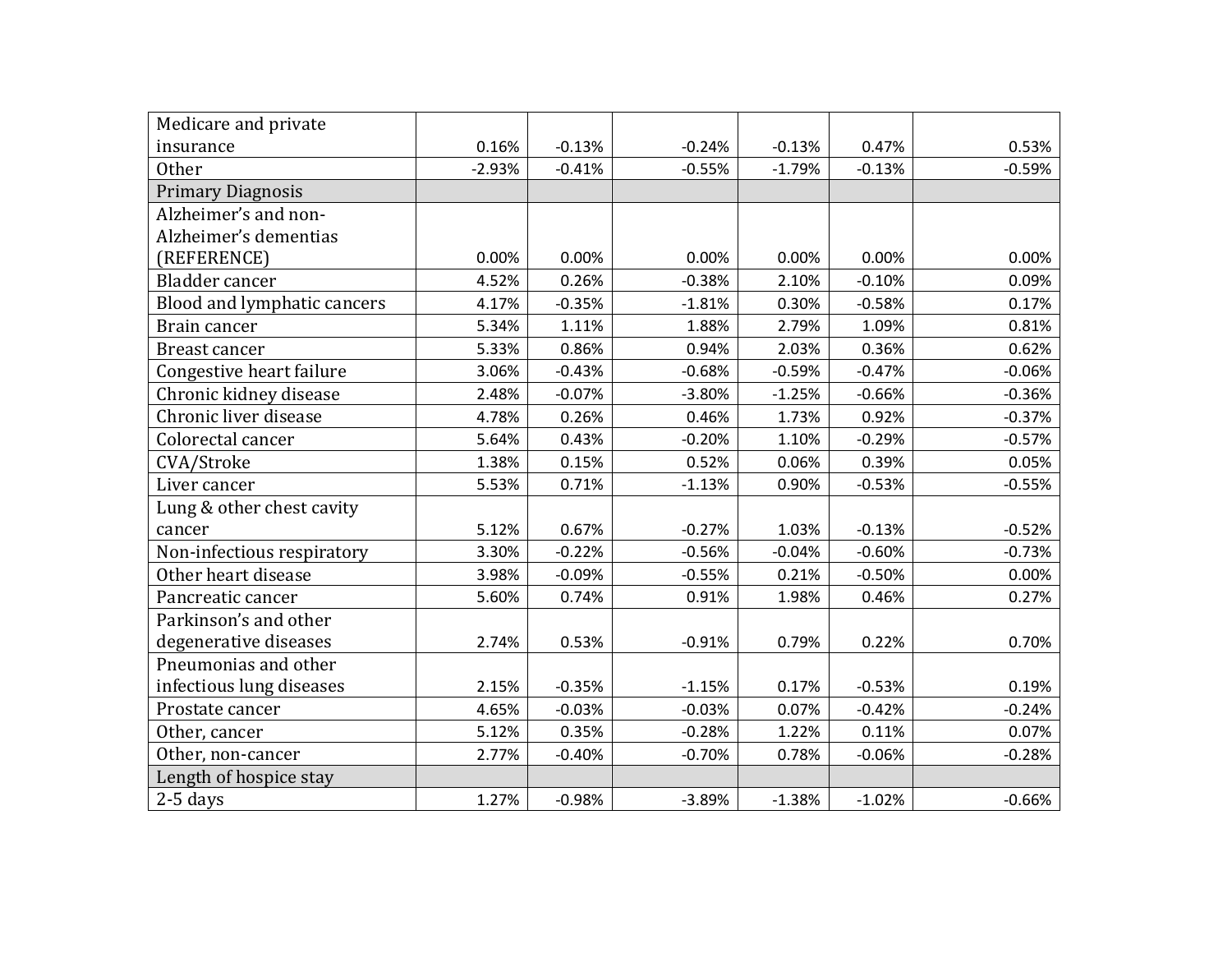| | | | | | | |
|---|---|---|---|---|---|---|
| Medicare and private insurance | 0.16% | -0.13% | -0.24% | -0.13% | 0.47% | 0.53% |
| Other | -2.93% | -0.41% | -0.55% | -1.79% | -0.13% | -0.59% |
| Primary Diagnosis | | | | | | |
| Alzheimer's and non-Alzheimer's dementias (REFERENCE) | 0.00% | 0.00% | 0.00% | 0.00% | 0.00% | 0.00% |
| Bladder cancer | 4.52% | 0.26% | -0.38% | 2.10% | -0.10% | 0.09% |
| Blood and lymphatic cancers | 4.17% | -0.35% | -1.81% | 0.30% | -0.58% | 0.17% |
| Brain cancer | 5.34% | 1.11% | 1.88% | 2.79% | 1.09% | 0.81% |
| Breast cancer | 5.33% | 0.86% | 0.94% | 2.03% | 0.36% | 0.62% |
| Congestive heart failure | 3.06% | -0.43% | -0.68% | -0.59% | -0.47% | -0.06% |
| Chronic kidney disease | 2.48% | -0.07% | -3.80% | -1.25% | -0.66% | -0.36% |
| Chronic liver disease | 4.78% | 0.26% | 0.46% | 1.73% | 0.92% | -0.37% |
| Colorectal cancer | 5.64% | 0.43% | -0.20% | 1.10% | -0.29% | -0.57% |
| CVA/Stroke | 1.38% | 0.15% | 0.52% | 0.06% | 0.39% | 0.05% |
| Liver cancer | 5.53% | 0.71% | -1.13% | 0.90% | -0.53% | -0.55% |
| Lung & other chest cavity cancer | 5.12% | 0.67% | -0.27% | 1.03% | -0.13% | -0.52% |
| Non-infectious respiratory | 3.30% | -0.22% | -0.56% | -0.04% | -0.60% | -0.73% |
| Other heart disease | 3.98% | -0.09% | -0.55% | 0.21% | -0.50% | 0.00% |
| Pancreatic cancer | 5.60% | 0.74% | 0.91% | 1.98% | 0.46% | 0.27% |
| Parkinson's and other degenerative diseases | 2.74% | 0.53% | -0.91% | 0.79% | 0.22% | 0.70% |
| Pneumonias and other infectious lung diseases | 2.15% | -0.35% | -1.15% | 0.17% | -0.53% | 0.19% |
| Prostate cancer | 4.65% | -0.03% | -0.03% | 0.07% | -0.42% | -0.24% |
| Other, cancer | 5.12% | 0.35% | -0.28% | 1.22% | 0.11% | 0.07% |
| Other, non-cancer | 2.77% | -0.40% | -0.70% | 0.78% | -0.06% | -0.28% |
| Length of hospice stay | | | | | | |
| 2-5 days | 1.27% | -0.98% | -3.89% | -1.38% | -1.02% | -0.66% |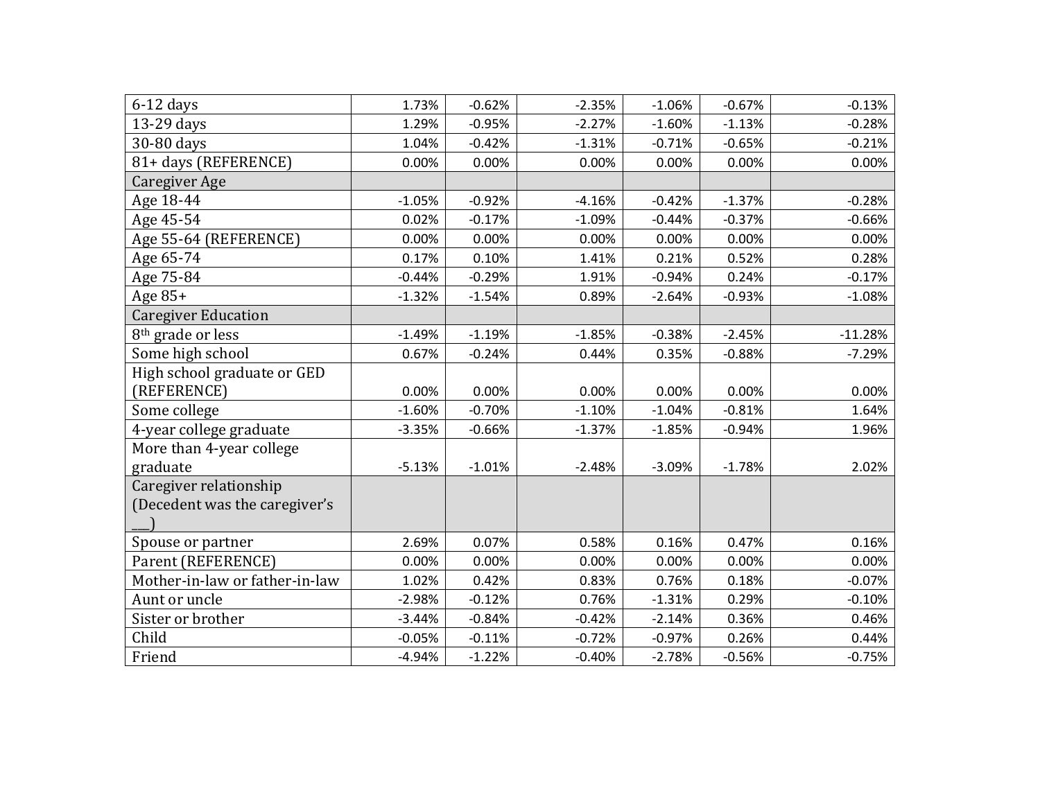| | | | | | | |
|---|---|---|---|---|---|---|
| 6-12 days | 1.73% | -0.62% | -2.35% | -1.06% | -0.67% | -0.13% |
| 13-29 days | 1.29% | -0.95% | -2.27% | -1.60% | -1.13% | -0.28% |
| 30-80 days | 1.04% | -0.42% | -1.31% | -0.71% | -0.65% | -0.21% |
| 81+ days (REFERENCE) | 0.00% | 0.00% | 0.00% | 0.00% | 0.00% | 0.00% |
| Caregiver Age | | | | | | |
| Age 18-44 | -1.05% | -0.92% | -4.16% | -0.42% | -1.37% | -0.28% |
| Age 45-54 | 0.02% | -0.17% | -1.09% | -0.44% | -0.37% | -0.66% |
| Age 55-64 (REFERENCE) | 0.00% | 0.00% | 0.00% | 0.00% | 0.00% | 0.00% |
| Age 65-74 | 0.17% | 0.10% | 1.41% | 0.21% | 0.52% | 0.28% |
| Age 75-84 | -0.44% | -0.29% | 1.91% | -0.94% | 0.24% | -0.17% |
| Age 85+ | -1.32% | -1.54% | 0.89% | -2.64% | -0.93% | -1.08% |
| Caregiver Education | | | | | | |
| 8th grade or less | -1.49% | -1.19% | -1.85% | -0.38% | -2.45% | -11.28% |
| Some high school | 0.67% | -0.24% | 0.44% | 0.35% | -0.88% | -7.29% |
| High school graduate or GED (REFERENCE) | 0.00% | 0.00% | 0.00% | 0.00% | 0.00% | 0.00% |
| Some college | -1.60% | -0.70% | -1.10% | -1.04% | -0.81% | 1.64% |
| 4-year college graduate | -3.35% | -0.66% | -1.37% | -1.85% | -0.94% | 1.96% |
| More than 4-year college graduate | -5.13% | -1.01% | -2.48% | -3.09% | -1.78% | 2.02% |
| Caregiver relationship (Decedent was the caregiver's ___) | | | | | | |
| Spouse or partner | 2.69% | 0.07% | 0.58% | 0.16% | 0.47% | 0.16% |
| Parent (REFERENCE) | 0.00% | 0.00% | 0.00% | 0.00% | 0.00% | 0.00% |
| Mother-in-law or father-in-law | 1.02% | 0.42% | 0.83% | 0.76% | 0.18% | -0.07% |
| Aunt or uncle | -2.98% | -0.12% | 0.76% | -1.31% | 0.29% | -0.10% |
| Sister or brother | -3.44% | -0.84% | -0.42% | -2.14% | 0.36% | 0.46% |
| Child | -0.05% | -0.11% | -0.72% | -0.97% | 0.26% | 0.44% |
| Friend | -4.94% | -1.22% | -0.40% | -2.78% | -0.56% | -0.75% |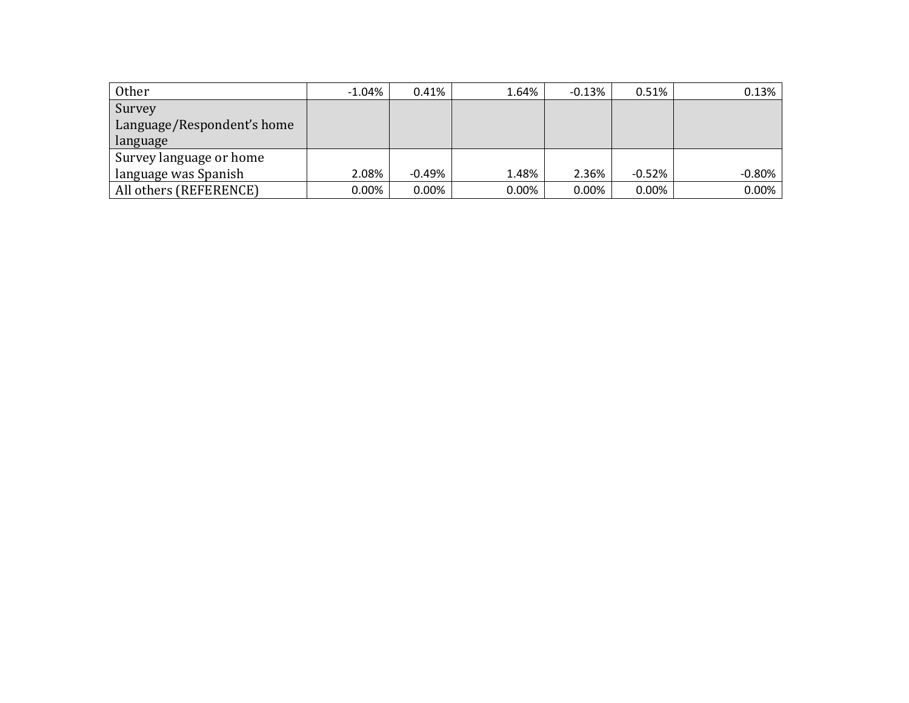| Other | -1.04% | 0.41% | 1.64% | -0.13% | 0.51% | 0.13% |
| --- | --- | --- | --- | --- | --- | --- |
| Survey Language/Respondent's home language | | | | | | |
| Survey language or home language was Spanish | 2.08% | -0.49% | 1.48% | 2.36% | -0.52% | -0.80% |
| All others (REFERENCE) | 0.00% | 0.00% | 0.00% | 0.00% | 0.00% | 0.00% |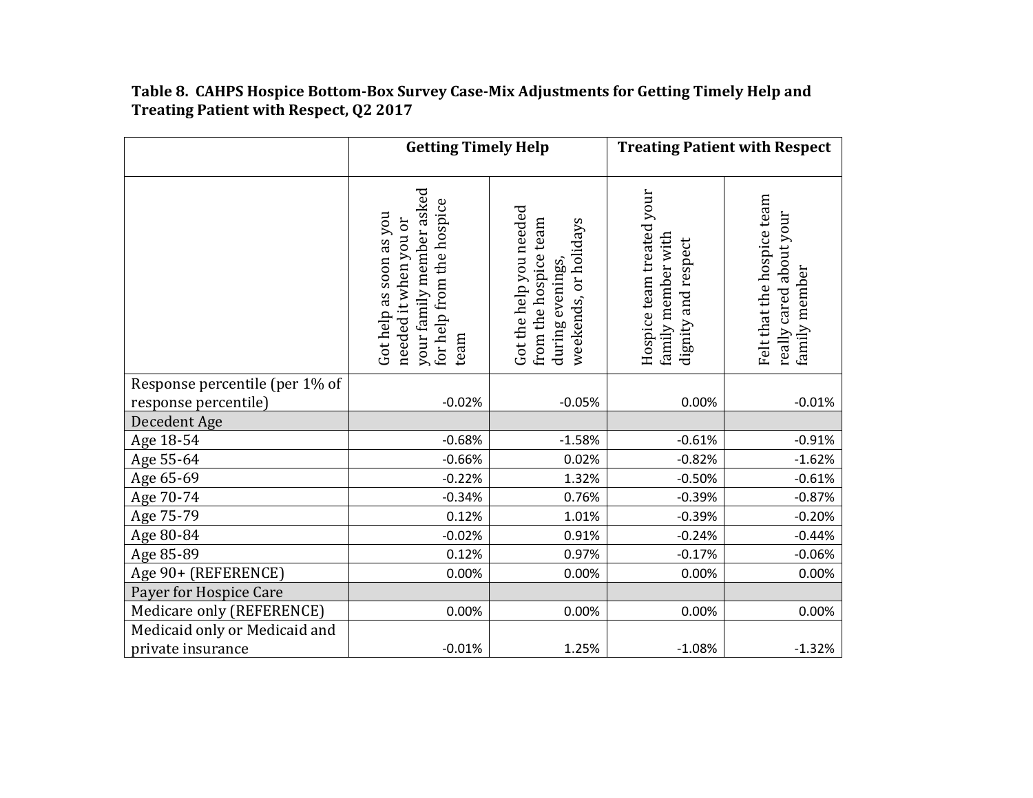**Table 8. CAHPS Hospice Bottom-Box Survey Case-Mix Adjustments for Getting Timely Help and Treating Patient with Respect, Q2 2017**

| | Getting Timely Help | | Treating Patient with Respect | |
|---|---|---|---|---|
| | Got help as soon as you needed it when you or your family member asked for help from the hospice team | Got the help you needed from the hospice team during evenings, weekends, or holidays | Hospice team treated your family member with dignity and respect | Felt that the hospice team really cared about your family member |
| Response percentile (per 1% of response percentile) | -0.02% | -0.05% | 0.00% | -0.01% |
| Decedent Age | | | | |
| Age 18-54 | -0.68% | -1.58% | -0.61% | -0.91% |
| Age 55-64 | -0.66% | 0.02% | -0.82% | -1.62% |
| Age 65-69 | -0.22% | 1.32% | -0.50% | -0.61% |
| Age 70-74 | -0.34% | 0.76% | -0.39% | -0.87% |
| Age 75-79 | 0.12% | 1.01% | -0.39% | -0.20% |
| Age 80-84 | -0.02% | 0.91% | -0.24% | -0.44% |
| Age 85-89 | 0.12% | 0.97% | -0.17% | -0.06% |
| Age 90+ (REFERENCE) | 0.00% | 0.00% | 0.00% | 0.00% |
| Payer for Hospice Care | | | | |
| Medicare only (REFERENCE) | 0.00% | 0.00% | 0.00% | 0.00% |
| Medicaid only or Medicaid and private insurance | -0.01% | 1.25% | -1.08% | -1.32% |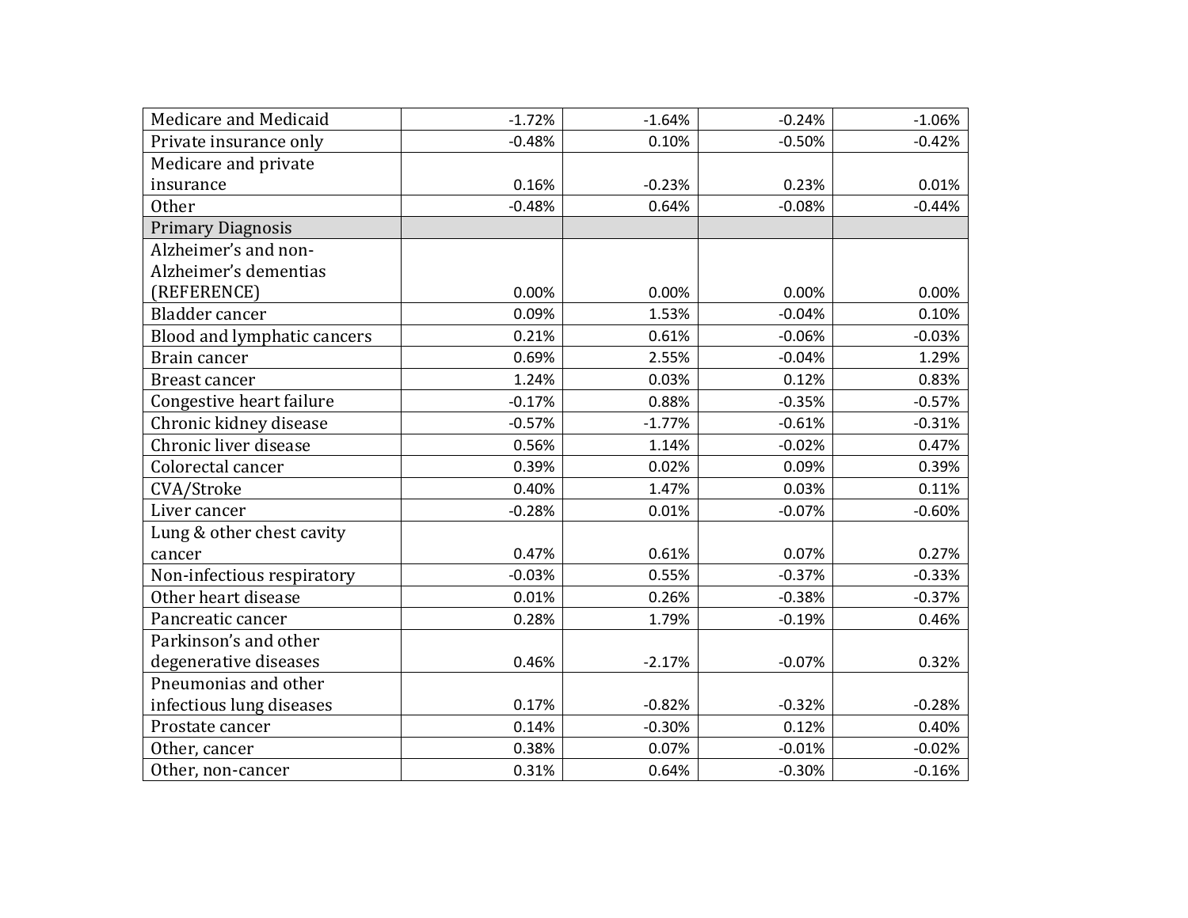| | | | | |
|---|---|---|---|---|
| Medicare and Medicaid | -1.72% | -1.64% | -0.24% | -1.06% |
| Private insurance only | -0.48% | 0.10% | -0.50% | -0.42% |
| Medicare and private insurance | 0.16% | -0.23% | 0.23% | 0.01% |
| Other | -0.48% | 0.64% | -0.08% | -0.44% |
| Primary Diagnosis | | | | |
| Alzheimer's and non-Alzheimer's dementias (REFERENCE) | 0.00% | 0.00% | 0.00% | 0.00% |
| Bladder cancer | 0.09% | 1.53% | -0.04% | 0.10% |
| Blood and lymphatic cancers | 0.21% | 0.61% | -0.06% | -0.03% |
| Brain cancer | 0.69% | 2.55% | -0.04% | 1.29% |
| Breast cancer | 1.24% | 0.03% | 0.12% | 0.83% |
| Congestive heart failure | -0.17% | 0.88% | -0.35% | -0.57% |
| Chronic kidney disease | -0.57% | -1.77% | -0.61% | -0.31% |
| Chronic liver disease | 0.56% | 1.14% | -0.02% | 0.47% |
| Colorectal cancer | 0.39% | 0.02% | 0.09% | 0.39% |
| CVA/Stroke | 0.40% | 1.47% | 0.03% | 0.11% |
| Liver cancer | -0.28% | 0.01% | -0.07% | -0.60% |
| Lung & other chest cavity cancer | 0.47% | 0.61% | 0.07% | 0.27% |
| Non-infectious respiratory | -0.03% | 0.55% | -0.37% | -0.33% |
| Other heart disease | 0.01% | 0.26% | -0.38% | -0.37% |
| Pancreatic cancer | 0.28% | 1.79% | -0.19% | 0.46% |
| Parkinson's and other degenerative diseases | 0.46% | -2.17% | -0.07% | 0.32% |
| Pneumonias and other infectious lung diseases | 0.17% | -0.82% | -0.32% | -0.28% |
| Prostate cancer | 0.14% | -0.30% | 0.12% | 0.40% |
| Other, cancer | 0.38% | 0.07% | -0.01% | -0.02% |
| Other, non-cancer | 0.31% | 0.64% | -0.30% | -0.16% |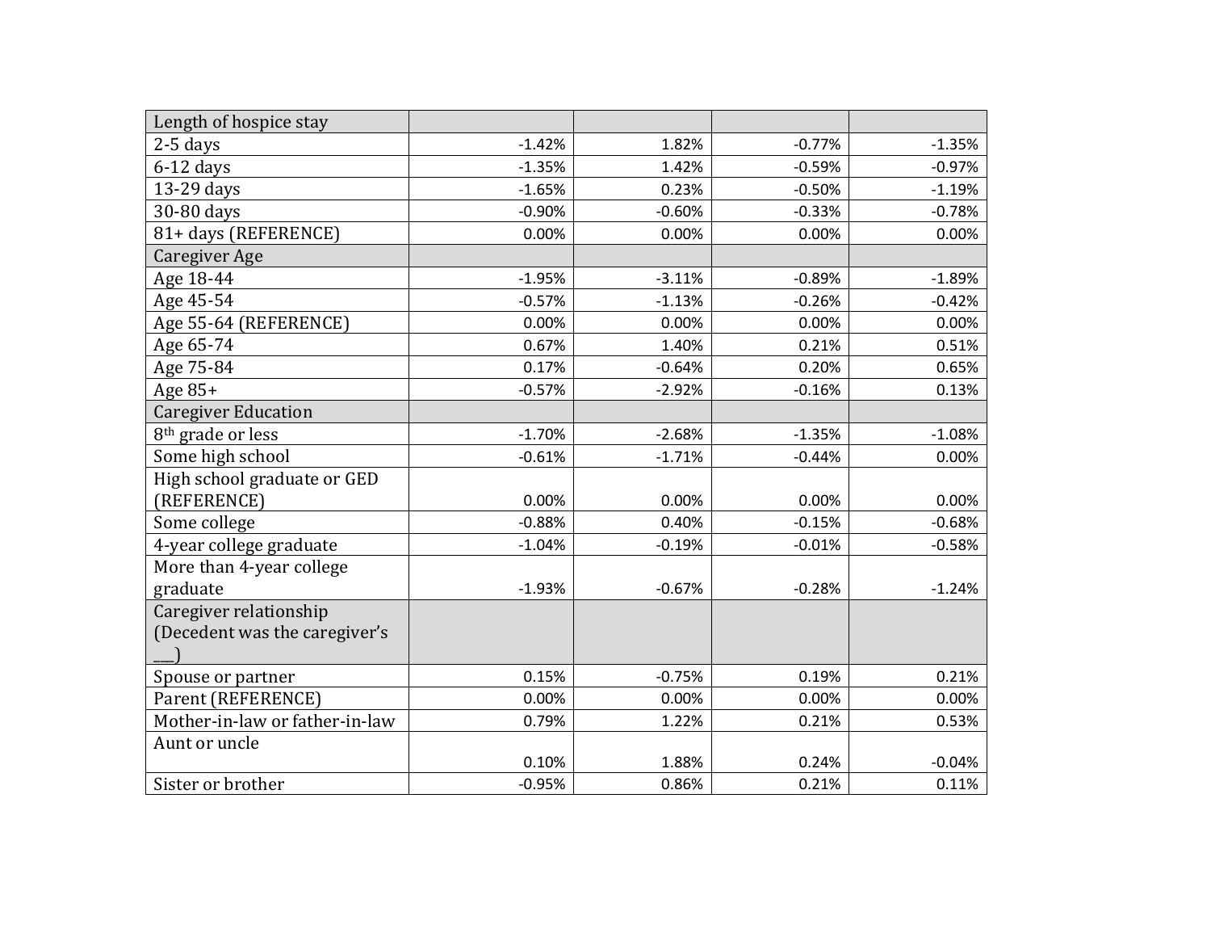| Length of hospice stay | | | | |
|---|---|---|---|---|
| 2-5 days | -1.42% | 1.82% | -0.77% | -1.35% |
| 6-12 days | -1.35% | 1.42% | -0.59% | -0.97% |
| 13-29 days | -1.65% | 0.23% | -0.50% | -1.19% |
| 30-80 days | -0.90% | -0.60% | -0.33% | -0.78% |
| 81+ days (REFERENCE) | 0.00% | 0.00% | 0.00% | 0.00% |
| Caregiver Age | | | | |
| Age 18-44 | -1.95% | -3.11% | -0.89% | -1.89% |
| Age 45-54 | -0.57% | -1.13% | -0.26% | -0.42% |
| Age 55-64 (REFERENCE) | 0.00% | 0.00% | 0.00% | 0.00% |
| Age 65-74 | 0.67% | 1.40% | 0.21% | 0.51% |
| Age 75-84 | 0.17% | -0.64% | 0.20% | 0.65% |
| Age 85+ | -0.57% | -2.92% | -0.16% | 0.13% |
| Caregiver Education | | | | |
| 8th grade or less | -1.70% | -2.68% | -1.35% | -1.08% |
| Some high school | -0.61% | -1.71% | -0.44% | 0.00% |
| High school graduate or GED (REFERENCE) | 0.00% | 0.00% | 0.00% | 0.00% |
| Some college | -0.88% | 0.40% | -0.15% | -0.68% |
| 4-year college graduate | -1.04% | -0.19% | -0.01% | -0.58% |
| More than 4-year college graduate | -1.93% | -0.67% | -0.28% | -1.24% |
| Caregiver relationship (Decedent was the caregiver's ___) | | | | |
| Spouse or partner | 0.15% | -0.75% | 0.19% | 0.21% |
| Parent (REFERENCE) | 0.00% | 0.00% | 0.00% | 0.00% |
| Mother-in-law or father-in-law | 0.79% | 1.22% | 0.21% | 0.53% |
| Aunt or uncle | 0.10% | 1.88% | 0.24% | -0.04% |
| Sister or brother | -0.95% | 0.86% | 0.21% | 0.11% |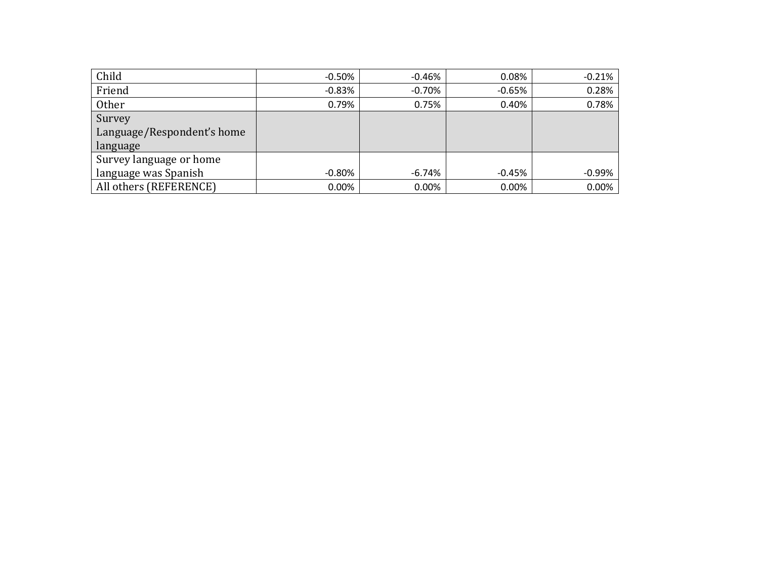| | | | | |
|---|---|---|---|---|
| Child | -0.50% | -0.46% | 0.08% | -0.21% |
| Friend | -0.83% | -0.70% | -0.65% | 0.28% |
| Other | 0.79% | 0.75% | 0.40% | 0.78% |
| Survey Language/Respondent's home language | | | | |
| Survey language or home language was Spanish | -0.80% | -6.74% | -0.45% | -0.99% |
| All others (REFERENCE) | 0.00% | 0.00% | 0.00% | 0.00% |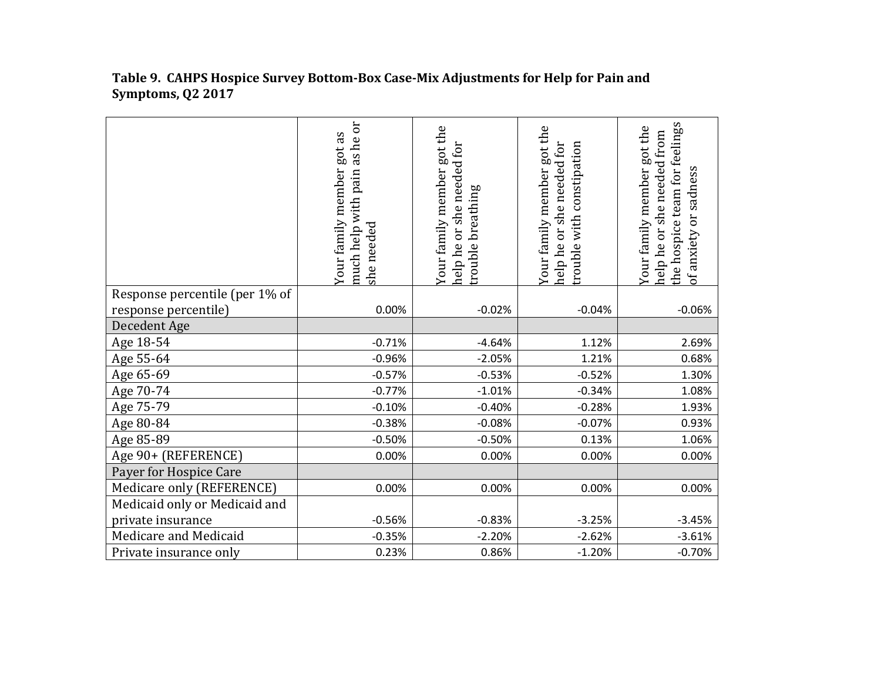**Table 9. CAHPS Hospice Survey Bottom-Box Case-Mix Adjustments for Help for Pain and Symptoms, Q2 2017**

| | Your family member got as much help with pain as he or she needed | Your family member got the help he or she needed for trouble breathing | Your family member got the help he or she needed for trouble with constipation | Your family member got the help he or she needed from the hospice team for feelings of anxiety or sadness |
|---|---|---|---|---|
| Response percentile (per 1% of response percentile) | 0.00% | -0.02% | -0.04% | -0.06% |
| Decedent Age | | | | |
| Age 18-54 | -0.71% | -4.64% | 1.12% | 2.69% |
| Age 55-64 | -0.96% | -2.05% | 1.21% | 0.68% |
| Age 65-69 | -0.57% | -0.53% | -0.52% | 1.30% |
| Age 70-74 | -0.77% | -1.01% | -0.34% | 1.08% |
| Age 75-79 | -0.10% | -0.40% | -0.28% | 1.93% |
| Age 80-84 | -0.38% | -0.08% | -0.07% | 0.93% |
| Age 85-89 | -0.50% | -0.50% | 0.13% | 1.06% |
| Age 90+ (REFERENCE) | 0.00% | 0.00% | 0.00% | 0.00% |
| Payer for Hospice Care | | | | |
| Medicare only (REFERENCE) | 0.00% | 0.00% | 0.00% | 0.00% |
| Medicaid only or Medicaid and private insurance | -0.56% | -0.83% | -3.25% | -3.45% |
| Medicare and Medicaid | -0.35% | -2.20% | -2.62% | -3.61% |
| Private insurance only | 0.23% | 0.86% | -1.20% | -0.70% |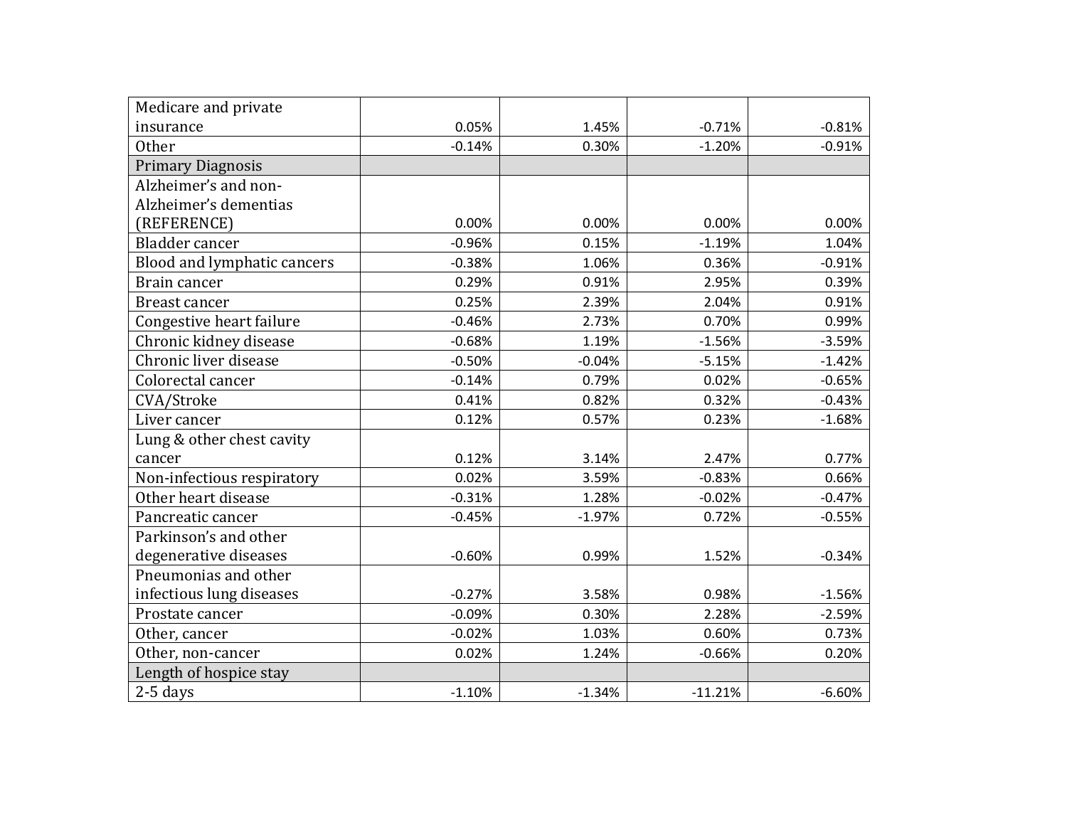| | | | | |
|---|---|---|---|---|
| Medicare and private insurance | 0.05% | 1.45% | -0.71% | -0.81% |
| Other | -0.14% | 0.30% | -1.20% | -0.91% |
| Primary Diagnosis | | | | |
| Alzheimer's and non-Alzheimer's dementias (REFERENCE) | 0.00% | 0.00% | 0.00% | 0.00% |
| Bladder cancer | -0.96% | 0.15% | -1.19% | 1.04% |
| Blood and lymphatic cancers | -0.38% | 1.06% | 0.36% | -0.91% |
| Brain cancer | 0.29% | 0.91% | 2.95% | 0.39% |
| Breast cancer | 0.25% | 2.39% | 2.04% | 0.91% |
| Congestive heart failure | -0.46% | 2.73% | 0.70% | 0.99% |
| Chronic kidney disease | -0.68% | 1.19% | -1.56% | -3.59% |
| Chronic liver disease | -0.50% | -0.04% | -5.15% | -1.42% |
| Colorectal cancer | -0.14% | 0.79% | 0.02% | -0.65% |
| CVA/Stroke | 0.41% | 0.82% | 0.32% | -0.43% |
| Liver cancer | 0.12% | 0.57% | 0.23% | -1.68% |
| Lung & other chest cavity cancer | 0.12% | 3.14% | 2.47% | 0.77% |
| Non-infectious respiratory | 0.02% | 3.59% | -0.83% | 0.66% |
| Other heart disease | -0.31% | 1.28% | -0.02% | -0.47% |
| Pancreatic cancer | -0.45% | -1.97% | 0.72% | -0.55% |
| Parkinson's and other degenerative diseases | -0.60% | 0.99% | 1.52% | -0.34% |
| Pneumonias and other infectious lung diseases | -0.27% | 3.58% | 0.98% | -1.56% |
| Prostate cancer | -0.09% | 0.30% | 2.28% | -2.59% |
| Other, cancer | -0.02% | 1.03% | 0.60% | 0.73% |
| Other, non-cancer | 0.02% | 1.24% | -0.66% | 0.20% |
| Length of hospice stay | | | | |
| 2-5 days | -1.10% | -1.34% | -11.21% | -6.60% |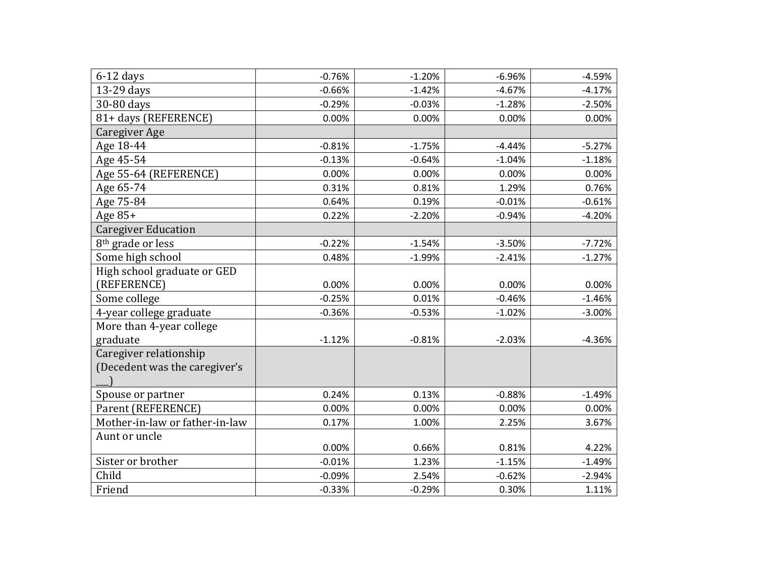| | | | | |
|---|---|---|---|---|
| 6-12 days | -0.76% | -1.20% | -6.96% | -4.59% |
| 13-29 days | -0.66% | -1.42% | -4.67% | -4.17% |
| 30-80 days | -0.29% | -0.03% | -1.28% | -2.50% |
| 81+ days (REFERENCE) | 0.00% | 0.00% | 0.00% | 0.00% |
| Caregiver Age | | | | |
| Age 18-44 | -0.81% | -1.75% | -4.44% | -5.27% |
| Age 45-54 | -0.13% | -0.64% | -1.04% | -1.18% |
| Age 55-64 (REFERENCE) | 0.00% | 0.00% | 0.00% | 0.00% |
| Age 65-74 | 0.31% | 0.81% | 1.29% | 0.76% |
| Age 75-84 | 0.64% | 0.19% | -0.01% | -0.61% |
| Age 85+ | 0.22% | -2.20% | -0.94% | -4.20% |
| Caregiver Education | | | | |
| 8th grade or less | -0.22% | -1.54% | -3.50% | -7.72% |
| Some high school | 0.48% | -1.99% | -2.41% | -1.27% |
| High school graduate or GED (REFERENCE) | 0.00% | 0.00% | 0.00% | 0.00% |
| Some college | -0.25% | 0.01% | -0.46% | -1.46% |
| 4-year college graduate | -0.36% | -0.53% | -1.02% | -3.00% |
| More than 4-year college graduate | -1.12% | -0.81% | -2.03% | -4.36% |
| Caregiver relationship (Decedent was the caregiver's ___) | | | | |
| Spouse or partner | 0.24% | 0.13% | -0.88% | -1.49% |
| Parent (REFERENCE) | 0.00% | 0.00% | 0.00% | 0.00% |
| Mother-in-law or father-in-law | 0.17% | 1.00% | 2.25% | 3.67% |
| Aunt or uncle | 0.00% | 0.66% | 0.81% | 4.22% |
| Sister or brother | -0.01% | 1.23% | -1.15% | -1.49% |
| Child | -0.09% | 2.54% | -0.62% | -2.94% |
| Friend | -0.33% | -0.29% | 0.30% | 1.11% |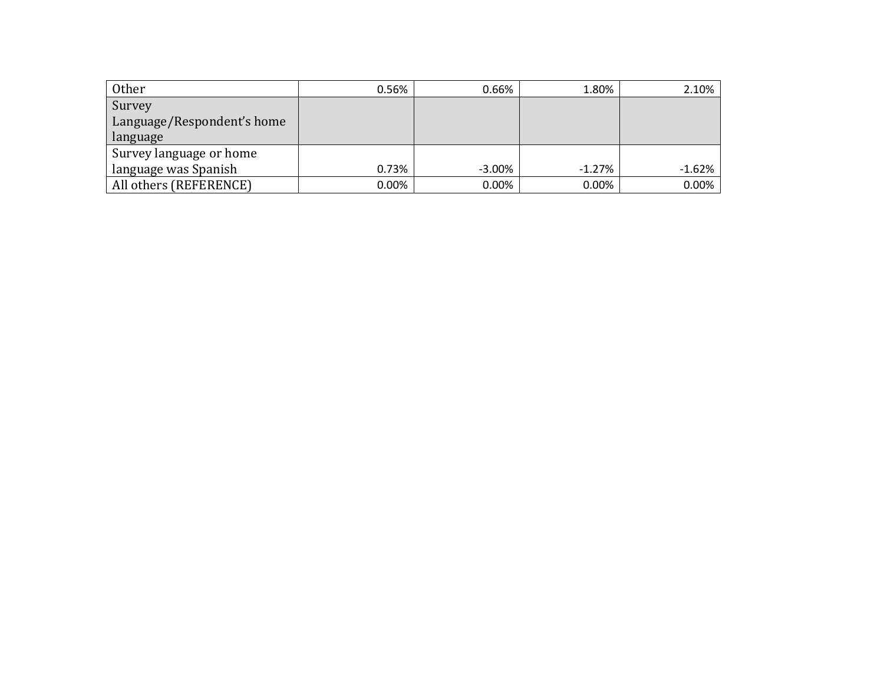| Other | 0.56% | 0.66% | 1.80% | 2.10% |
|---|---|---|---|---|
| Survey Language/Respondent's home language | | | | |
| Survey language or home language was Spanish | 0.73% | -3.00% | -1.27% | -1.62% |
| All others (REFERENCE) | 0.00% | 0.00% | 0.00% | 0.00% |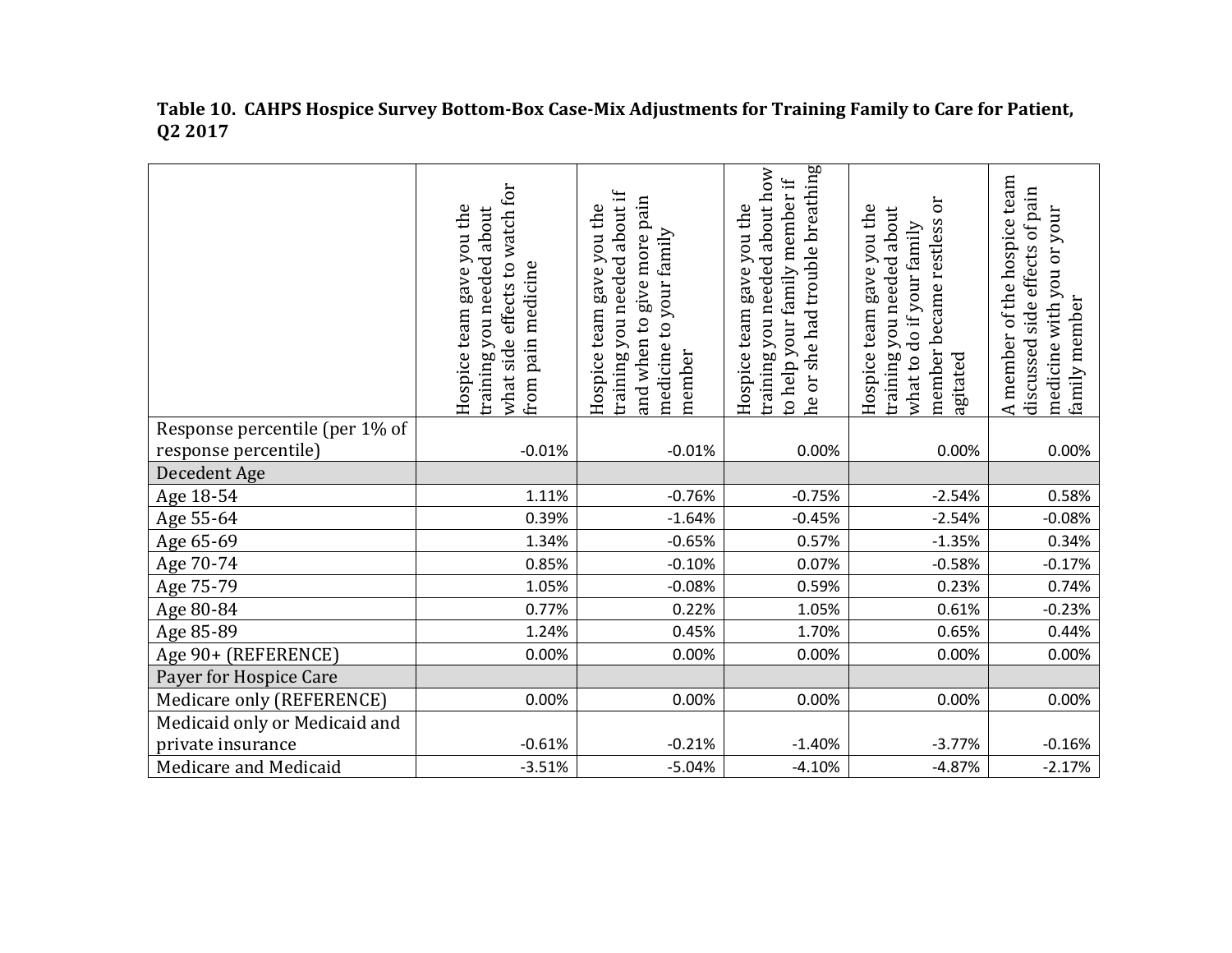**Table 10. CAHPS Hospice Survey Bottom-Box Case-Mix Adjustments for Training Family to Care for Patient, Q2 2017**

| | Hospice team gave you the training you needed about what side effects to watch for from pain medicine | Hospice team gave you the training you needed about if and when to give more pain medicine to your family member | Hospice team gave you the training you needed about how to help your family member if he or she had trouble breathing | Hospice team gave you the training you needed about what to do if your family member became restless or agitated | A member of the hospice team discussed side effects of pain medicine with you or your family member |
|---|---|---|---|---|---|
| Response percentile (per 1% of response percentile) | -0.01% | -0.01% | 0.00% | 0.00% | 0.00% |
| Decedent Age | | | | | |
| Age 18-54 | 1.11% | -0.76% | -0.75% | -2.54% | 0.58% |
| Age 55-64 | 0.39% | -1.64% | -0.45% | -2.54% | -0.08% |
| Age 65-69 | 1.34% | -0.65% | 0.57% | -1.35% | 0.34% |
| Age 70-74 | 0.85% | -0.10% | 0.07% | -0.58% | -0.17% |
| Age 75-79 | 1.05% | -0.08% | 0.59% | 0.23% | 0.74% |
| Age 80-84 | 0.77% | 0.22% | 1.05% | 0.61% | -0.23% |
| Age 85-89 | 1.24% | 0.45% | 1.70% | 0.65% | 0.44% |
| Age 90+ (REFERENCE) | 0.00% | 0.00% | 0.00% | 0.00% | 0.00% |
| Payer for Hospice Care | | | | | |
| Medicare only (REFERENCE) | 0.00% | 0.00% | 0.00% | 0.00% | 0.00% |
| Medicaid only or Medicaid and private insurance | -0.61% | -0.21% | -1.40% | -3.77% | -0.16% |
| Medicare and Medicaid | -3.51% | -5.04% | -4.10% | -4.87% | -2.17% |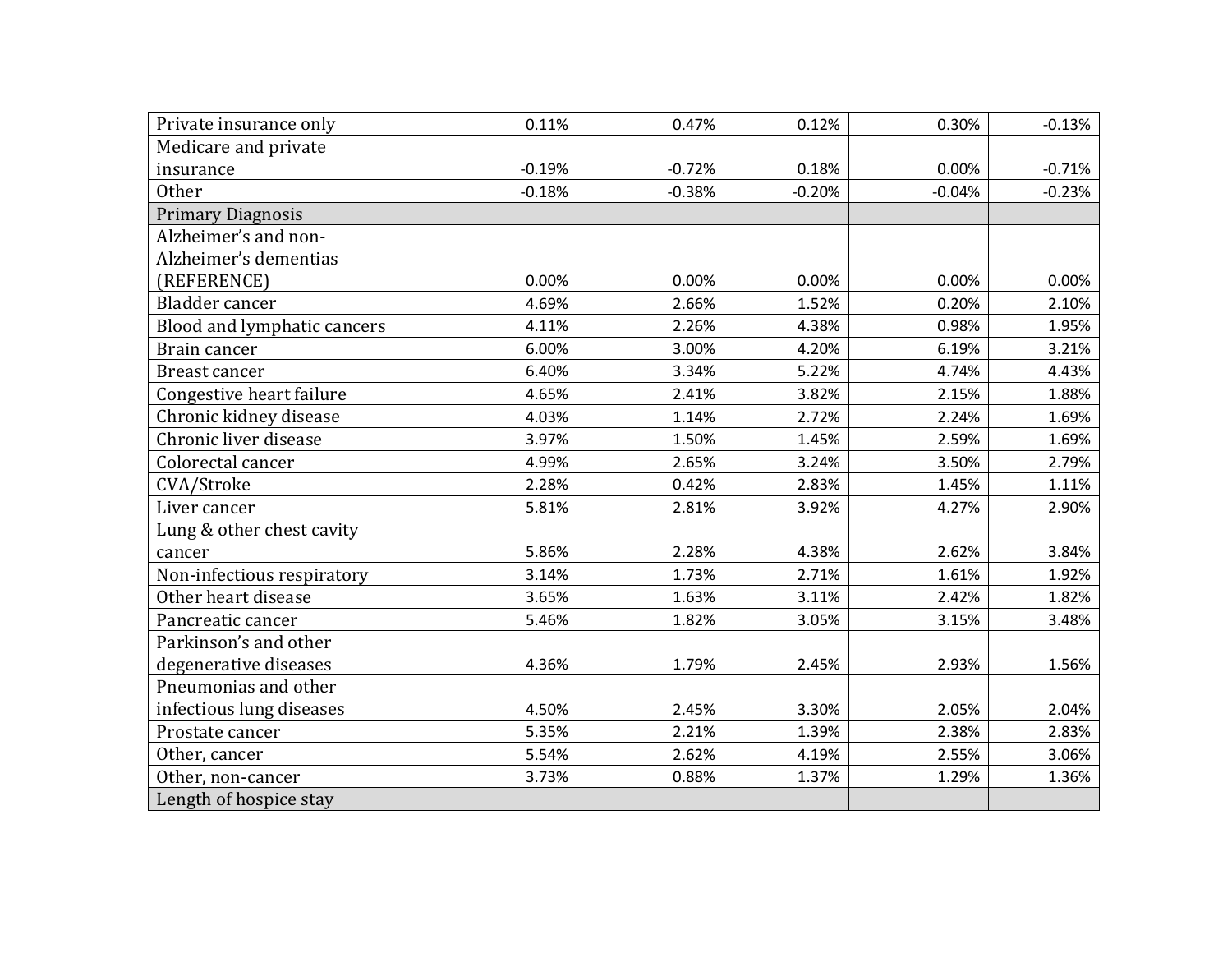| | | | | | |
|---|---|---|---|---|---|
| Private insurance only | 0.11% | 0.47% | 0.12% | 0.30% | -0.13% |
| Medicare and private insurance | -0.19% | -0.72% | 0.18% | 0.00% | -0.71% |
| Other | -0.18% | -0.38% | -0.20% | -0.04% | -0.23% |
| Primary Diagnosis | | | | | |
| Alzheimer's and non-Alzheimer's dementias (REFERENCE) | 0.00% | 0.00% | 0.00% | 0.00% | 0.00% |
| Bladder cancer | 4.69% | 2.66% | 1.52% | 0.20% | 2.10% |
| Blood and lymphatic cancers | 4.11% | 2.26% | 4.38% | 0.98% | 1.95% |
| Brain cancer | 6.00% | 3.00% | 4.20% | 6.19% | 3.21% |
| Breast cancer | 6.40% | 3.34% | 5.22% | 4.74% | 4.43% |
| Congestive heart failure | 4.65% | 2.41% | 3.82% | 2.15% | 1.88% |
| Chronic kidney disease | 4.03% | 1.14% | 2.72% | 2.24% | 1.69% |
| Chronic liver disease | 3.97% | 1.50% | 1.45% | 2.59% | 1.69% |
| Colorectal cancer | 4.99% | 2.65% | 3.24% | 3.50% | 2.79% |
| CVA/Stroke | 2.28% | 0.42% | 2.83% | 1.45% | 1.11% |
| Liver cancer | 5.81% | 2.81% | 3.92% | 4.27% | 2.90% |
| Lung & other chest cavity cancer | 5.86% | 2.28% | 4.38% | 2.62% | 3.84% |
| Non-infectious respiratory | 3.14% | 1.73% | 2.71% | 1.61% | 1.92% |
| Other heart disease | 3.65% | 1.63% | 3.11% | 2.42% | 1.82% |
| Pancreatic cancer | 5.46% | 1.82% | 3.05% | 3.15% | 3.48% |
| Parkinson's and other degenerative diseases | 4.36% | 1.79% | 2.45% | 2.93% | 1.56% |
| Pneumonias and other infectious lung diseases | 4.50% | 2.45% | 3.30% | 2.05% | 2.04% |
| Prostate cancer | 5.35% | 2.21% | 1.39% | 2.38% | 2.83% |
| Other, cancer | 5.54% | 2.62% | 4.19% | 2.55% | 3.06% |
| Other, non-cancer | 3.73% | 0.88% | 1.37% | 1.29% | 1.36% |
| Length of hospice stay | | | | | |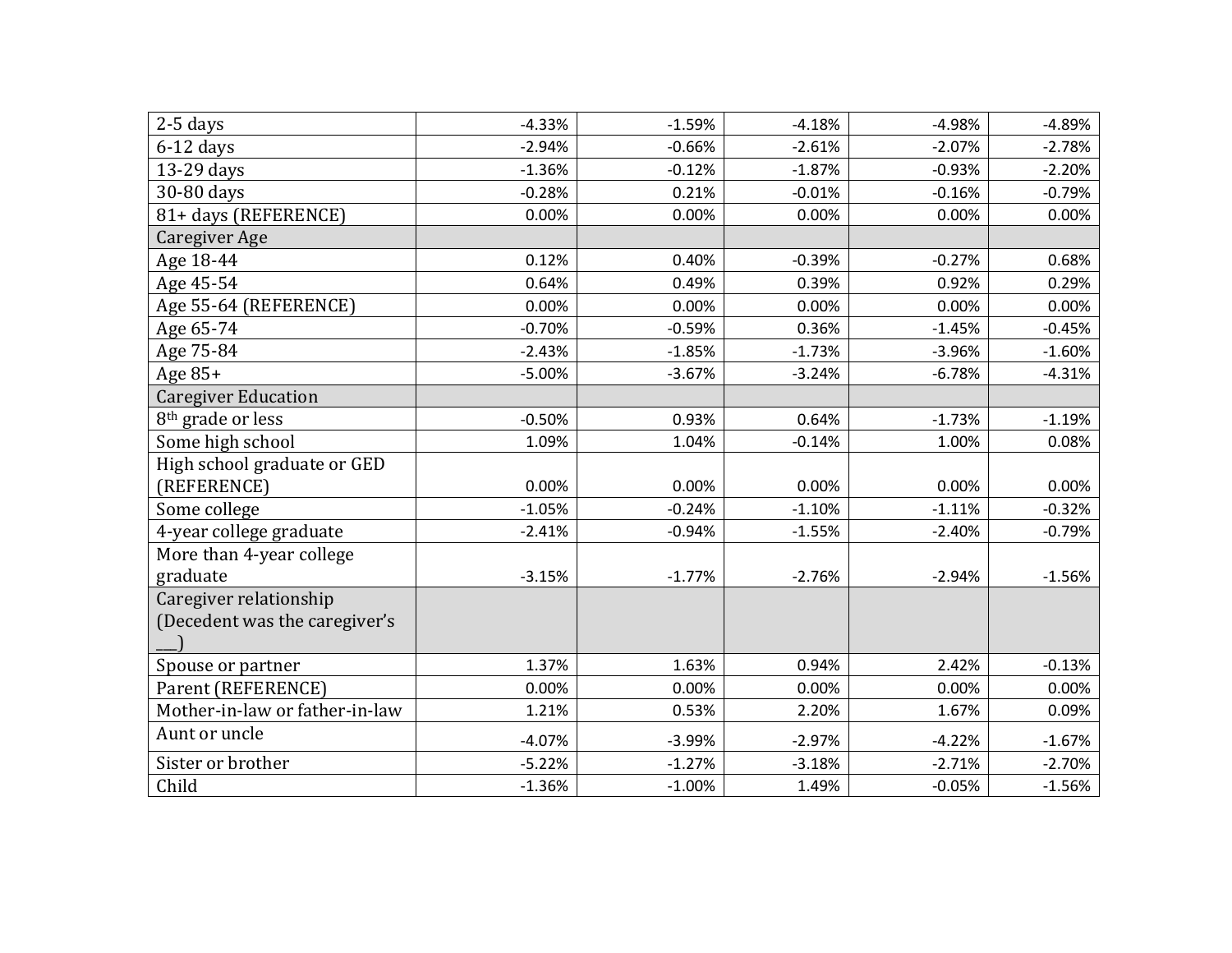| | | | | | |
|---|---|---|---|---|---|
| 2-5 days | -4.33% | -1.59% | -4.18% | -4.98% | -4.89% |
| 6-12 days | -2.94% | -0.66% | -2.61% | -2.07% | -2.78% |
| 13-29 days | -1.36% | -0.12% | -1.87% | -0.93% | -2.20% |
| 30-80 days | -0.28% | 0.21% | -0.01% | -0.16% | -0.79% |
| 81+ days (REFERENCE) | 0.00% | 0.00% | 0.00% | 0.00% | 0.00% |
| Caregiver Age | | | | | |
| Age 18-44 | 0.12% | 0.40% | -0.39% | -0.27% | 0.68% |
| Age 45-54 | 0.64% | 0.49% | 0.39% | 0.92% | 0.29% |
| Age 55-64 (REFERENCE) | 0.00% | 0.00% | 0.00% | 0.00% | 0.00% |
| Age 65-74 | -0.70% | -0.59% | 0.36% | -1.45% | -0.45% |
| Age 75-84 | -2.43% | -1.85% | -1.73% | -3.96% | -1.60% |
| Age 85+ | -5.00% | -3.67% | -3.24% | -6.78% | -4.31% |
| Caregiver Education | | | | | |
| 8th grade or less | -0.50% | 0.93% | 0.64% | -1.73% | -1.19% |
| Some high school | 1.09% | 1.04% | -0.14% | 1.00% | 0.08% |
| High school graduate or GED (REFERENCE) | 0.00% | 0.00% | 0.00% | 0.00% | 0.00% |
| Some college | -1.05% | -0.24% | -1.10% | -1.11% | -0.32% |
| 4-year college graduate | -2.41% | -0.94% | -1.55% | -2.40% | -0.79% |
| More than 4-year college graduate | -3.15% | -1.77% | -2.76% | -2.94% | -1.56% |
| Caregiver relationship (Decedent was the caregiver's ___) | | | | | |
| Spouse or partner | 1.37% | 1.63% | 0.94% | 2.42% | -0.13% |
| Parent (REFERENCE) | 0.00% | 0.00% | 0.00% | 0.00% | 0.00% |
| Mother-in-law or father-in-law | 1.21% | 0.53% | 2.20% | 1.67% | 0.09% |
| Aunt or uncle | -4.07% | -3.99% | -2.97% | -4.22% | -1.67% |
| Sister or brother | -5.22% | -1.27% | -3.18% | -2.71% | -2.70% |
| Child | -1.36% | -1.00% | 1.49% | -0.05% | -1.56% |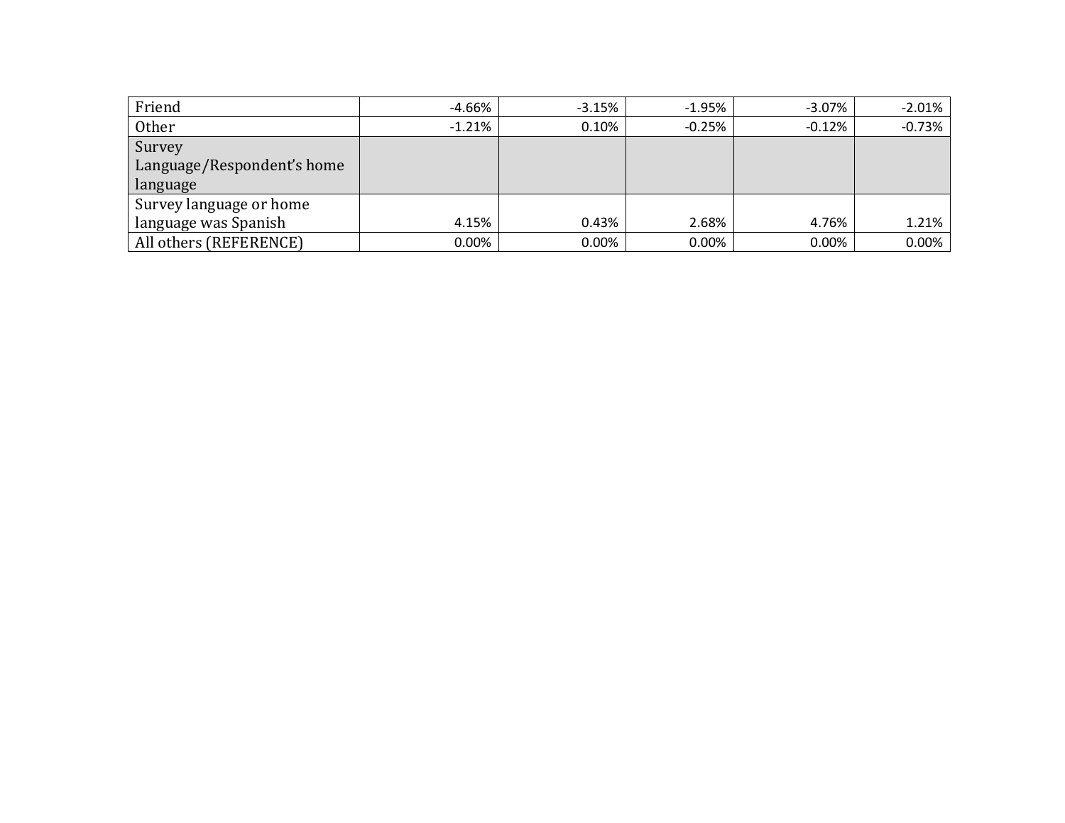| | | | | | |
|---|---|---|---|---|---|
| Friend | -4.66% | -3.15% | -1.95% | -3.07% | -2.01% |
| Other | -1.21% | 0.10% | -0.25% | -0.12% | -0.73% |
| Survey Language/Respondent's home language | | | | | |
| Survey language or home language was Spanish | 4.15% | 0.43% | 2.68% | 4.76% | 1.21% |
| All others (REFERENCE) | 0.00% | 0.00% | 0.00% | 0.00% | 0.00% |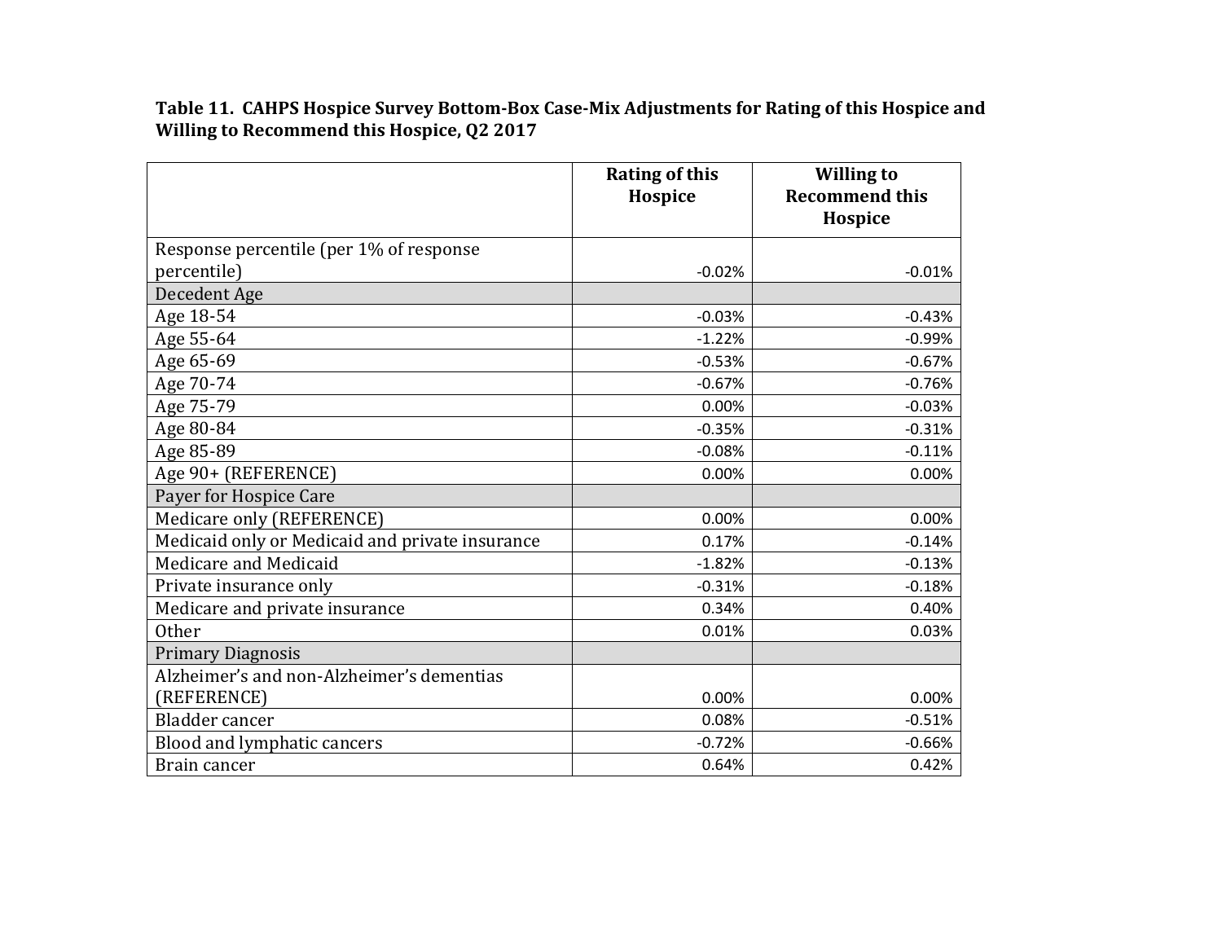**Table 11. CAHPS Hospice Survey Bottom-Box Case-Mix Adjustments for Rating of this Hospice and Willing to Recommend this Hospice, Q2 2017**

| | Rating of this Hospice | Willing to Recommend this Hospice |
|---|---|---|
| Response percentile (per 1% of response percentile) | -0.02% | -0.01% |
| Decedent Age | | |
| Age 18-54 | -0.03% | -0.43% |
| Age 55-64 | -1.22% | -0.99% |
| Age 65-69 | -0.53% | -0.67% |
| Age 70-74 | -0.67% | -0.76% |
| Age 75-79 | 0.00% | -0.03% |
| Age 80-84 | -0.35% | -0.31% |
| Age 85-89 | -0.08% | -0.11% |
| Age 90+ (REFERENCE) | 0.00% | 0.00% |
| Payer for Hospice Care | | |
| Medicare only (REFERENCE) | 0.00% | 0.00% |
| Medicaid only or Medicaid and private insurance | 0.17% | -0.14% |
| Medicare and Medicaid | -1.82% | -0.13% |
| Private insurance only | -0.31% | -0.18% |
| Medicare and private insurance | 0.34% | 0.40% |
| Other | 0.01% | 0.03% |
| Primary Diagnosis | | |
| Alzheimer's and non-Alzheimer's dementias (REFERENCE) | 0.00% | 0.00% |
| Bladder cancer | 0.08% | -0.51% |
| Blood and lymphatic cancers | -0.72% | -0.66% |
| Brain cancer | 0.64% | 0.42% |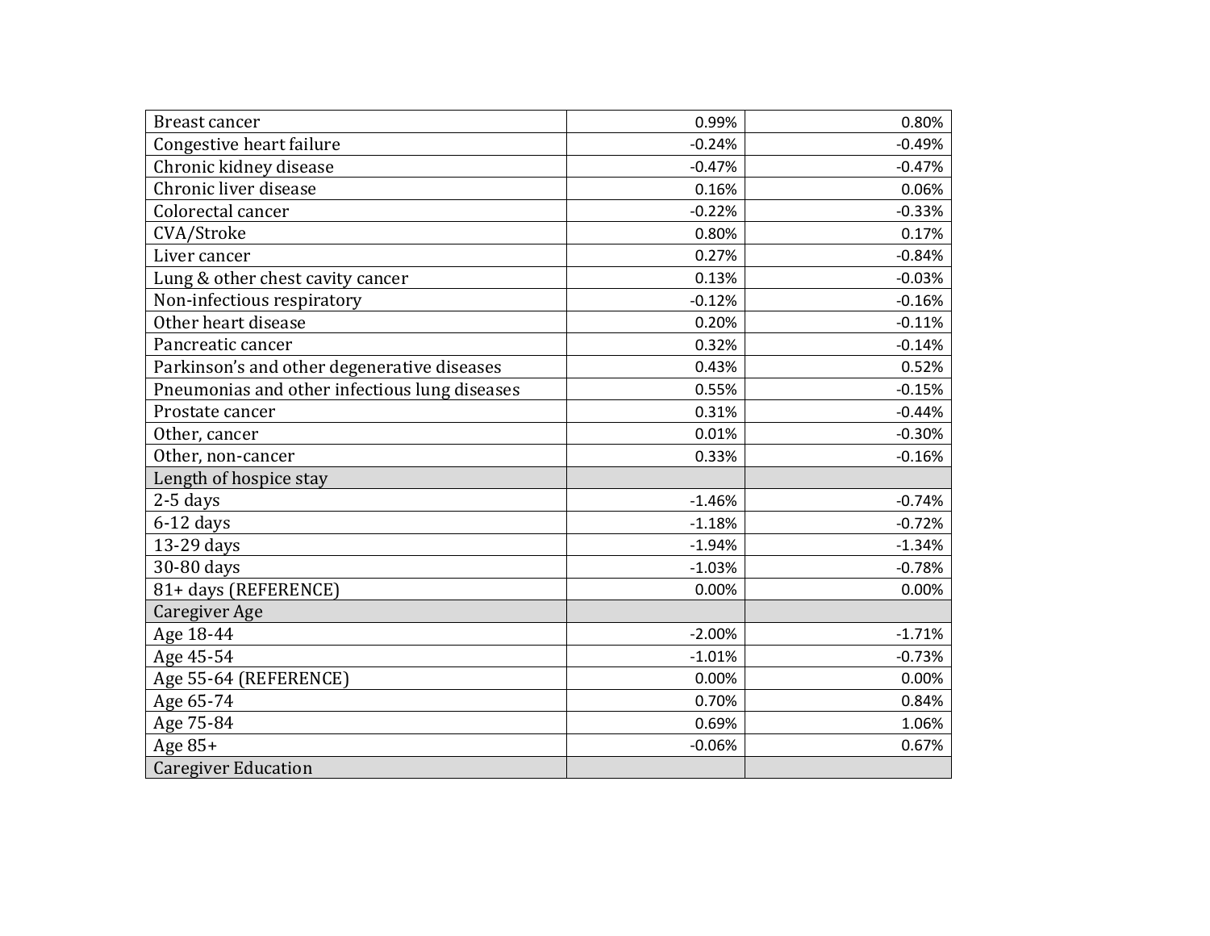| | | |
|---|---|---|
| Breast cancer | 0.99% | 0.80% |
| Congestive heart failure | -0.24% | -0.49% |
| Chronic kidney disease | -0.47% | -0.47% |
| Chronic liver disease | 0.16% | 0.06% |
| Colorectal cancer | -0.22% | -0.33% |
| CVA/Stroke | 0.80% | 0.17% |
| Liver cancer | 0.27% | -0.84% |
| Lung & other chest cavity cancer | 0.13% | -0.03% |
| Non-infectious respiratory | -0.12% | -0.16% |
| Other heart disease | 0.20% | -0.11% |
| Pancreatic cancer | 0.32% | -0.14% |
| Parkinson's and other degenerative diseases | 0.43% | 0.52% |
| Pneumonias and other infectious lung diseases | 0.55% | -0.15% |
| Prostate cancer | 0.31% | -0.44% |
| Other, cancer | 0.01% | -0.30% |
| Other, non-cancer | 0.33% | -0.16% |
| Length of hospice stay | | |
| 2-5 days | -1.46% | -0.74% |
| 6-12 days | -1.18% | -0.72% |
| 13-29 days | -1.94% | -1.34% |
| 30-80 days | -1.03% | -0.78% |
| 81+ days (REFERENCE) | 0.00% | 0.00% |
| Caregiver Age | | |
| Age 18-44 | -2.00% | -1.71% |
| Age 45-54 | -1.01% | -0.73% |
| Age 55-64 (REFERENCE) | 0.00% | 0.00% |
| Age 65-74 | 0.70% | 0.84% |
| Age 75-84 | 0.69% | 1.06% |
| Age 85+ | -0.06% | 0.67% |
| Caregiver Education | | |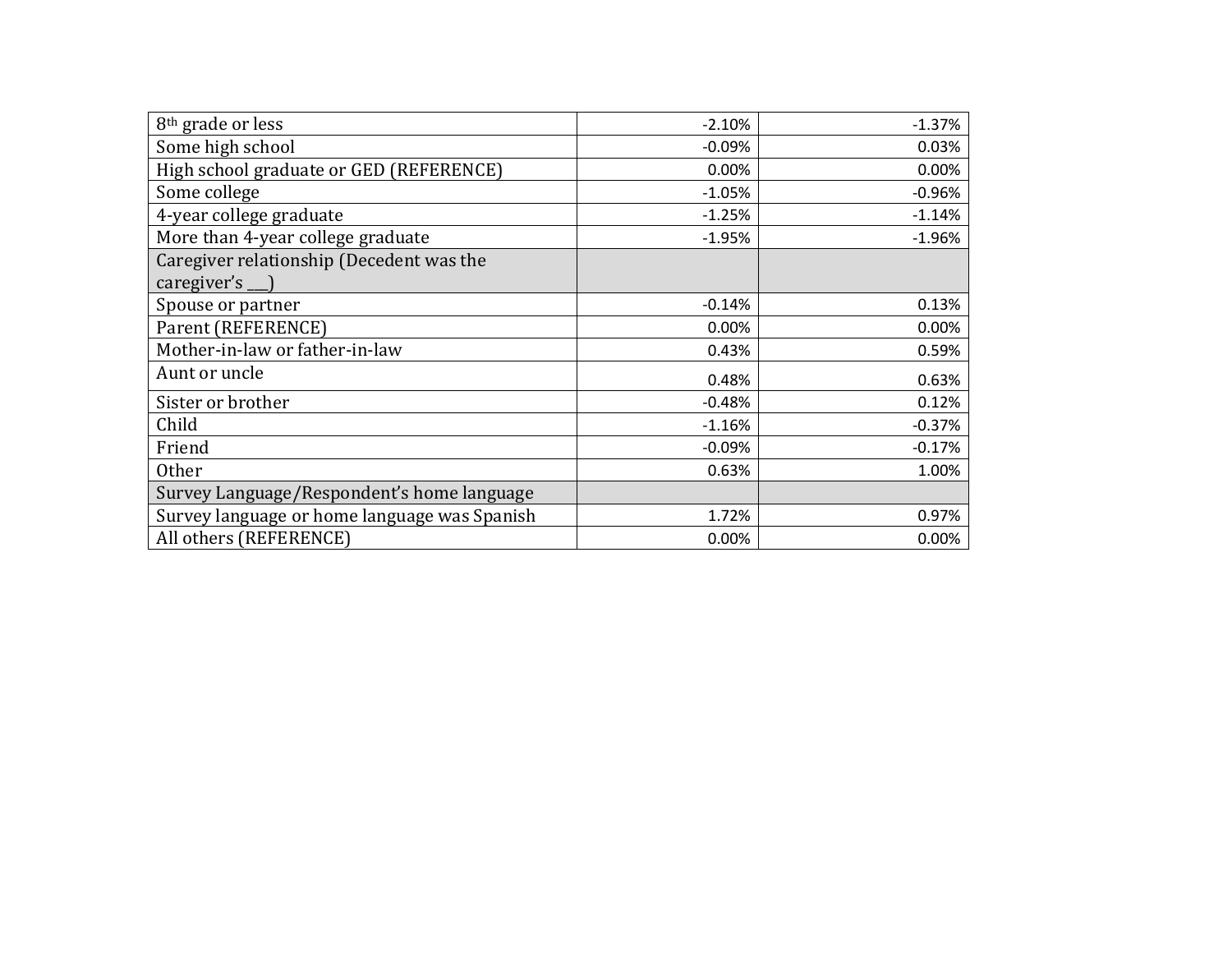| | | |
|---|---|---|
| 8th grade or less | -2.10% | -1.37% |
| Some high school | -0.09% | 0.03% |
| High school graduate or GED (REFERENCE) | 0.00% | 0.00% |
| Some college | -1.05% | -0.96% |
| 4-year college graduate | -1.25% | -1.14% |
| More than 4-year college graduate | -1.95% | -1.96% |
| Caregiver relationship (Decedent was the caregiver's ___) | | |
| Spouse or partner | -0.14% | 0.13% |
| Parent (REFERENCE) | 0.00% | 0.00% |
| Mother-in-law or father-in-law | 0.43% | 0.59% |
| Aunt or uncle | 0.48% | 0.63% |
| Sister or brother | -0.48% | 0.12% |
| Child | -1.16% | -0.37% |
| Friend | -0.09% | -0.17% |
| Other | 0.63% | 1.00% |
| Survey Language/Respondent's home language | | |
| Survey language or home language was Spanish | 1.72% | 0.97% |
| All others (REFERENCE) | 0.00% | 0.00% |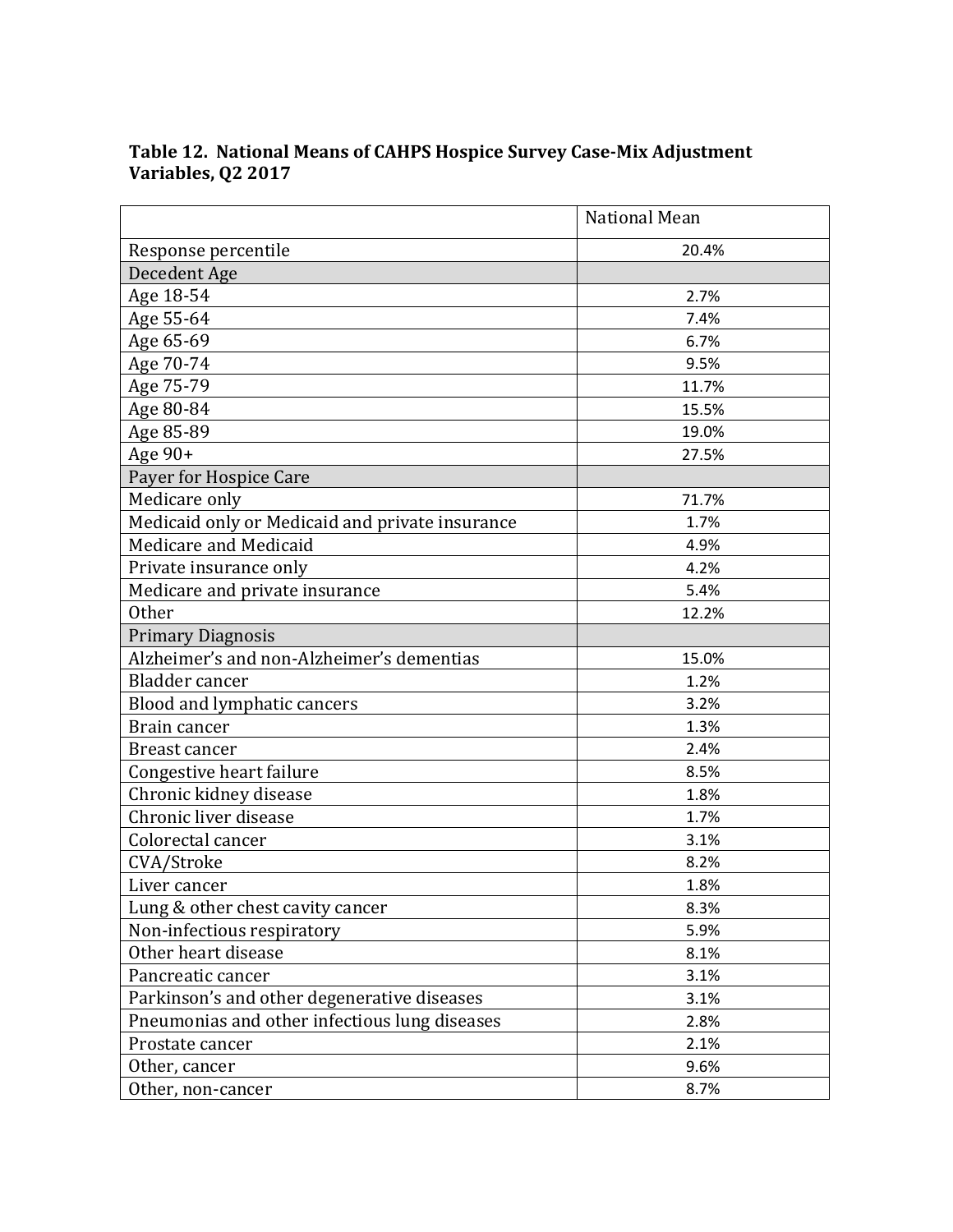**Table 12. National Means of CAHPS Hospice Survey Case-Mix Adjustment Variables, Q2 2017**

| | National Mean |
|---|---|
| Response percentile | 20.4% |
| Decedent Age | |
| Age 18-54 | 2.7% |
| Age 55-64 | 7.4% |
| Age 65-69 | 6.7% |
| Age 70-74 | 9.5% |
| Age 75-79 | 11.7% |
| Age 80-84 | 15.5% |
| Age 85-89 | 19.0% |
| Age 90+ | 27.5% |
| Payer for Hospice Care | |
| Medicare only | 71.7% |
| Medicaid only or Medicaid and private insurance | 1.7% |
| Medicare and Medicaid | 4.9% |
| Private insurance only | 4.2% |
| Medicare and private insurance | 5.4% |
| Other | 12.2% |
| Primary Diagnosis | |
| Alzheimer’s and non-Alzheimer’s dementias | 15.0% |
| Bladder cancer | 1.2% |
| Blood and lymphatic cancers | 3.2% |
| Brain cancer | 1.3% |
| Breast cancer | 2.4% |
| Congestive heart failure | 8.5% |
| Chronic kidney disease | 1.8% |
| Chronic liver disease | 1.7% |
| Colorectal cancer | 3.1% |
| CVA/Stroke | 8.2% |
| Liver cancer | 1.8% |
| Lung & other chest cavity cancer | 8.3% |
| Non-infectious respiratory | 5.9% |
| Other heart disease | 8.1% |
| Pancreatic cancer | 3.1% |
| Parkinson’s and other degenerative diseases | 3.1% |
| Pneumonias and other infectious lung diseases | 2.8% |
| Prostate cancer | 2.1% |
| Other, cancer | 9.6% |
| Other, non-cancer | 8.7% |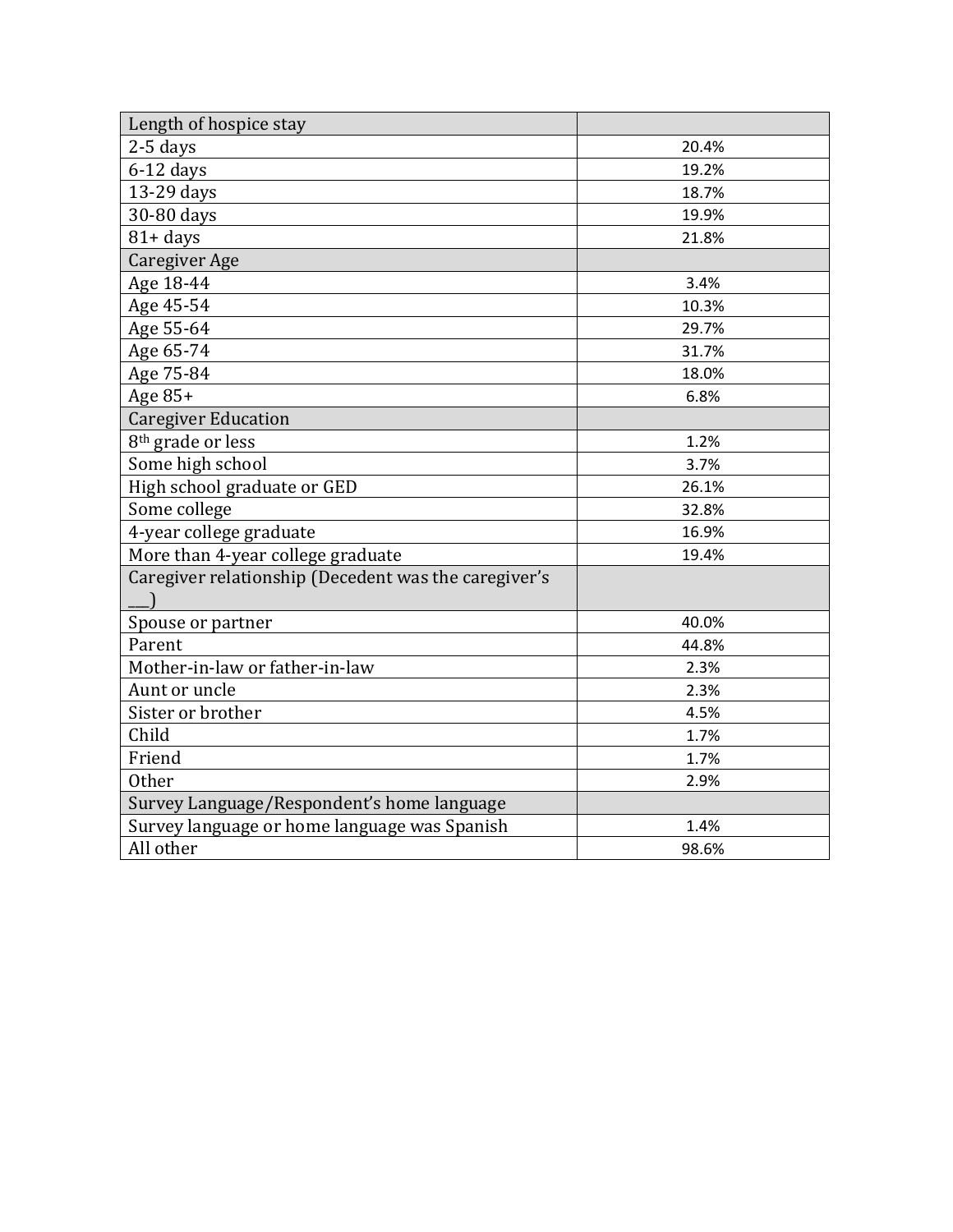| | |
|---|---|
| Length of hospice stay | |
| 2-5 days | 20.4% |
| 6-12 days | 19.2% |
| 13-29 days | 18.7% |
| 30-80 days | 19.9% |
| 81+ days | 21.8% |
| Caregiver Age | |
| Age 18-44 | 3.4% |
| Age 45-54 | 10.3% |
| Age 55-64 | 29.7% |
| Age 65-74 | 31.7% |
| Age 75-84 | 18.0% |
| Age 85+ | 6.8% |
| Caregiver Education | |
| 8th grade or less | 1.2% |
| Some high school | 3.7% |
| High school graduate or GED | 26.1% |
| Some college | 32.8% |
| 4-year college graduate | 16.9% |
| More than 4-year college graduate | 19.4% |
| Caregiver relationship (Decedent was the caregiver's ___) | |
| Spouse or partner | 40.0% |
| Parent | 44.8% |
| Mother-in-law or father-in-law | 2.3% |
| Aunt or uncle | 2.3% |
| Sister or brother | 4.5% |
| Child | 1.7% |
| Friend | 1.7% |
| Other | 2.9% |
| Survey Language/Respondent's home language | |
| Survey language or home language was Spanish | 1.4% |
| All other | 98.6% |